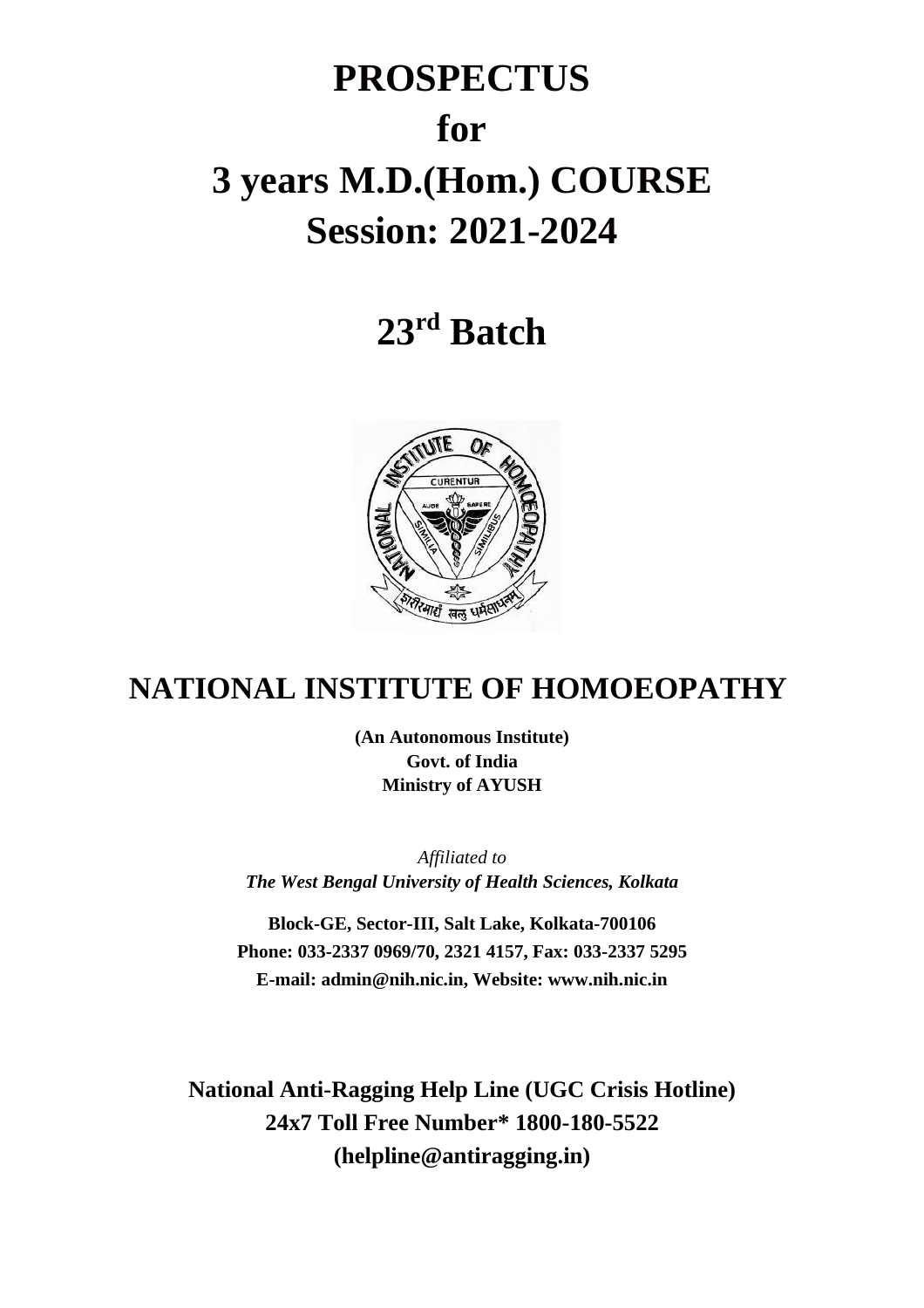# PROSPECTUS

# for

# 3 years M.D.(Hom.) COURSE

# Session: 2021-2024

# 23rd Batch

## NATIONAL INSTITUTE OF HOMOEOPATHY

**(An Autonomous Institute)**
**Govt. of India**
**Ministry of AYUSH**

*Affiliated to*
***The West Bengal University of Health Sciences, Kolkata***

**Block-GE, Sector-III, Salt Lake, Kolkata-700106**
**Phone: 033-2337 0969/70, 2321 4157, Fax: 033-2337 5295**
**E-mail: admin@nih.nic.in, Website: www.nih.nic.in**

**National Anti-Ragging Help Line (UGC Crisis Hotline)**
**24x7 Toll Free Number* 1800-180-5522**
**(helpline@antiragging.in)**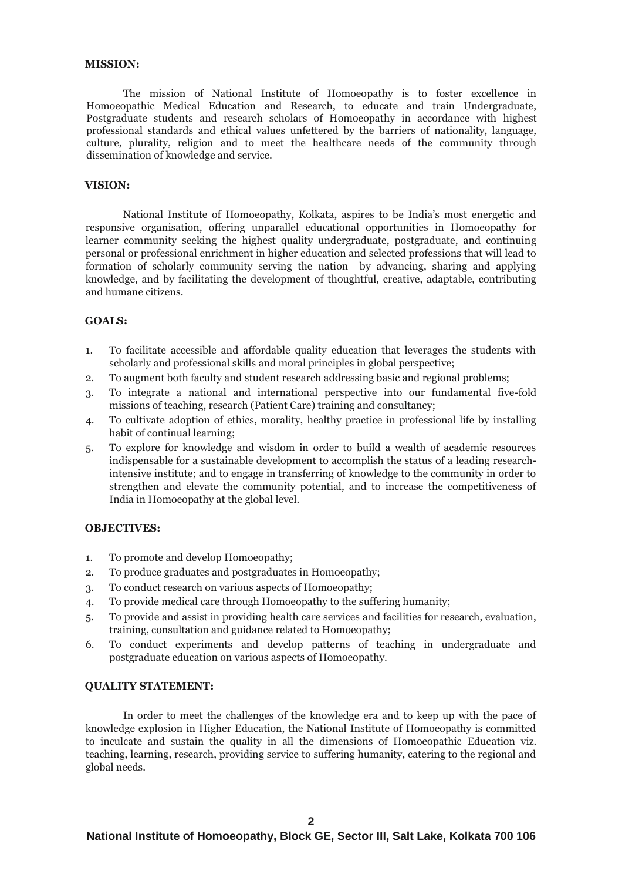**MISSION:**

The mission of National Institute of Homoeopathy is to foster excellence in Homoeopathic Medical Education and Research, to educate and train Undergraduate, Postgraduate students and research scholars of Homoeopathy in accordance with highest professional standards and ethical values unfettered by the barriers of nationality, language, culture, plurality, religion and to meet the healthcare needs of the community through dissemination of knowledge and service.

**VISION:**

National Institute of Homoeopathy, Kolkata, aspires to be India's most energetic and responsive organisation, offering unparallel educational opportunities in Homoeopathy for learner community seeking the highest quality undergraduate, postgraduate, and continuing personal or professional enrichment in higher education and selected professions that will lead to formation of scholarly community serving the nation by advancing, sharing and applying knowledge, and by facilitating the development of thoughtful, creative, adaptable, contributing and humane citizens.

**GOALS:**

1. To facilitate accessible and affordable quality education that leverages the students with scholarly and professional skills and moral principles in global perspective;
2. To augment both faculty and student research addressing basic and regional problems;
3. To integrate a national and international perspective into our fundamental five-fold missions of teaching, research (Patient Care) training and consultancy;
4. To cultivate adoption of ethics, morality, healthy practice in professional life by installing habit of continual learning;
5. To explore for knowledge and wisdom in order to build a wealth of academic resources indispensable for a sustainable development to accomplish the status of a leading research-intensive institute; and to engage in transferring of knowledge to the community in order to strengthen and elevate the community potential, and to increase the competitiveness of India in Homoeopathy at the global level.

**OBJECTIVES:**

1. To promote and develop Homoeopathy;
2. To produce graduates and postgraduates in Homoeopathy;
3. To conduct research on various aspects of Homoeopathy;
4. To provide medical care through Homoeopathy to the suffering humanity;
5. To provide and assist in providing health care services and facilities for research, evaluation, training, consultation and guidance related to Homoeopathy;
6. To conduct experiments and develop patterns of teaching in undergraduate and postgraduate education on various aspects of Homoeopathy.

**QUALITY STATEMENT:**

In order to meet the challenges of the knowledge era and to keep up with the pace of knowledge explosion in Higher Education, the National Institute of Homoeopathy is committed to inculcate and sustain the quality in all the dimensions of Homoeopathic Education viz. teaching, learning, research, providing service to suffering humanity, catering to the regional and global needs.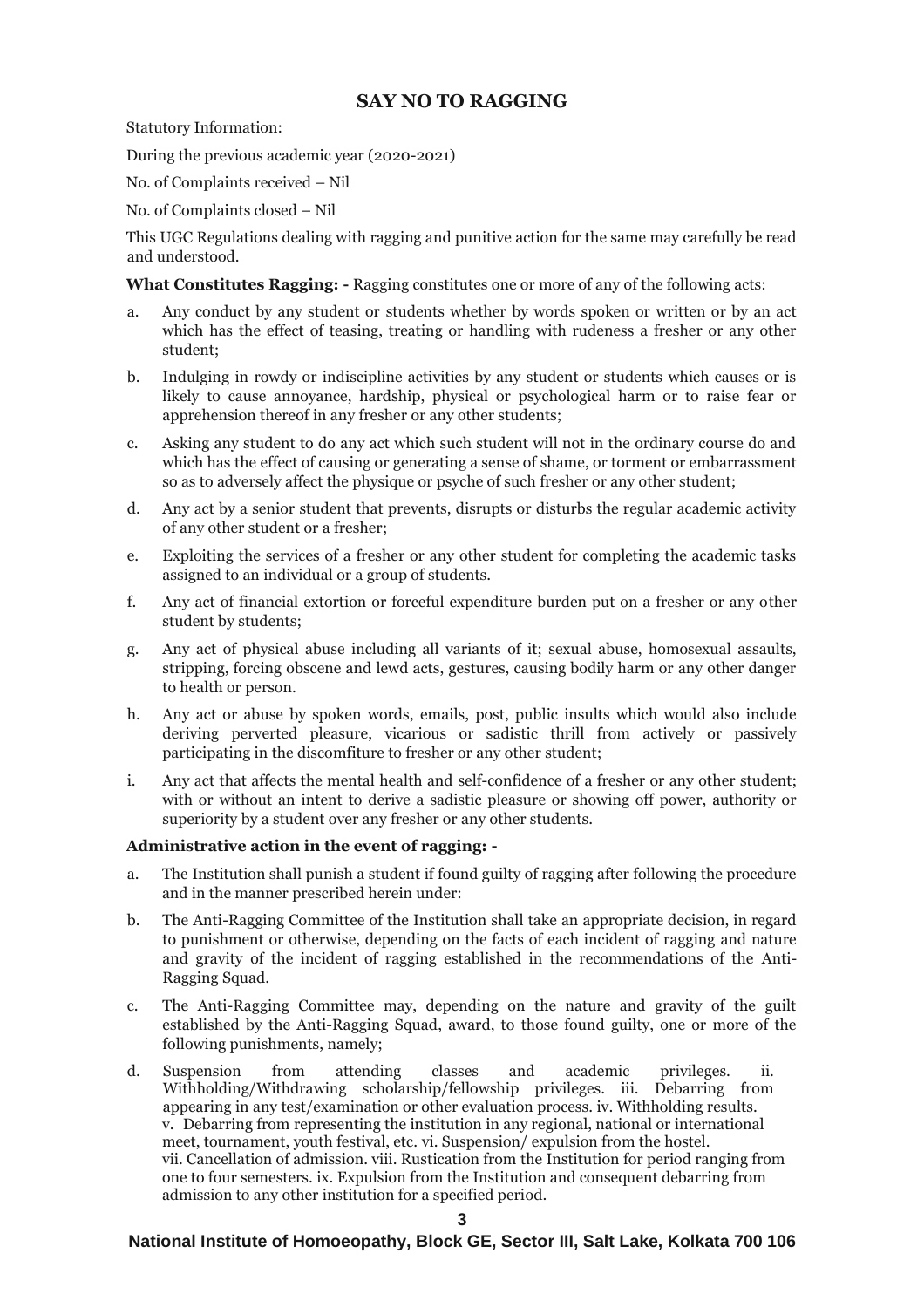## SAY NO TO RAGGING

Statutory Information:

During the previous academic year (2020-2021)

No. of Complaints received – Nil

No. of Complaints closed – Nil

This UGC Regulations dealing with ragging and punitive action for the same may carefully be read and understood.

**What Constitutes Ragging: -** Ragging constitutes one or more of any of the following acts:

a. Any conduct by any student or students whether by words spoken or written or by an act which has the effect of teasing, treating or handling with rudeness a fresher or any other student;

b. Indulging in rowdy or indiscipline activities by any student or students which causes or is likely to cause annoyance, hardship, physical or psychological harm or to raise fear or apprehension thereof in any fresher or any other students;

c. Asking any student to do any act which such student will not in the ordinary course do and which has the effect of causing or generating a sense of shame, or torment or embarrassment so as to adversely affect the physique or psyche of such fresher or any other student;

d. Any act by a senior student that prevents, disrupts or disturbs the regular academic activity of any other student or a fresher;

e. Exploiting the services of a fresher or any other student for completing the academic tasks assigned to an individual or a group of students.

f. Any act of financial extortion or forceful expenditure burden put on a fresher or any other student by students;

g. Any act of physical abuse including all variants of it; sexual abuse, homosexual assaults, stripping, forcing obscene and lewd acts, gestures, causing bodily harm or any other danger to health or person.

h. Any act or abuse by spoken words, emails, post, public insults which would also include deriving perverted pleasure, vicarious or sadistic thrill from actively or passively participating in the discomfiture to fresher or any other student;

i. Any act that affects the mental health and self-confidence of a fresher or any other student; with or without an intent to derive a sadistic pleasure or showing off power, authority or superiority by a student over any fresher or any other students.

**Administrative action in the event of ragging: -**

a. The Institution shall punish a student if found guilty of ragging after following the procedure and in the manner prescribed herein under:

b. The Anti-Ragging Committee of the Institution shall take an appropriate decision, in regard to punishment or otherwise, depending on the facts of each incident of ragging and nature and gravity of the incident of ragging established in the recommendations of the Anti-Ragging Squad.

c. The Anti-Ragging Committee may, depending on the nature and gravity of the guilt established by the Anti-Ragging Squad, award, to those found guilty, one or more of the following punishments, namely;

d. Suspension from attending classes and academic privileges. ii. Withholding/Withdrawing scholarship/fellowship privileges. iii. Debarring from appearing in any test/examination or other evaluation process. iv. Withholding results. v. Debarring from representing the institution in any regional, national or international meet, tournament, youth festival, etc. vi. Suspension/ expulsion from the hostel. vii. Cancellation of admission. viii. Rustication from the Institution for period ranging from one to four semesters. ix. Expulsion from the Institution and consequent debarring from admission to any other institution for a specified period.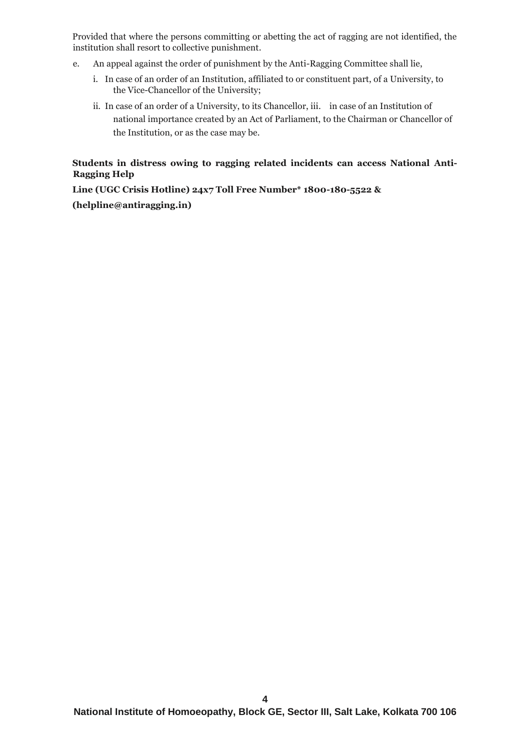Provided that where the persons committing or abetting the act of ragging are not identified, the institution shall resort to collective punishment.

e. An appeal against the order of punishment by the Anti-Ragging Committee shall lie,

   i. In case of an order of an Institution, affiliated to or constituent part, of a University, to the Vice-Chancellor of the University;

   ii. In case of an order of a University, to its Chancellor, iii. in case of an Institution of national importance created by an Act of Parliament, to the Chairman or Chancellor of the Institution, or as the case may be.

**Students in distress owing to ragging related incidents can access National Anti-Ragging Help**

**Line (UGC Crisis Hotline) 24x7 Toll Free Number* 1800-180-5522 &**

**(helpline@antiragging.in)**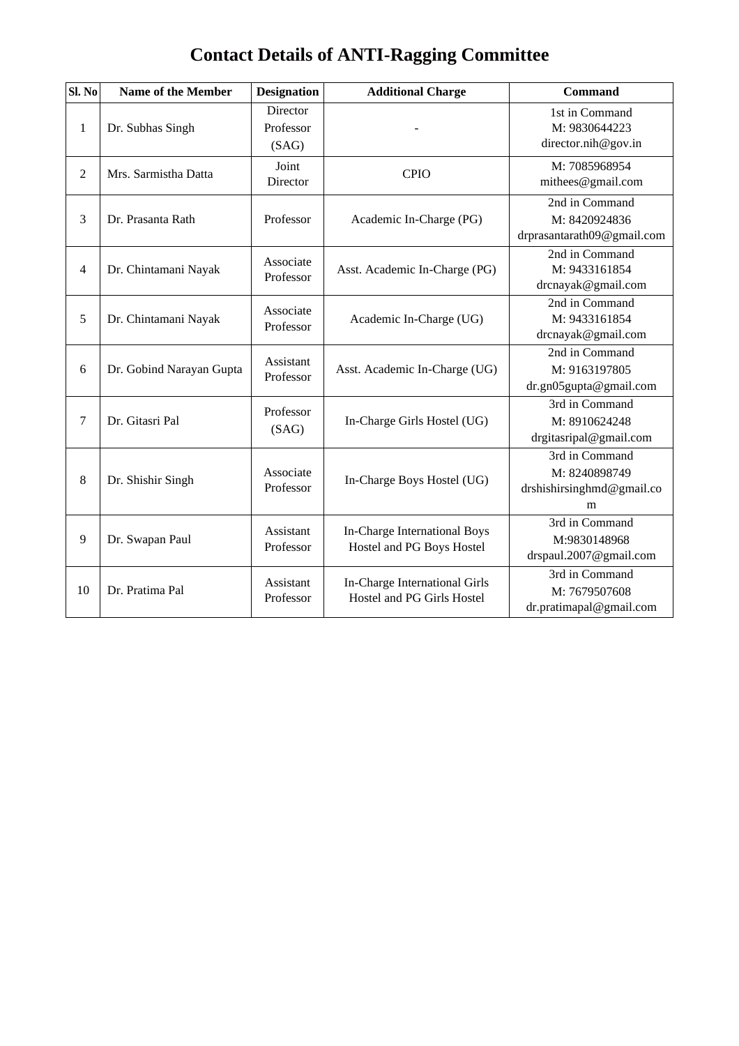# Contact Details of ANTI-Ragging Committee

| Sl. No | Name of the Member | Designation | Additional Charge | Command |
|---|---|---|---|---|
| 1 | Dr. Subhas Singh | Director Professor (SAG) | - | 1st in Command<br>M: 9830644223<br>director.nih@gov.in |
| 2 | Mrs. Sarmistha Datta | Joint Director | CPIO | M: 7085968954<br>mithees@gmail.com |
| 3 | Dr. Prasanta Rath | Professor | Academic In-Charge (PG) | 2nd in Command<br>M: 8420924836<br>drprasantarath09@gmail.com |
| 4 | Dr. Chintamani Nayak | Associate Professor | Asst. Academic In-Charge (PG) | 2nd in Command<br>M: 9433161854<br>drcnayak@gmail.com |
| 5 | Dr. Chintamani Nayak | Associate Professor | Academic In-Charge (UG) | 2nd in Command<br>M: 9433161854<br>drcnayak@gmail.com |
| 6 | Dr. Gobind Narayan Gupta | Assistant Professor | Asst. Academic In-Charge (UG) | 2nd in Command<br>M: 9163197805<br>dr.gn05gupta@gmail.com |
| 7 | Dr. Gitasri Pal | Professor (SAG) | In-Charge Girls Hostel (UG) | 3rd in Command<br>M: 8910624248<br>drgitasripal@gmail.com |
| 8 | Dr. Shishir Singh | Associate Professor | In-Charge Boys Hostel (UG) | 3rd in Command<br>M: 8240898749<br>drshishirsinghmd@gmail.com |
| 9 | Dr. Swapan Paul | Assistant Professor | In-Charge International Boys Hostel and PG Boys Hostel | 3rd in Command<br>M:9830148968<br>drspaul.2007@gmail.com |
| 10 | Dr. Pratima Pal | Assistant Professor | In-Charge International Girls Hostel and PG Girls Hostel | 3rd in Command<br>M: 7679507608<br>dr.pratimapal@gmail.com |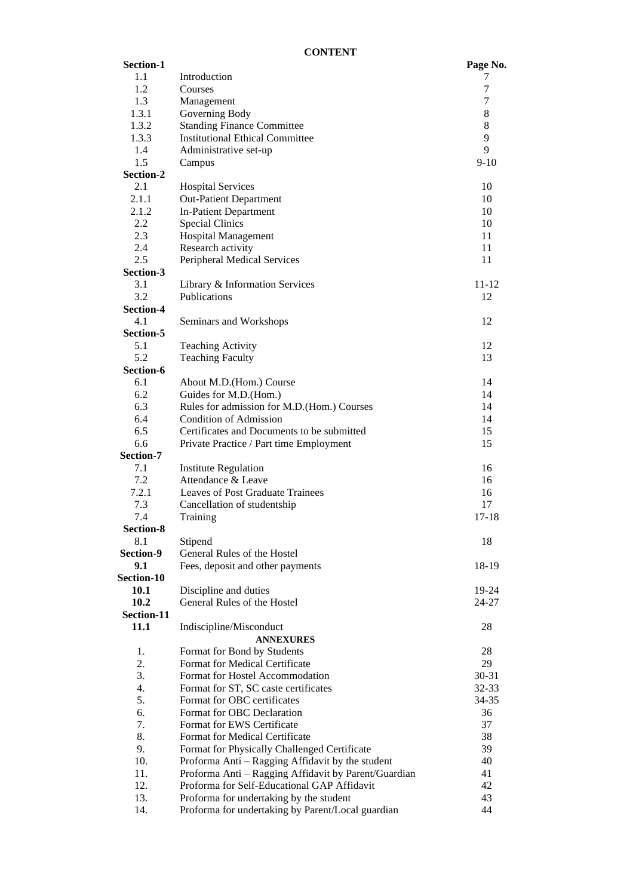# CONTENT

| Section-1 | | Page No. |
|---|---|---|
| 1.1 | Introduction | 7 |
| 1.2 | Courses | 7 |
| 1.3 | Management | 7 |
| 1.3.1 | Governing Body | 8 |
| 1.3.2 | Standing Finance Committee | 8 |
| 1.3.3 | Institutional Ethical Committee | 9 |
| 1.4 | Administrative set-up | 9 |
| 1.5 | Campus | 9-10 |
| **Section-2** | | |
| 2.1 | Hospital Services | 10 |
| 2.1.1 | Out-Patient Department | 10 |
| 2.1.2 | In-Patient Department | 10 |
| 2.2 | Special Clinics | 10 |
| 2.3 | Hospital Management | 11 |
| 2.4 | Research activity | 11 |
| 2.5 | Peripheral Medical Services | 11 |
| **Section-3** | | |
| 3.1 | Library & Information Services | 11-12 |
| 3.2 | Publications | 12 |
| **Section-4** | | |
| 4.1 | Seminars and Workshops | 12 |
| **Section-5** | | |
| 5.1 | Teaching Activity | 12 |
| 5.2 | Teaching Faculty | 13 |
| **Section-6** | | |
| 6.1 | About M.D.(Hom.) Course | 14 |
| 6.2 | Guides for M.D.(Hom.) | 14 |
| 6.3 | Rules for admission for M.D.(Hom.) Courses | 14 |
| 6.4 | Condition of Admission | 14 |
| 6.5 | Certificates and Documents to be submitted | 15 |
| 6.6 | Private Practice / Part time Employment | 15 |
| **Section-7** | | |
| 7.1 | Institute Regulation | 16 |
| 7.2 | Attendance & Leave | 16 |
| 7.2.1 | Leaves of Post Graduate Trainees | 16 |
| 7.3 | Cancellation of studentship | 17 |
| 7.4 | Training | 17-18 |
| **Section-8** | | |
| 8.1 | Stipend | 18 |
| **Section-9** | General Rules of the Hostel | |
| **9.1** | Fees, deposit and other payments | 18-19 |
| **Section-10** | | |
| **10.1** | Discipline and duties | 19-24 |
| **10.2** | General Rules of the Hostel | 24-27 |
| **Section-11** | | |
| **11.1** | Indiscipline/Misconduct | 28 |
| | **ANNEXURES** | |
| 1. | Format for Bond by Students | 28 |
| 2. | Format for Medical Certificate | 29 |
| 3. | Format for Hostel Accommodation | 30-31 |
| 4. | Format for ST, SC caste certificates | 32-33 |
| 5. | Format for OBC certificates | 34-35 |
| 6. | Format for OBC Declaration | 36 |
| 7. | Format for EWS Certificate | 37 |
| 8. | Format for Medical Certificate | 38 |
| 9. | Format for Physically Challenged Certificate | 39 |
| 10. | Proforma Anti – Ragging Affidavit by the student | 40 |
| 11. | Proforma Anti – Ragging Affidavit by Parent/Guardian | 41 |
| 12. | Proforma for Self-Educational GAP Affidavit | 42 |
| 13. | Proforma for undertaking by the student | 43 |
| 14. | Proforma for undertaking by Parent/Local guardian | 44 |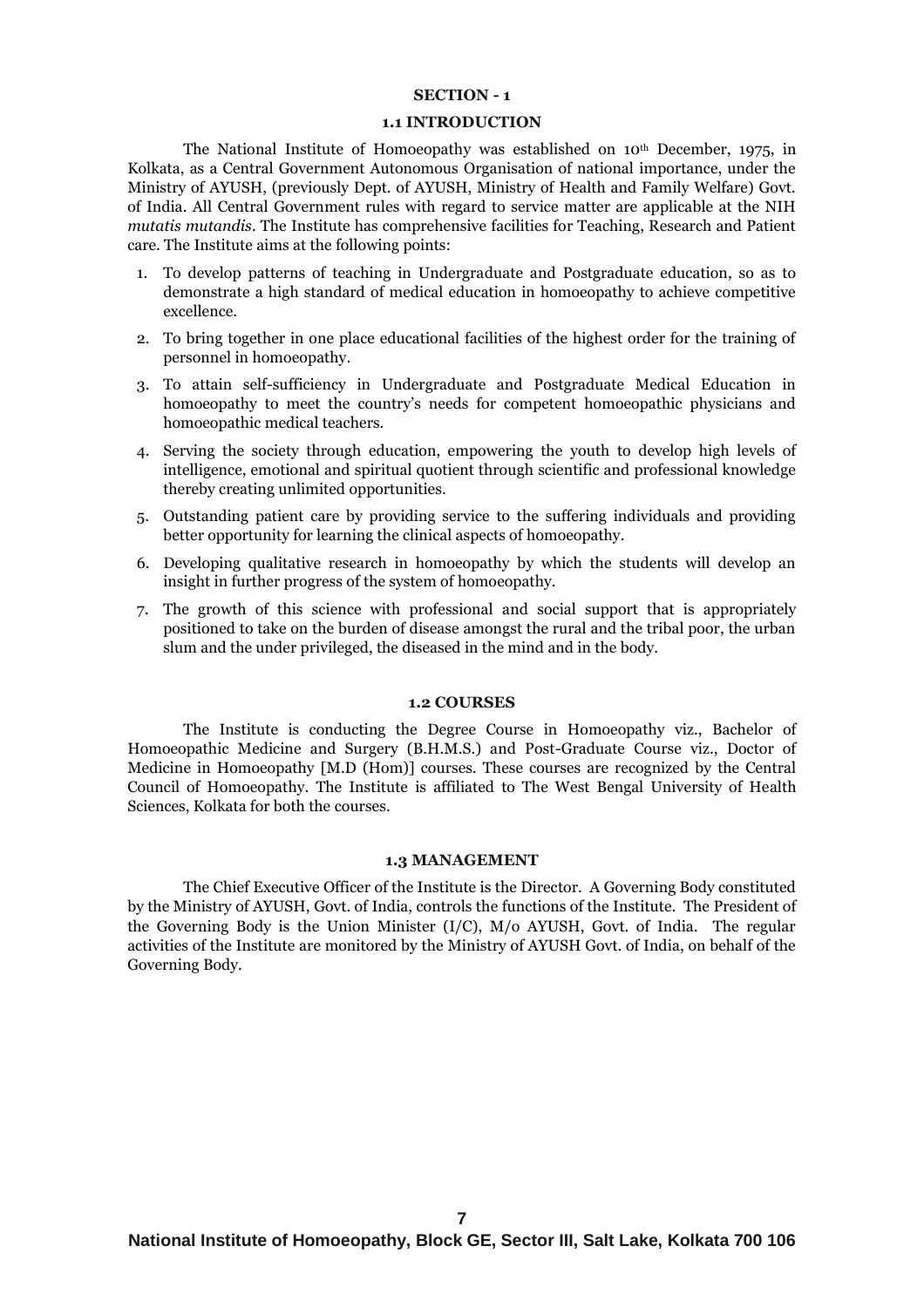# SECTION - 1

## 1.1 INTRODUCTION

The National Institute of Homoeopathy was established on 10th December, 1975, in Kolkata, as a Central Government Autonomous Organisation of national importance, under the Ministry of AYUSH, (previously Dept. of AYUSH, Ministry of Health and Family Welfare) Govt. of India. All Central Government rules with regard to service matter are applicable at the NIH *mutatis mutandis*. The Institute has comprehensive facilities for Teaching, Research and Patient care. The Institute aims at the following points:

1. To develop patterns of teaching in Undergraduate and Postgraduate education, so as to demonstrate a high standard of medical education in homoeopathy to achieve competitive excellence.
2. To bring together in one place educational facilities of the highest order for the training of personnel in homoeopathy.
3. To attain self-sufficiency in Undergraduate and Postgraduate Medical Education in homoeopathy to meet the country's needs for competent homoeopathic physicians and homoeopathic medical teachers.
4. Serving the society through education, empowering the youth to develop high levels of intelligence, emotional and spiritual quotient through scientific and professional knowledge thereby creating unlimited opportunities.
5. Outstanding patient care by providing service to the suffering individuals and providing better opportunity for learning the clinical aspects of homoeopathy.
6. Developing qualitative research in homoeopathy by which the students will develop an insight in further progress of the system of homoeopathy.
7. The growth of this science with professional and social support that is appropriately positioned to take on the burden of disease amongst the rural and the tribal poor, the urban slum and the under privileged, the diseased in the mind and in the body.

## 1.2 COURSES

The Institute is conducting the Degree Course in Homoeopathy viz., Bachelor of Homoeopathic Medicine and Surgery (B.H.M.S.) and Post-Graduate Course viz., Doctor of Medicine in Homoeopathy [M.D (Hom)] courses. These courses are recognized by the Central Council of Homoeopathy. The Institute is affiliated to The West Bengal University of Health Sciences, Kolkata for both the courses.

## 1.3 MANAGEMENT

The Chief Executive Officer of the Institute is the Director. A Governing Body constituted by the Ministry of AYUSH, Govt. of India, controls the functions of the Institute. The President of the Governing Body is the Union Minister (I/C), M/o AYUSH, Govt. of India. The regular activities of the Institute are monitored by the Ministry of AYUSH Govt. of India, on behalf of the Governing Body.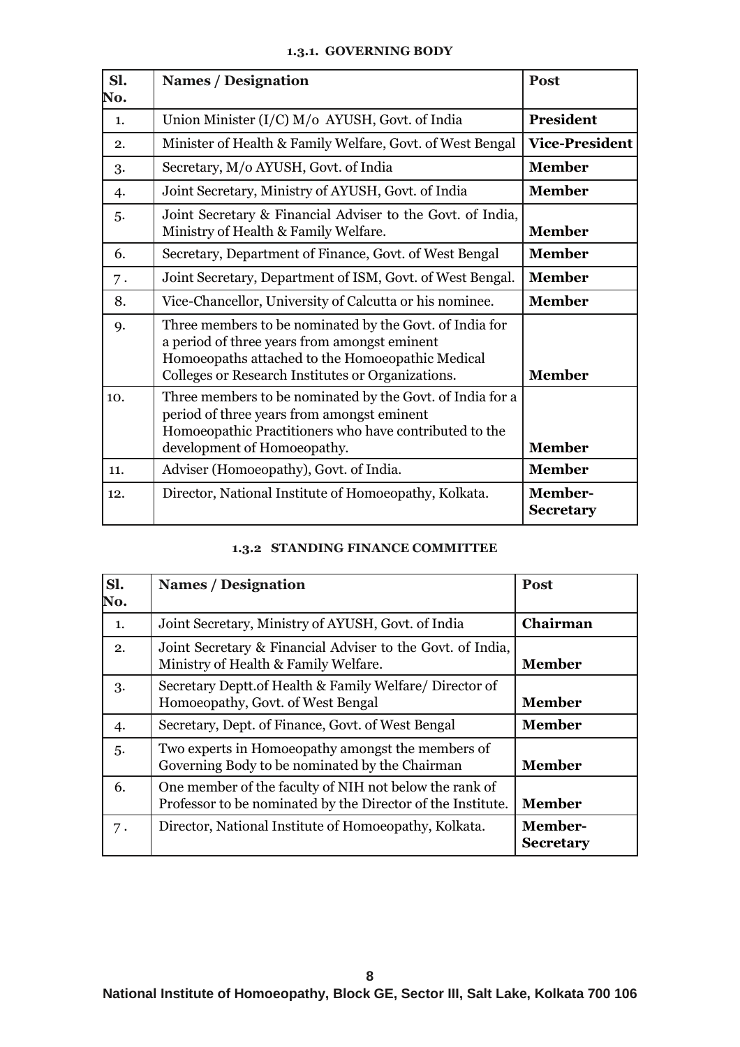### 1.3.1. GOVERNING BODY

| Sl. No. | Names / Designation | Post |
|---|---|---|
| 1. | Union Minister (I/C) M/o AYUSH, Govt. of India | **President** |
| 2. | Minister of Health & Family Welfare, Govt. of West Bengal | **Vice-President** |
| 3. | Secretary, M/o AYUSH, Govt. of India | **Member** |
| 4. | Joint Secretary, Ministry of AYUSH, Govt. of India | **Member** |
| 5. | Joint Secretary & Financial Adviser to the Govt. of India, Ministry of Health & Family Welfare. | **Member** |
| 6. | Secretary, Department of Finance, Govt. of West Bengal | **Member** |
| 7 . | Joint Secretary, Department of ISM, Govt. of West Bengal. | **Member** |
| 8. | Vice-Chancellor, University of Calcutta or his nominee. | **Member** |
| 9. | Three members to be nominated by the Govt. of India for a period of three years from amongst eminent Homoeopaths attached to the Homoeopathic Medical Colleges or Research Institutes or Organizations. | **Member** |
| 10. | Three members to be nominated by the Govt. of India for a period of three years from amongst eminent Homoeopathic Practitioners who have contributed to the development of Homoeopathy. | **Member** |
| 11. | Adviser (Homoeopathy), Govt. of India. | **Member** |
| 12. | Director, National Institute of Homoeopathy, Kolkata. | **Member-Secretary** |

### 1.3.2 STANDING FINANCE COMMITTEE

| Sl. No. | Names / Designation | Post |
|---|---|---|
| 1. | Joint Secretary, Ministry of AYUSH, Govt. of India | **Chairman** |
| 2. | Joint Secretary & Financial Adviser to the Govt. of India, Ministry of Health & Family Welfare. | **Member** |
| 3. | Secretary Deptt.of Health & Family Welfare/ Director of Homoeopathy, Govt. of West Bengal | **Member** |
| 4. | Secretary, Dept. of Finance, Govt. of West Bengal | **Member** |
| 5. | Two experts in Homoeopathy amongst the members of Governing Body to be nominated by the Chairman | **Member** |
| 6. | One member of the faculty of NIH not below the rank of Professor to be nominated by the Director of the Institute. | **Member** |
| 7 . | Director, National Institute of Homoeopathy, Kolkata. | **Member-Secretary** |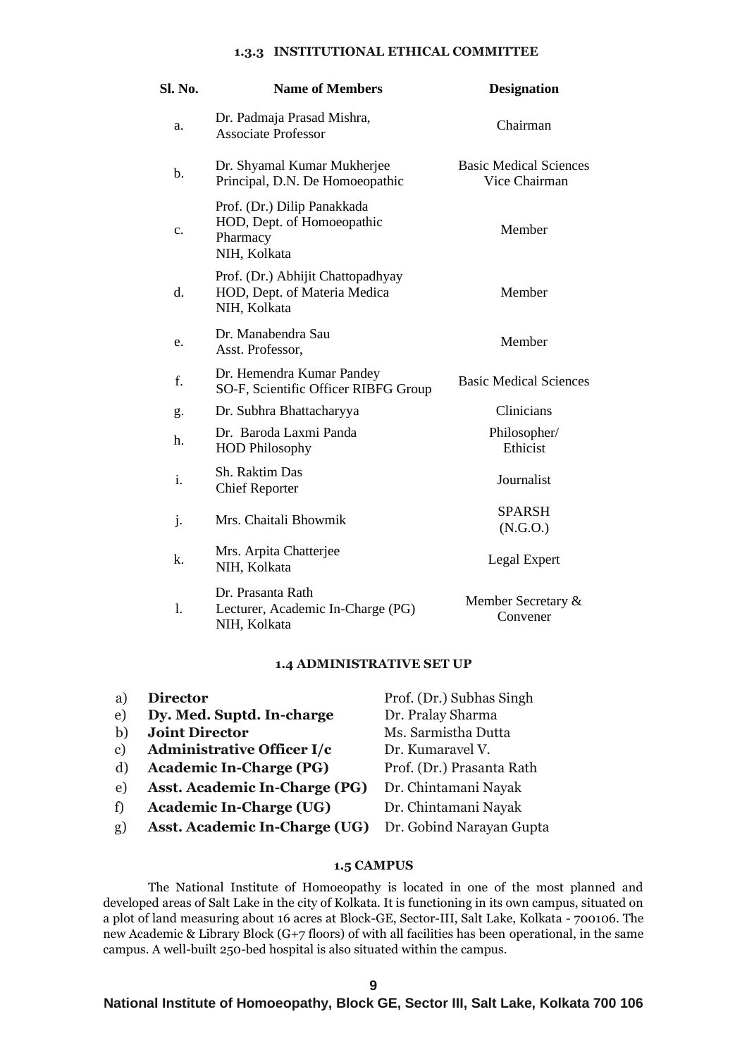### 1.3.3 INSTITUTIONAL ETHICAL COMMITTEE

| Sl. No. | Name of Members | Designation |
|---|---|---|
| a. | Dr. Padmaja Prasad Mishra, Associate Professor | Chairman |
| b. | Dr. Shyamal Kumar Mukherjee Principal, D.N. De Homoeopathic | Basic Medical Sciences Vice Chairman |
| c. | Prof. (Dr.) Dilip Panakkada HOD, Dept. of Homoeopathic Pharmacy NIH, Kolkata | Member |
| d. | Prof. (Dr.) Abhijit Chattopadhyay HOD, Dept. of Materia Medica NIH, Kolkata | Member |
| e. | Dr. Manabendra Sau Asst. Professor, | Member |
| f. | Dr. Hemendra Kumar Pandey SO-F, Scientific Officer RIBFG Group | Basic Medical Sciences |
| g. | Dr. Subhra Bhattacharyya | Clinicians |
| h. | Dr. Baroda Laxmi Panda HOD Philosophy | Philosopher/ Ethicist |
| i. | Sh. Raktim Das Chief Reporter | Journalist |
| j. | Mrs. Chaitali Bhowmik | SPARSH (N.G.O.) |
| k. | Mrs. Arpita Chatterjee NIH, Kolkata | Legal Expert |
| l. | Dr. Prasanta Rath Lecturer, Academic In-Charge (PG) NIH, Kolkata | Member Secretary & Convener |

### 1.4 ADMINISTRATIVE SET UP

| | | |
|---|---|---|
| a) | **Director** | Prof. (Dr.) Subhas Singh |
| e) | **Dy. Med. Suptd. In-charge** | Dr. Pralay Sharma |
| b) | **Joint Director** | Ms. Sarmistha Dutta |
| c) | **Administrative Officer I/c** | Dr. Kumaravel V. |
| d) | **Academic In-Charge (PG)** | Prof. (Dr.) Prasanta Rath |
| e) | **Asst. Academic In-Charge (PG)** | Dr. Chintamani Nayak |
| f) | **Academic In-Charge (UG)** | Dr. Chintamani Nayak |
| g) | **Asst. Academic In-Charge (UG)** | Dr. Gobind Narayan Gupta |

### 1.5 CAMPUS

The National Institute of Homoeopathy is located in one of the most planned and developed areas of Salt Lake in the city of Kolkata. It is functioning in its own campus, situated on a plot of land measuring about 16 acres at Block-GE, Sector-III, Salt Lake, Kolkata - 700106. The new Academic & Library Block (G+7 floors) of with all facilities has been operational, in the same campus. A well-built 250-bed hospital is also situated within the campus.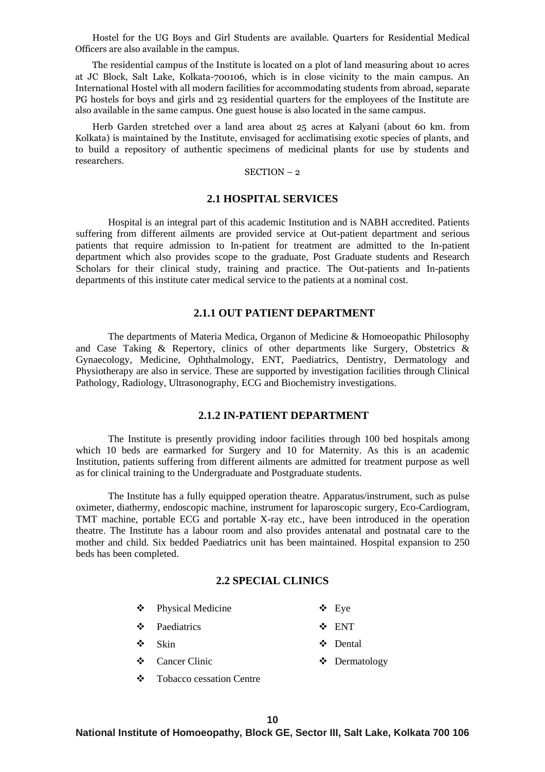Hostel for the UG Boys and Girl Students are available. Quarters for Residential Medical Officers are also available in the campus.

The residential campus of the Institute is located on a plot of land measuring about 10 acres at JC Block, Salt Lake, Kolkata-700106, which is in close vicinity to the main campus. An International Hostel with all modern facilities for accommodating students from abroad, separate PG hostels for boys and girls and 23 residential quarters for the employees of the Institute are also available in the same campus. One guest house is also located in the same campus.

Herb Garden stretched over a land area about 25 acres at Kalyani (about 60 km. from Kolkata) is maintained by the Institute, envisaged for acclimatising exotic species of plants, and to build a repository of authentic specimens of medicinal plants for use by students and researchers.

SECTION – 2

## 2.1 HOSPITAL SERVICES

Hospital is an integral part of this academic Institution and is NABH accredited. Patients suffering from different ailments are provided service at Out-patient department and serious patients that require admission to In-patient for treatment are admitted to the In-patient department which also provides scope to the graduate, Post Graduate students and Research Scholars for their clinical study, training and practice. The Out-patients and In-patients departments of this institute cater medical service to the patients at a nominal cost.

### 2.1.1 OUT PATIENT DEPARTMENT

The departments of Materia Medica, Organon of Medicine & Homoeopathic Philosophy and Case Taking & Repertory, clinics of other departments like Surgery, Obstetrics & Gynaecology, Medicine, Ophthalmology, ENT, Paediatrics, Dentistry, Dermatology and Physiotherapy are also in service. These are supported by investigation facilities through Clinical Pathology, Radiology, Ultrasonography, ECG and Biochemistry investigations.

### 2.1.2 IN-PATIENT DEPARTMENT

The Institute is presently providing indoor facilities through 100 bed hospitals among which 10 beds are earmarked for Surgery and 10 for Maternity. As this is an academic Institution, patients suffering from different ailments are admitted for treatment purpose as well as for clinical training to the Undergraduate and Postgraduate students.

The Institute has a fully equipped operation theatre. Apparatus/instrument, such as pulse oximeter, diathermy, endoscopic machine, instrument for laparoscopic surgery, Eco-Cardiogram, TMT machine, portable ECG and portable X-ray etc., have been introduced in the operation theatre. The Institute has a labour room and also provides antenatal and postnatal care to the mother and child. Six bedded Paediatrics unit has been maintained. Hospital expansion to 250 beds has been completed.

## 2.2 SPECIAL CLINICS

- Physical Medicine
- Paediatrics
- Skin
- Cancer Clinic
- Tobacco cessation Centre
- Eye
- ENT
- Dental
- Dermatology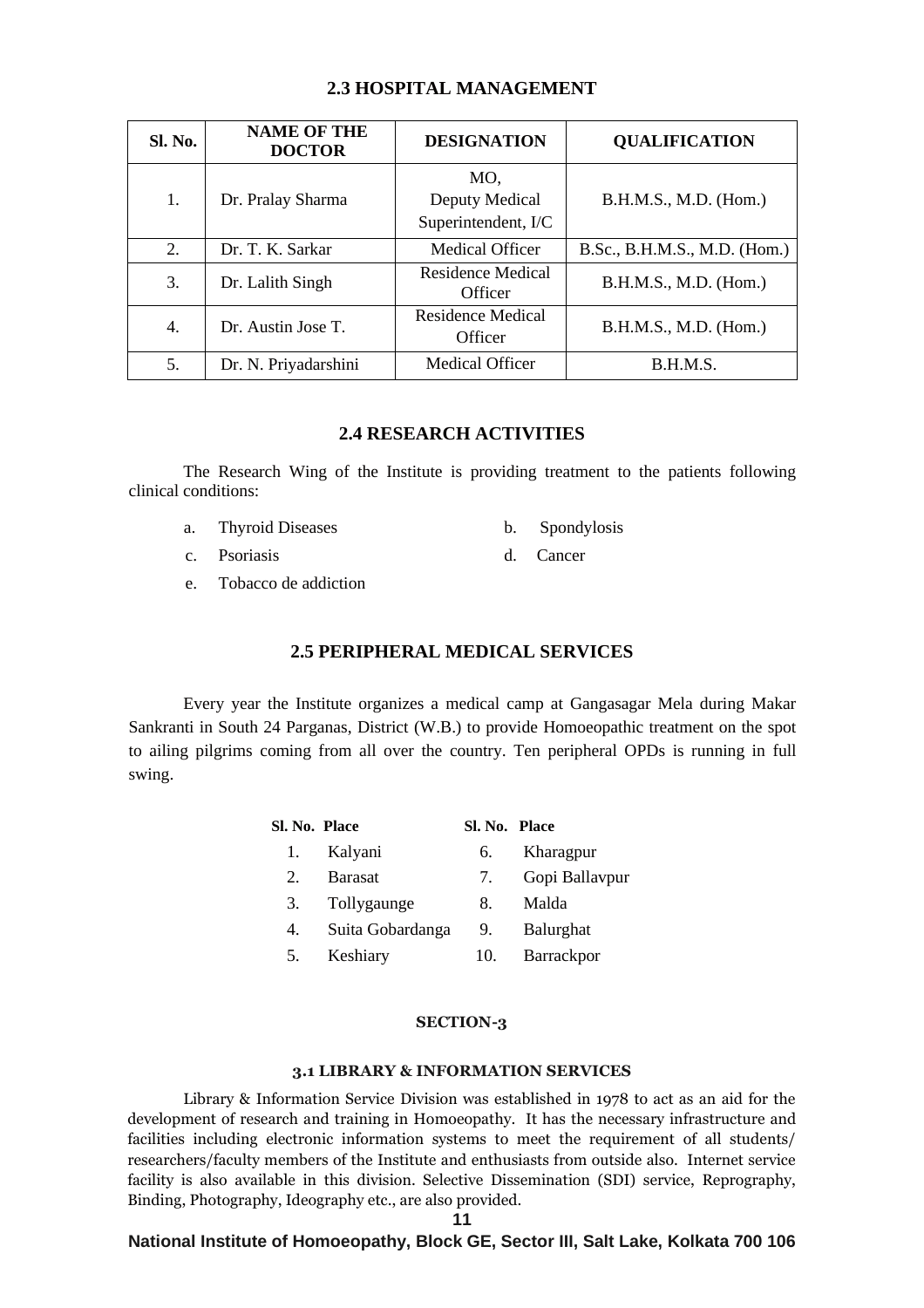## 2.3 HOSPITAL MANAGEMENT

| Sl. No. | NAME OF THE DOCTOR | DESIGNATION | QUALIFICATION |
|---|---|---|---|
| 1. | Dr. Pralay Sharma | MO, Deputy Medical Superintendent, I/C | B.H.M.S., M.D. (Hom.) |
| 2. | Dr. T. K. Sarkar | Medical Officer | B.Sc., B.H.M.S., M.D. (Hom.) |
| 3. | Dr. Lalith Singh | Residence Medical Officer | B.H.M.S., M.D. (Hom.) |
| 4. | Dr. Austin Jose T. | Residence Medical Officer | B.H.M.S., M.D. (Hom.) |
| 5. | Dr. N. Priyadarshini | Medical Officer | B.H.M.S. |

## 2.4 RESEARCH ACTIVITIES

The Research Wing of the Institute is providing treatment to the patients following clinical conditions:

a. Thyroid Diseases
b. Spondylosis
c. Psoriasis
d. Cancer
e. Tobacco de addiction

## 2.5 PERIPHERAL MEDICAL SERVICES

Every year the Institute organizes a medical camp at Gangasagar Mela during Makar Sankranti in South 24 Parganas, District (W.B.) to provide Homoeopathic treatment on the spot to ailing pilgrims coming from all over the country. Ten peripheral OPDs is running in full swing.

| Sl. No. | Place | Sl. No. | Place |
|---|---|---|---|
| 1. | Kalyani | 6. | Kharagpur |
| 2. | Barasat | 7. | Gopi Ballavpur |
| 3. | Tollygaunge | 8. | Malda |
| 4. | Suita Gobardanga | 9. | Balurghat |
| 5. | Keshiary | 10. | Barrackpor |

# SECTION-3

## 3.1 LIBRARY & INFORMATION SERVICES

Library & Information Service Division was established in 1978 to act as an aid for the development of research and training in Homoeopathy. It has the necessary infrastructure and facilities including electronic information systems to meet the requirement of all students/ researchers/faculty members of the Institute and enthusiasts from outside also. Internet service facility is also available in this division. Selective Dissemination (SDI) service, Reprography, Binding, Photography, Ideography etc., are also provided.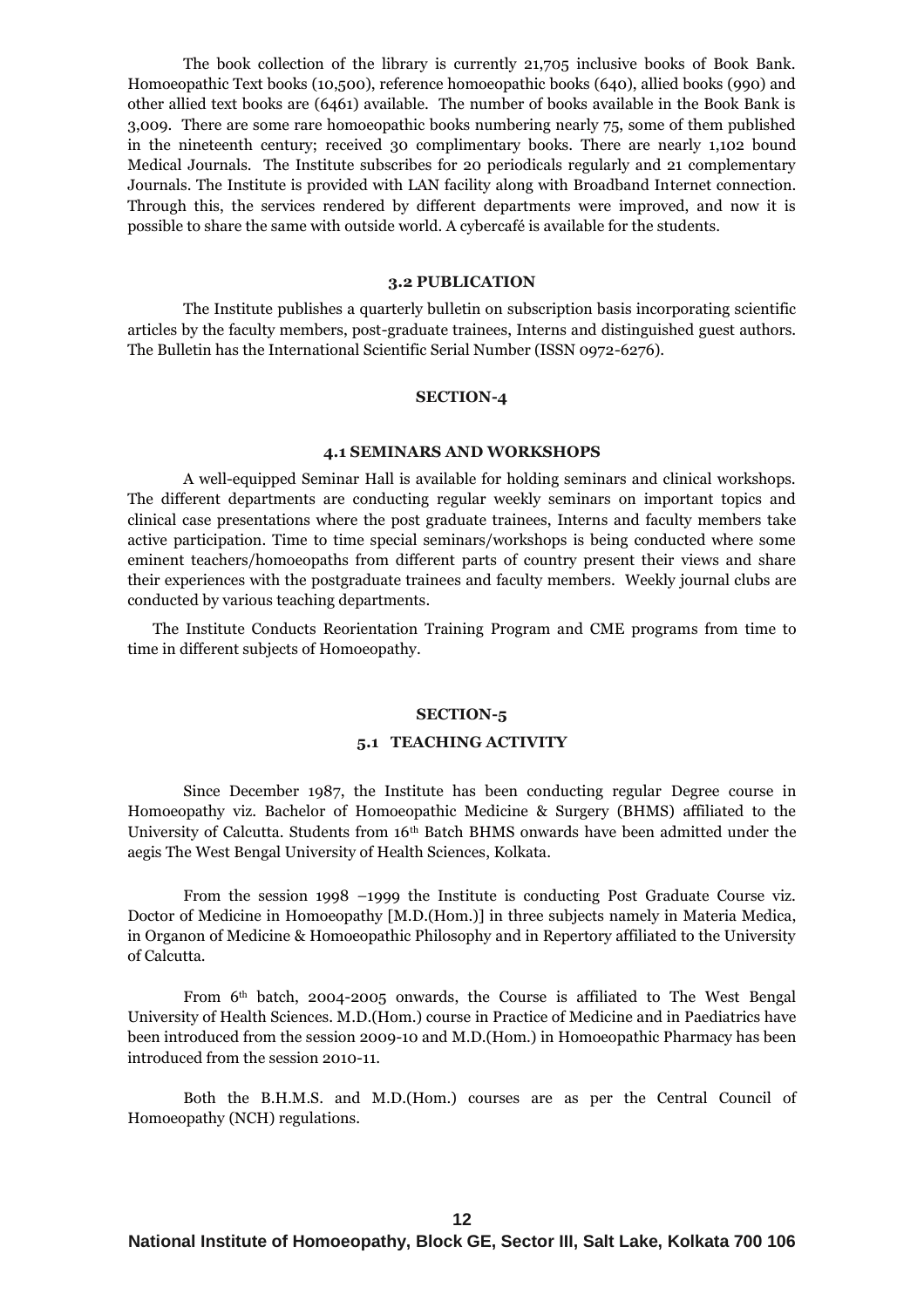The book collection of the library is currently 21,705 inclusive books of Book Bank. Homoeopathic Text books (10,500), reference homoeopathic books (640), allied books (990) and other allied text books are (6461) available. The number of books available in the Book Bank is 3,009. There are some rare homoeopathic books numbering nearly 75, some of them published in the nineteenth century; received 30 complimentary books. There are nearly 1,102 bound Medical Journals. The Institute subscribes for 20 periodicals regularly and 21 complementary Journals. The Institute is provided with LAN facility along with Broadband Internet connection. Through this, the services rendered by different departments were improved, and now it is possible to share the same with outside world. A cybercafé is available for the students.

### 3.2 PUBLICATION

The Institute publishes a quarterly bulletin on subscription basis incorporating scientific articles by the faculty members, post-graduate trainees, Interns and distinguished guest authors. The Bulletin has the International Scientific Serial Number (ISSN 0972-6276).

## SECTION-4

### 4.1 SEMINARS AND WORKSHOPS

A well-equipped Seminar Hall is available for holding seminars and clinical workshops. The different departments are conducting regular weekly seminars on important topics and clinical case presentations where the post graduate trainees, Interns and faculty members take active participation. Time to time special seminars/workshops is being conducted where some eminent teachers/homoeopaths from different parts of country present their views and share their experiences with the postgraduate trainees and faculty members. Weekly journal clubs are conducted by various teaching departments.

The Institute Conducts Reorientation Training Program and CME programs from time to time in different subjects of Homoeopathy.

## SECTION-5

### 5.1 TEACHING ACTIVITY

Since December 1987, the Institute has been conducting regular Degree course in Homoeopathy viz. Bachelor of Homoeopathic Medicine & Surgery (BHMS) affiliated to the University of Calcutta. Students from 16th Batch BHMS onwards have been admitted under the aegis The West Bengal University of Health Sciences, Kolkata.

From the session 1998 –1999 the Institute is conducting Post Graduate Course viz. Doctor of Medicine in Homoeopathy [M.D.(Hom.)] in three subjects namely in Materia Medica, in Organon of Medicine & Homoeopathic Philosophy and in Repertory affiliated to the University of Calcutta.

From 6th batch, 2004-2005 onwards, the Course is affiliated to The West Bengal University of Health Sciences. M.D.(Hom.) course in Practice of Medicine and in Paediatrics have been introduced from the session 2009-10 and M.D.(Hom.) in Homoeopathic Pharmacy has been introduced from the session 2010-11.

Both the B.H.M.S. and M.D.(Hom.) courses are as per the Central Council of Homoeopathy (NCH) regulations.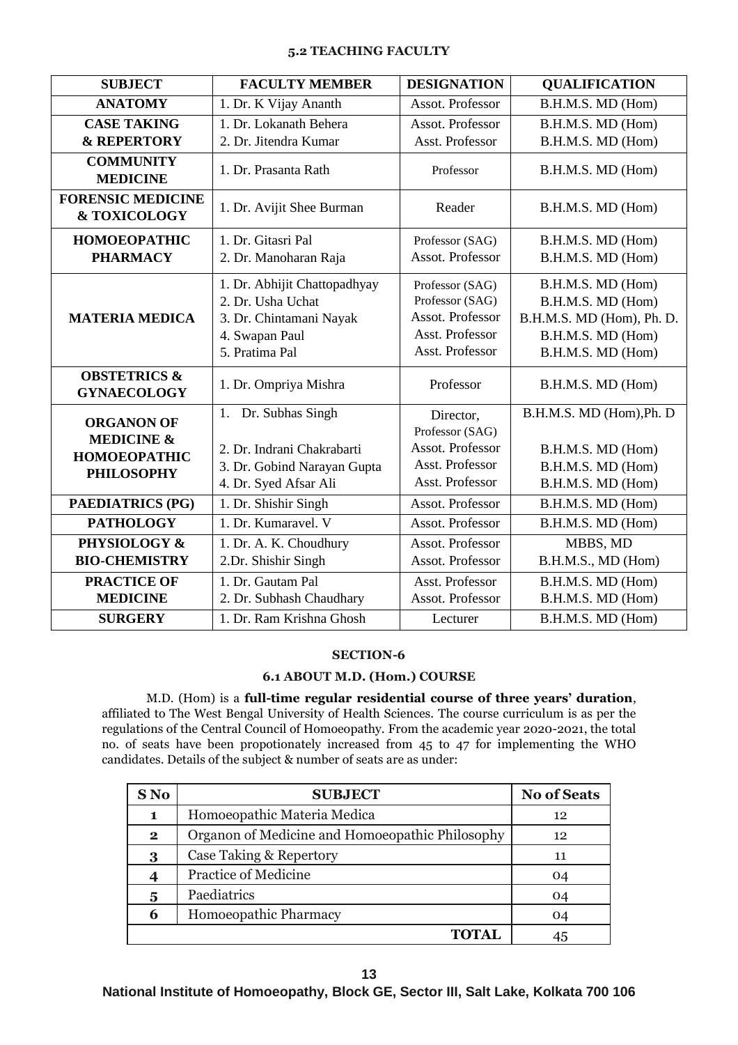### 5.2 TEACHING FACULTY

| SUBJECT | FACULTY MEMBER | DESIGNATION | QUALIFICATION |
|---|---|---|---|
| ANATOMY | 1. Dr. K Vijay Ananth | Assot. Professor | B.H.M.S. MD (Hom) |
| CASE TAKING & REPERTORY | 1. Dr. Lokanath Behera<br>2. Dr. Jitendra Kumar | Assot. Professor<br>Asst. Professor | B.H.M.S. MD (Hom)<br>B.H.M.S. MD (Hom) |
| COMMUNITY MEDICINE | 1. Dr. Prasanta Rath | Professor | B.H.M.S. MD (Hom) |
| FORENSIC MEDICINE & TOXICOLOGY | 1. Dr. Avijit Shee Burman | Reader | B.H.M.S. MD (Hom) |
| HOMOEOPATHIC PHARMACY | 1. Dr. Gitasri Pal<br>2. Dr. Manoharan Raja | Professor (SAG)<br>Assot. Professor | B.H.M.S. MD (Hom)<br>B.H.M.S. MD (Hom) |
| MATERIA MEDICA | 1. Dr. Abhijit Chattopadhyay<br>2. Dr. Usha Uchat<br>3. Dr. Chintamani Nayak<br>4. Swapan Paul<br>5. Pratima Pal | Professor (SAG)<br>Professor (SAG)<br>Assot. Professor<br>Asst. Professor<br>Asst. Professor | B.H.M.S. MD (Hom)<br>B.H.M.S. MD (Hom)<br>B.H.M.S. MD (Hom), Ph. D.<br>B.H.M.S. MD (Hom)<br>B.H.M.S. MD (Hom) |
| OBSTETRICS & GYNAECOLOGY | 1. Dr. Ompriya Mishra | Professor | B.H.M.S. MD (Hom) |
| ORGANON OF MEDICINE & HOMOEOPATHIC PHILOSOPHY | 1. Dr. Subhas Singh<br><br>2. Dr. Indrani Chakrabarti<br>3. Dr. Gobind Narayan Gupta<br>4. Dr. Syed Afsar Ali | Director, Professor (SAG)<br>Assot. Professor<br>Asst. Professor<br>Asst. Professor | B.H.M.S. MD (Hom),Ph. D<br><br>B.H.M.S. MD (Hom)<br>B.H.M.S. MD (Hom)<br>B.H.M.S. MD (Hom) |
| PAEDIATRICS (PG) | 1. Dr. Shishir Singh | Assot. Professor | B.H.M.S. MD (Hom) |
| PATHOLOGY | 1. Dr. Kumaravel. V | Assot. Professor | B.H.M.S. MD (Hom) |
| PHYSIOLOGY & BIO-CHEMISTRY | 1. Dr. A. K. Choudhury<br>2.Dr. Shishir Singh | Assot. Professor<br>Assot. Professor | MBBS, MD<br>B.H.M.S., MD (Hom) |
| PRACTICE OF MEDICINE | 1. Dr. Gautam Pal<br>2. Dr. Subhash Chaudhary | Asst. Professor<br>Assot. Professor | B.H.M.S. MD (Hom)<br>B.H.M.S. MD (Hom) |
| SURGERY | 1. Dr. Ram Krishna Ghosh | Lecturer | B.H.M.S. MD (Hom) |

## SECTION-6

### 6.1 ABOUT M.D. (Hom.) COURSE

M.D. (Hom) is a **full-time regular residential course of three years' duration**, affiliated to The West Bengal University of Health Sciences. The course curriculum is as per the regulations of the Central Council of Homoeopathy. From the academic year 2020-2021, the total no. of seats have been propotionately increased from 45 to 47 for implementing the WHO candidates. Details of the subject & number of seats are as under:

| S No | SUBJECT | No of Seats |
|---|---|---|
| 1 | Homoeopathic Materia Medica | 12 |
| 2 | Organon of Medicine and Homoeopathic Philosophy | 12 |
| 3 | Case Taking & Repertory | 11 |
| 4 | Practice of Medicine | 04 |
| 5 | Paediatrics | 04 |
| 6 | Homoeopathic Pharmacy | 04 |
| | **TOTAL** | 45 |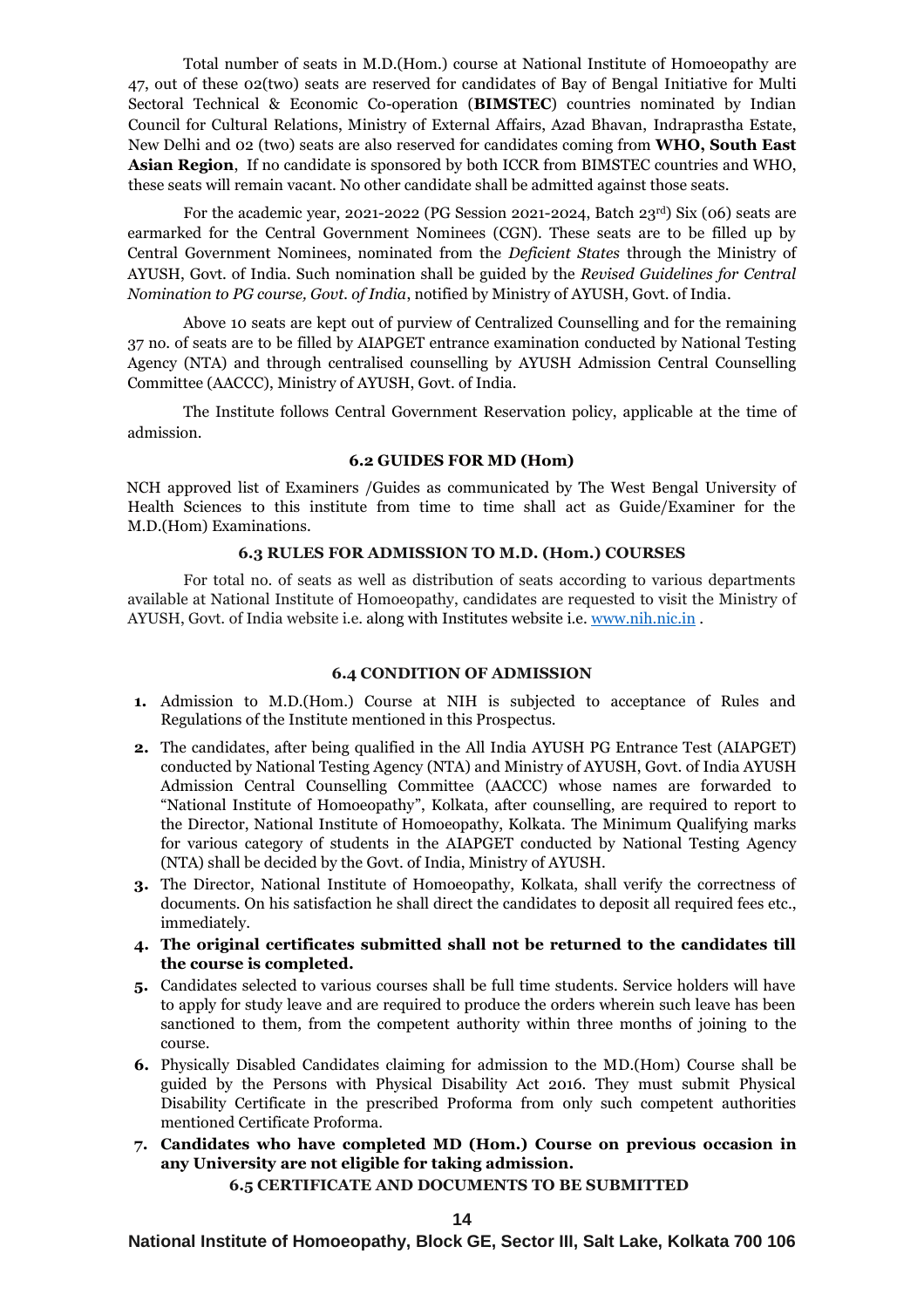Total number of seats in M.D.(Hom.) course at National Institute of Homoeopathy are 47, out of these 02(two) seats are reserved for candidates of Bay of Bengal Initiative for Multi Sectoral Technical & Economic Co-operation (**BIMSTEC**) countries nominated by Indian Council for Cultural Relations, Ministry of External Affairs, Azad Bhavan, Indraprastha Estate, New Delhi and 02 (two) seats are also reserved for candidates coming from **WHO, South East Asian Region**, If no candidate is sponsored by both ICCR from BIMSTEC countries and WHO, these seats will remain vacant. No other candidate shall be admitted against those seats.

For the academic year, 2021-2022 (PG Session 2021-2024, Batch 23rd) Six (06) seats are earmarked for the Central Government Nominees (CGN). These seats are to be filled up by Central Government Nominees, nominated from the *Deficient States* through the Ministry of AYUSH, Govt. of India. Such nomination shall be guided by the *Revised Guidelines for Central Nomination to PG course, Govt. of India*, notified by Ministry of AYUSH, Govt. of India.

Above 10 seats are kept out of purview of Centralized Counselling and for the remaining 37 no. of seats are to be filled by AIAPGET entrance examination conducted by National Testing Agency (NTA) and through centralised counselling by AYUSH Admission Central Counselling Committee (AACCC), Ministry of AYUSH, Govt. of India.

The Institute follows Central Government Reservation policy, applicable at the time of admission.

### 6.2 GUIDES FOR MD (Hom)

NCH approved list of Examiners /Guides as communicated by The West Bengal University of Health Sciences to this institute from time to time shall act as Guide/Examiner for the M.D.(Hom) Examinations.

### 6.3 RULES FOR ADMISSION TO M.D. (Hom.) COURSES

For total no. of seats as well as distribution of seats according to various departments available at National Institute of Homoeopathy, candidates are requested to visit the Ministry of AYUSH, Govt. of India website i.e. along with Institutes website i.e. www.nih.nic.in .

### 6.4 CONDITION OF ADMISSION

1. Admission to M.D.(Hom.) Course at NIH is subjected to acceptance of Rules and Regulations of the Institute mentioned in this Prospectus.
2. The candidates, after being qualified in the All India AYUSH PG Entrance Test (AIAPGET) conducted by National Testing Agency (NTA) and Ministry of AYUSH, Govt. of India AYUSH Admission Central Counselling Committee (AACCC) whose names are forwarded to "National Institute of Homoeopathy", Kolkata, after counselling, are required to report to the Director, National Institute of Homoeopathy, Kolkata. The Minimum Qualifying marks for various category of students in the AIAPGET conducted by National Testing Agency (NTA) shall be decided by the Govt. of India, Ministry of AYUSH.
3. The Director, National Institute of Homoeopathy, Kolkata, shall verify the correctness of documents. On his satisfaction he shall direct the candidates to deposit all required fees etc., immediately.
4. **The original certificates submitted shall not be returned to the candidates till the course is completed.**
5. Candidates selected to various courses shall be full time students. Service holders will have to apply for study leave and are required to produce the orders wherein such leave has been sanctioned to them, from the competent authority within three months of joining to the course.
6. Physically Disabled Candidates claiming for admission to the MD.(Hom) Course shall be guided by the Persons with Physical Disability Act 2016. They must submit Physical Disability Certificate in the prescribed Proforma from only such competent authorities mentioned Certificate Proforma.
7. **Candidates who have completed MD (Hom.) Course on previous occasion in any University are not eligible for taking admission.**

### 6.5 CERTIFICATE AND DOCUMENTS TO BE SUBMITTED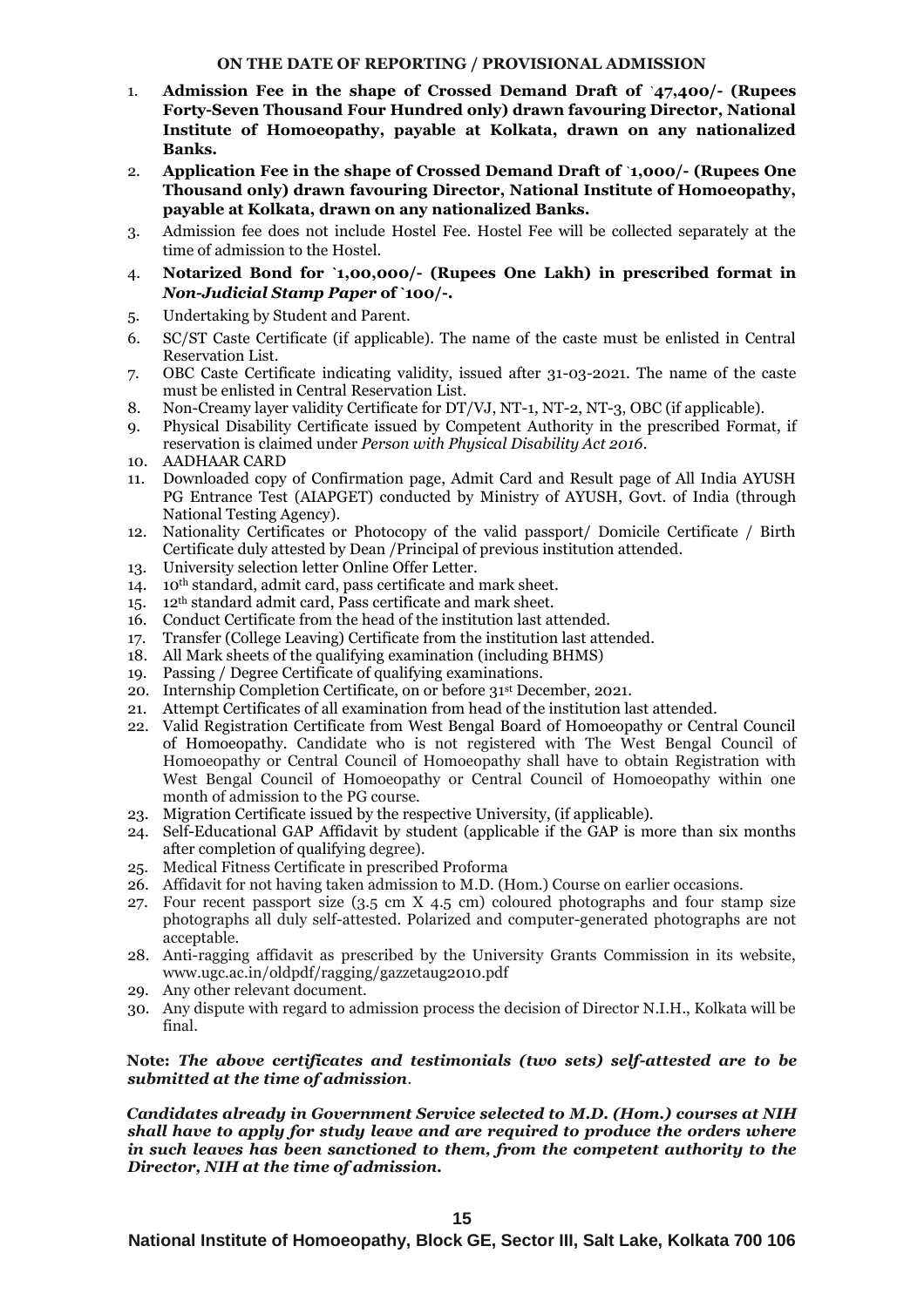**ON THE DATE OF REPORTING / PROVISIONAL ADMISSION**

1. **Admission Fee in the shape of Crossed Demand Draft of `47,400/- (Rupees Forty-Seven Thousand Four Hundred only) drawn favouring Director, National Institute of Homoeopathy, payable at Kolkata, drawn on any nationalized Banks.**
2. **Application Fee in the shape of Crossed Demand Draft of `1,000/- (Rupees One Thousand only) drawn favouring Director, National Institute of Homoeopathy, payable at Kolkata, drawn on any nationalized Banks.**
3. Admission fee does not include Hostel Fee. Hostel Fee will be collected separately at the time of admission to the Hostel.
4. **Notarized Bond for `1,00,000/- (Rupees One Lakh) in prescribed format in *Non-Judicial Stamp Paper* of `100/-.**
5. Undertaking by Student and Parent.
6. SC/ST Caste Certificate (if applicable). The name of the caste must be enlisted in Central Reservation List.
7. OBC Caste Certificate indicating validity, issued after 31-03-2021. The name of the caste must be enlisted in Central Reservation List.
8. Non-Creamy layer validity Certificate for DT/VJ, NT-1, NT-2, NT-3, OBC (if applicable).
9. Physical Disability Certificate issued by Competent Authority in the prescribed Format, if reservation is claimed under *Person with Physical Disability Act 2016*.
10. AADHAAR CARD
11. Downloaded copy of Confirmation page, Admit Card and Result page of All India AYUSH PG Entrance Test (AIAPGET) conducted by Ministry of AYUSH, Govt. of India (through National Testing Agency).
12. Nationality Certificates or Photocopy of the valid passport/ Domicile Certificate / Birth Certificate duly attested by Dean /Principal of previous institution attended.
13. University selection letter Online Offer Letter.
14. 10th standard, admit card, pass certificate and mark sheet.
15. 12th standard admit card, Pass certificate and mark sheet.
16. Conduct Certificate from the head of the institution last attended.
17. Transfer (College Leaving) Certificate from the institution last attended.
18. All Mark sheets of the qualifying examination (including BHMS)
19. Passing / Degree Certificate of qualifying examinations.
20. Internship Completion Certificate, on or before 31st December, 2021.
21. Attempt Certificates of all examination from head of the institution last attended.
22. Valid Registration Certificate from West Bengal Board of Homoeopathy or Central Council of Homoeopathy. Candidate who is not registered with The West Bengal Council of Homoeopathy or Central Council of Homoeopathy shall have to obtain Registration with West Bengal Council of Homoeopathy or Central Council of Homoeopathy within one month of admission to the PG course.
23. Migration Certificate issued by the respective University, (if applicable).
24. Self-Educational GAP Affidavit by student (applicable if the GAP is more than six months after completion of qualifying degree).
25. Medical Fitness Certificate in prescribed Proforma
26. Affidavit for not having taken admission to M.D. (Hom.) Course on earlier occasions.
27. Four recent passport size (3.5 cm X 4.5 cm) coloured photographs and four stamp size photographs all duly self-attested. Polarized and computer-generated photographs are not acceptable.
28. Anti-ragging affidavit as prescribed by the University Grants Commission in its website, www.ugc.ac.in/oldpdf/ragging/gazzetaug2010.pdf
29. Any other relevant document.
30. Any dispute with regard to admission process the decision of Director N.I.H., Kolkata will be final.

**Note:** ***The above certificates and testimonials (two sets) self-attested are to be submitted at the time of admission*.**

***Candidates already in Government Service selected to M.D. (Hom.) courses at NIH shall have to apply for study leave and are required to produce the orders where in such leaves has been sanctioned to them, from the competent authority to the Director, NIH at the time of admission.***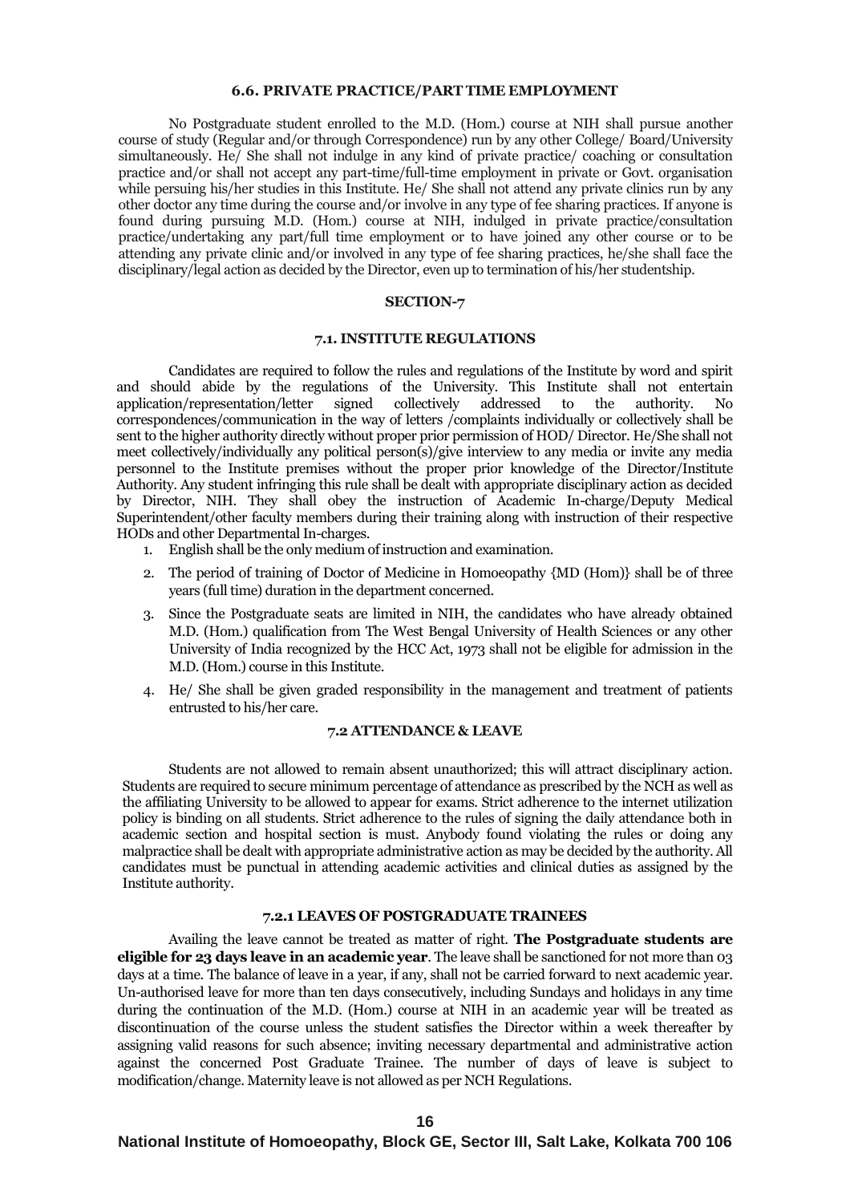### 6.6. PRIVATE PRACTICE/PART TIME EMPLOYMENT

No Postgraduate student enrolled to the M.D. (Hom.) course at NIH shall pursue another course of study (Regular and/or through Correspondence) run by any other College/ Board/University simultaneously. He/ She shall not indulge in any kind of private practice/ coaching or consultation practice and/or shall not accept any part-time/full-time employment in private or Govt. organisation while persuing his/her studies in this Institute. He/ She shall not attend any private clinics run by any other doctor any time during the course and/or involve in any type of fee sharing practices. If anyone is found during pursuing M.D. (Hom.) course at NIH, indulged in private practice/consultation practice/undertaking any part/full time employment or to have joined any other course or to be attending any private clinic and/or involved in any type of fee sharing practices, he/she shall face the disciplinary/legal action as decided by the Director, even up to termination of his/her studentship.

## SECTION-7

### 7.1. INSTITUTE REGULATIONS

Candidates are required to follow the rules and regulations of the Institute by word and spirit and should abide by the regulations of the University. This Institute shall not entertain application/representation/letter signed collectively addressed to the authority. No correspondences/communication in the way of letters /complaints individually or collectively shall be sent to the higher authority directly without proper prior permission of HOD/ Director. He/She shall not meet collectively/individually any political person(s)/give interview to any media or invite any media personnel to the Institute premises without the proper prior knowledge of the Director/Institute Authority. Any student infringing this rule shall be dealt with appropriate disciplinary action as decided by Director, NIH. They shall obey the instruction of Academic In-charge/Deputy Medical Superintendent/other faculty members during their training along with instruction of their respective HODs and other Departmental In-charges.

1. English shall be the only medium of instruction and examination.
2. The period of training of Doctor of Medicine in Homoeopathy {MD (Hom)} shall be of three years (full time) duration in the department concerned.
3. Since the Postgraduate seats are limited in NIH, the candidates who have already obtained M.D. (Hom.) qualification from The West Bengal University of Health Sciences or any other University of India recognized by the HCC Act, 1973 shall not be eligible for admission in the M.D. (Hom.) course in this Institute.
4. He/ She shall be given graded responsibility in the management and treatment of patients entrusted to his/her care.

### 7.2 ATTENDANCE & LEAVE

Students are not allowed to remain absent unauthorized; this will attract disciplinary action. Students are required to secure minimum percentage of attendance as prescribed by the NCH as well as the affiliating University to be allowed to appear for exams. Strict adherence to the internet utilization policy is binding on all students. Strict adherence to the rules of signing the daily attendance both in academic section and hospital section is must. Anybody found violating the rules or doing any malpractice shall be dealt with appropriate administrative action as may be decided by the authority. All candidates must be punctual in attending academic activities and clinical duties as assigned by the Institute authority.

#### 7.2.1 LEAVES OF POSTGRADUATE TRAINEES

Availing the leave cannot be treated as matter of right. **The Postgraduate students are eligible for 23 days leave in an academic year**. The leave shall be sanctioned for not more than 03 days at a time. The balance of leave in a year, if any, shall not be carried forward to next academic year. Un-authorised leave for more than ten days consecutively, including Sundays and holidays in any time during the continuation of the M.D. (Hom.) course at NIH in an academic year will be treated as discontinuation of the course unless the student satisfies the Director within a week thereafter by assigning valid reasons for such absence; inviting necessary departmental and administrative action against the concerned Post Graduate Trainee. The number of days of leave is subject to modification/change. Maternity leave is not allowed as per NCH Regulations.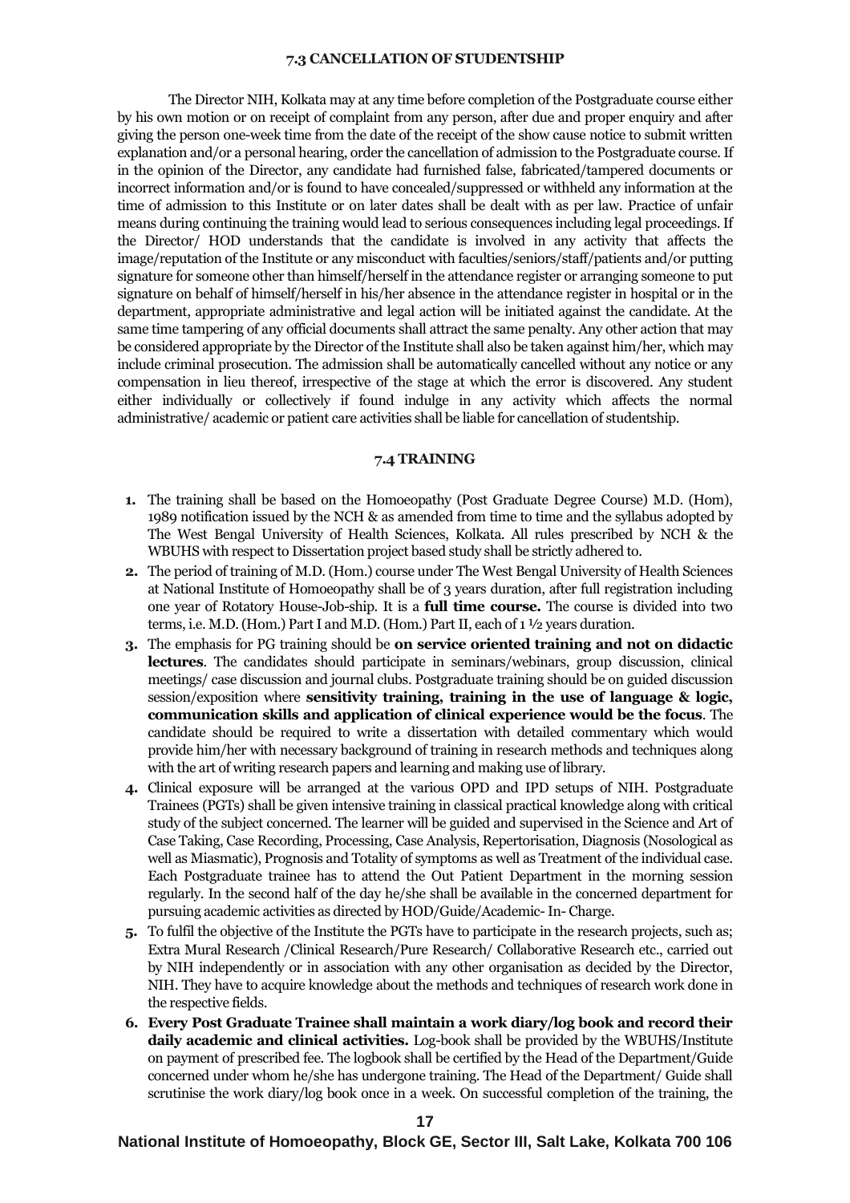### 7.3 CANCELLATION OF STUDENTSHIP

The Director NIH, Kolkata may at any time before completion of the Postgraduate course either by his own motion or on receipt of complaint from any person, after due and proper enquiry and after giving the person one-week time from the date of the receipt of the show cause notice to submit written explanation and/or a personal hearing, order the cancellation of admission to the Postgraduate course. If in the opinion of the Director, any candidate had furnished false, fabricated/tampered documents or incorrect information and/or is found to have concealed/suppressed or withheld any information at the time of admission to this Institute or on later dates shall be dealt with as per law. Practice of unfair means during continuing the training would lead to serious consequences including legal proceedings. If the Director/ HOD understands that the candidate is involved in any activity that affects the image/reputation of the Institute or any misconduct with faculties/seniors/staff/patients and/or putting signature for someone other than himself/herself in the attendance register or arranging someone to put signature on behalf of himself/herself in his/her absence in the attendance register in hospital or in the department, appropriate administrative and legal action will be initiated against the candidate. At the same time tampering of any official documents shall attract the same penalty. Any other action that may be considered appropriate by the Director of the Institute shall also be taken against him/her, which may include criminal prosecution. The admission shall be automatically cancelled without any notice or any compensation in lieu thereof, irrespective of the stage at which the error is discovered. Any student either individually or collectively if found indulge in any activity which affects the normal administrative/ academic or patient care activities shall be liable for cancellation of studentship.

### 7.4 TRAINING

1. The training shall be based on the Homoeopathy (Post Graduate Degree Course) M.D. (Hom), 1989 notification issued by the NCH & as amended from time to time and the syllabus adopted by The West Bengal University of Health Sciences, Kolkata. All rules prescribed by NCH & the WBUHS with respect to Dissertation project based study shall be strictly adhered to.
2. The period of training of M.D. (Hom.) course under The West Bengal University of Health Sciences at National Institute of Homoeopathy shall be of 3 years duration, after full registration including one year of Rotatory House-Job-ship. It is a **full time course.** The course is divided into two terms, i.e. M.D. (Hom.) Part I and M.D. (Hom.) Part II, each of 1 ½ years duration.
3. The emphasis for PG training should be **on service oriented training and not on didactic lectures**. The candidates should participate in seminars/webinars, group discussion, clinical meetings/ case discussion and journal clubs. Postgraduate training should be on guided discussion session/exposition where **sensitivity training, training in the use of language & logic, communication skills and application of clinical experience would be the focus**. The candidate should be required to write a dissertation with detailed commentary which would provide him/her with necessary background of training in research methods and techniques along with the art of writing research papers and learning and making use of library.
4. Clinical exposure will be arranged at the various OPD and IPD setups of NIH. Postgraduate Trainees (PGTs) shall be given intensive training in classical practical knowledge along with critical study of the subject concerned. The learner will be guided and supervised in the Science and Art of Case Taking, Case Recording, Processing, Case Analysis, Repertorisation, Diagnosis (Nosological as well as Miasmatic), Prognosis and Totality of symptoms as well as Treatment of the individual case. Each Postgraduate trainee has to attend the Out Patient Department in the morning session regularly. In the second half of the day he/she shall be available in the concerned department for pursuing academic activities as directed by HOD/Guide/Academic- In- Charge.
5. To fulfil the objective of the Institute the PGTs have to participate in the research projects, such as; Extra Mural Research /Clinical Research/Pure Research/ Collaborative Research etc., carried out by NIH independently or in association with any other organisation as decided by the Director, NIH. They have to acquire knowledge about the methods and techniques of research work done in the respective fields.
6. **Every Post Graduate Trainee shall maintain a work diary/log book and record their daily academic and clinical activities.** Log-book shall be provided by the WBUHS/Institute on payment of prescribed fee. The logbook shall be certified by the Head of the Department/Guide concerned under whom he/she has undergone training. The Head of the Department/ Guide shall scrutinise the work diary/log book once in a week. On successful completion of the training, the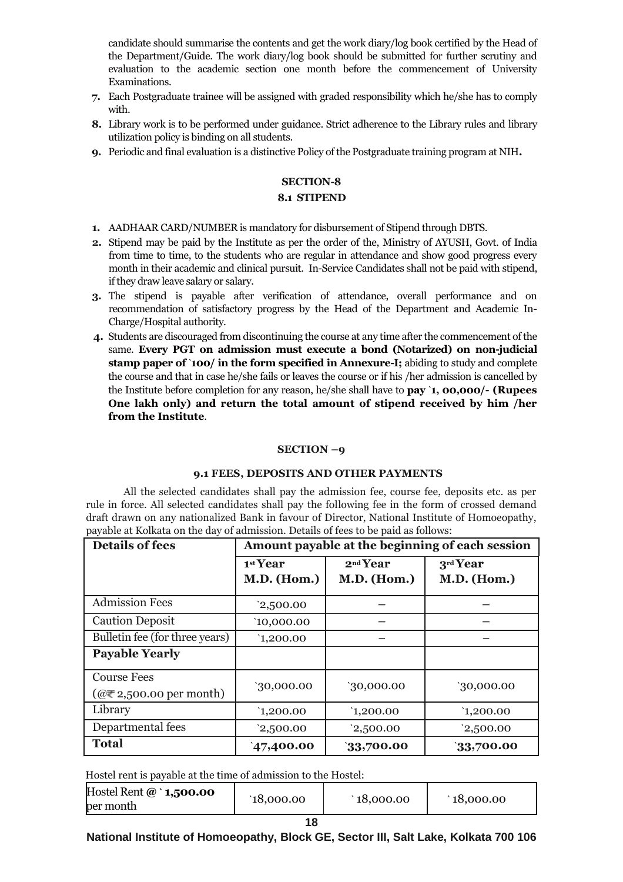candidate should summarise the contents and get the work diary/log book certified by the Head of the Department/Guide. The work diary/log book should be submitted for further scrutiny and evaluation to the academic section one month before the commencement of University Examinations.

7. Each Postgraduate trainee will be assigned with graded responsibility which he/she has to comply with.
8. Library work is to be performed under guidance. Strict adherence to the Library rules and library utilization policy is binding on all students.
9. Periodic and final evaluation is a distinctive Policy of the Postgraduate training program at NIH**.**

## SECTION-8

### 8.1 STIPEND

1. AADHAAR CARD/NUMBER is mandatory for disbursement of Stipend through DBTS.
2. Stipend may be paid by the Institute as per the order of the, Ministry of AYUSH, Govt. of India from time to time, to the students who are regular in attendance and show good progress every month in their academic and clinical pursuit. In-Service Candidates shall not be paid with stipend, if they draw leave salary or salary.
3. The stipend is payable after verification of attendance, overall performance and on recommendation of satisfactory progress by the Head of the Department and Academic In-Charge/Hospital authority.
4. Students are discouraged from discontinuing the course at any time after the commencement of the same. **Every PGT on admission must execute a bond (Notarized) on non-judicial stamp paper of `100/ in the form specified in Annexure-I;** abiding to study and complete the course and that in case he/she fails or leaves the course or if his /her admission is cancelled by the Institute before completion for any reason, he/she shall have to **pay `1, 00,000/- (Rupees One lakh only) and return the total amount of stipend received by him /her from the Institute**.

## SECTION –9

### 9.1 FEES, DEPOSITS AND OTHER PAYMENTS

All the selected candidates shall pay the admission fee, course fee, deposits etc. as per rule in force. All selected candidates shall pay the following fee in the form of crossed demand draft drawn on any nationalized Bank in favour of Director, National Institute of Homoeopathy, payable at Kolkata on the day of admission. Details of fees to be paid as follows:

| **Details of fees** | **Amount payable at the beginning of each session** | | |
|---|---|---|---|
| | **1st Year M.D. (Hom.)** | **2nd Year M.D. (Hom.)** | **3rd Year M.D. (Hom.)** |
| Admission Fees | `2,500.00 | – | – |
| Caution Deposit | `10,000.00 | – | – |
| Bulletin fee (for three years) | `1,200.00 | – | – |
| **Payable Yearly** | | | |
| Course Fees (@₹ 2,500.00 per month) | `30,000.00 | `30,000.00 | `30,000.00 |
| Library | `1,200.00 | `1,200.00 | `1,200.00 |
| Departmental fees | `2,500.00 | `2,500.00 | `2,500.00 |
| **Total** | **`47,400.00** | **`33,700.00** | **`33,700.00** |

Hostel rent is payable at the time of admission to the Hostel:

| Hostel Rent @ ` **1,500.00** per month | `18,000.00 | `18,000.00 | `18,000.00 |
|---|---|---|---|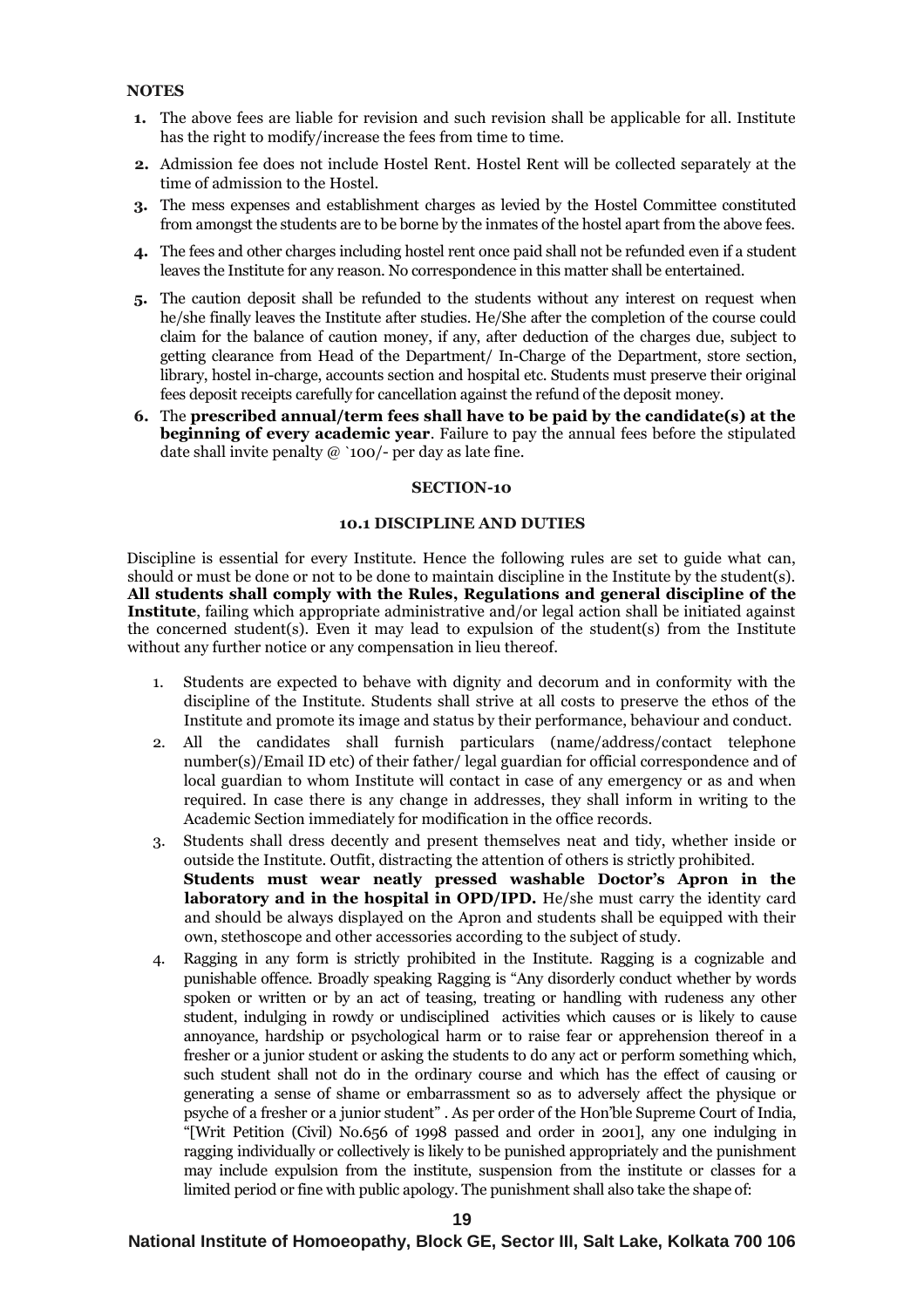**NOTES**

1. The above fees are liable for revision and such revision shall be applicable for all. Institute has the right to modify/increase the fees from time to time.
2. Admission fee does not include Hostel Rent. Hostel Rent will be collected separately at the time of admission to the Hostel.
3. The mess expenses and establishment charges as levied by the Hostel Committee constituted from amongst the students are to be borne by the inmates of the hostel apart from the above fees.
4. The fees and other charges including hostel rent once paid shall not be refunded even if a student leaves the Institute for any reason. No correspondence in this matter shall be entertained.
5. The caution deposit shall be refunded to the students without any interest on request when he/she finally leaves the Institute after studies. He/She after the completion of the course could claim for the balance of caution money, if any, after deduction of the charges due, subject to getting clearance from Head of the Department/ In-Charge of the Department, store section, library, hostel in-charge, accounts section and hospital etc. Students must preserve their original fees deposit receipts carefully for cancellation against the refund of the deposit money.
6. The **prescribed annual/term fees shall have to be paid by the candidate(s) at the beginning of every academic year**. Failure to pay the annual fees before the stipulated date shall invite penalty @ `100/- per day as late fine.

## SECTION-10

### 10.1 DISCIPLINE AND DUTIES

Discipline is essential for every Institute. Hence the following rules are set to guide what can, should or must be done or not to be done to maintain discipline in the Institute by the student(s). **All students shall comply with the Rules, Regulations and general discipline of the Institute**, failing which appropriate administrative and/or legal action shall be initiated against the concerned student(s). Even it may lead to expulsion of the student(s) from the Institute without any further notice or any compensation in lieu thereof.

1. Students are expected to behave with dignity and decorum and in conformity with the discipline of the Institute. Students shall strive at all costs to preserve the ethos of the Institute and promote its image and status by their performance, behaviour and conduct.
2. All the candidates shall furnish particulars (name/address/contact telephone number(s)/Email ID etc) of their father/ legal guardian for official correspondence and of local guardian to whom Institute will contact in case of any emergency or as and when required. In case there is any change in addresses, they shall inform in writing to the Academic Section immediately for modification in the office records.
3. Students shall dress decently and present themselves neat and tidy, whether inside or outside the Institute. Outfit, distracting the attention of others is strictly prohibited. **Students must wear neatly pressed washable Doctor's Apron in the laboratory and in the hospital in OPD/IPD.** He/she must carry the identity card and should be always displayed on the Apron and students shall be equipped with their own, stethoscope and other accessories according to the subject of study.
4. Ragging in any form is strictly prohibited in the Institute. Ragging is a cognizable and punishable offence. Broadly speaking Ragging is "Any disorderly conduct whether by words spoken or written or by an act of teasing, treating or handling with rudeness any other student, indulging in rowdy or undisciplined activities which causes or is likely to cause annoyance, hardship or psychological harm or to raise fear or apprehension thereof in a fresher or a junior student or asking the students to do any act or perform something which, such student shall not do in the ordinary course and which has the effect of causing or generating a sense of shame or embarrassment so as to adversely affect the physique or psyche of a fresher or a junior student" . As per order of the Hon'ble Supreme Court of India, "[Writ Petition (Civil) No.656 of 1998 passed and order in 2001], any one indulging in ragging individually or collectively is likely to be punished appropriately and the punishment may include expulsion from the institute, suspension from the institute or classes for a limited period or fine with public apology. The punishment shall also take the shape of: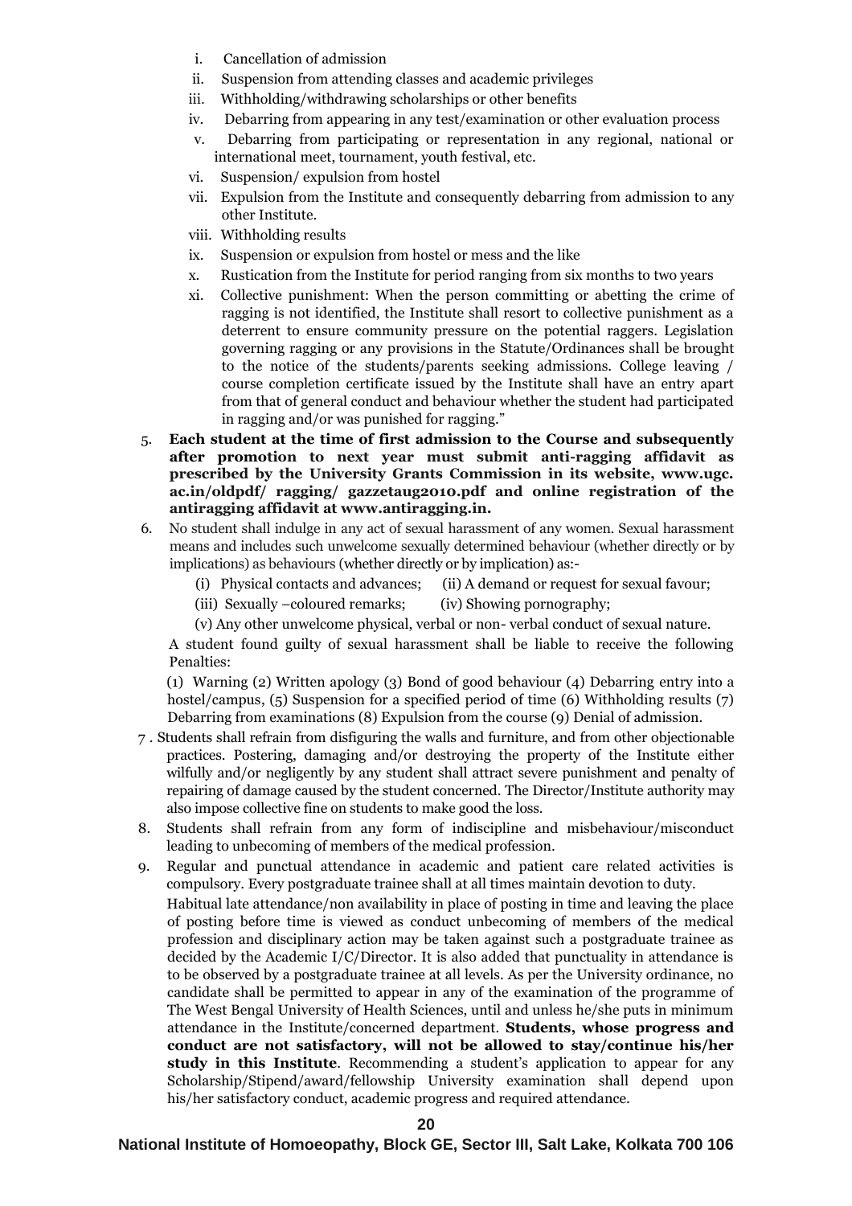i. Cancellation of admission
ii. Suspension from attending classes and academic privileges
iii. Withholding/withdrawing scholarships or other benefits
iv. Debarring from appearing in any test/examination or other evaluation process
v. Debarring from participating or representation in any regional, national or international meet, tournament, youth festival, etc.
vi. Suspension/ expulsion from hostel
vii. Expulsion from the Institute and consequently debarring from admission to any other Institute.
viii. Withholding results
ix. Suspension or expulsion from hostel or mess and the like
x. Rustication from the Institute for period ranging from six months to two years
xi. Collective punishment: When the person committing or abetting the crime of ragging is not identified, the Institute shall resort to collective punishment as a deterrent to ensure community pressure on the potential raggers. Legislation governing ragging or any provisions in the Statute/Ordinances shall be brought to the notice of the students/parents seeking admissions. College leaving / course completion certificate issued by the Institute shall have an entry apart from that of general conduct and behaviour whether the student had participated in ragging and/or was punished for ragging."

5. **Each student at the time of first admission to the Course and subsequently after promotion to next year must submit anti-ragging affidavit as prescribed by the University Grants Commission in its website, www.ugc. ac.in/oldpdf/ ragging/ gazzetaug2010.pdf and online registration of the antiragging affidavit at www.antiragging.in.**

6. No student shall indulge in any act of sexual harassment of any women. Sexual harassment means and includes such unwelcome sexually determined behaviour (whether directly or by implications) as behaviours (whether directly or by implication) as:-

   (i) Physical contacts and advances; (ii) A demand or request for sexual favour;
   (iii) Sexually –coloured remarks; (iv) Showing pornography;
   (v) Any other unwelcome physical, verbal or non- verbal conduct of sexual nature.

   A student found guilty of sexual harassment shall be liable to receive the following Penalties:

   (1) Warning (2) Written apology (3) Bond of good behaviour (4) Debarring entry into a hostel/campus, (5) Suspension for a specified period of time (6) Withholding results (7) Debarring from examinations (8) Expulsion from the course (9) Denial of admission.

7. Students shall refrain from disfiguring the walls and furniture, and from other objectionable practices. Postering, damaging and/or destroying the property of the Institute either wilfully and/or negligently by any student shall attract severe punishment and penalty of repairing of damage caused by the student concerned. The Director/Institute authority may also impose collective fine on students to make good the loss.

8. Students shall refrain from any form of indiscipline and misbehaviour/misconduct leading to unbecoming of members of the medical profession.

9. Regular and punctual attendance in academic and patient care related activities is compulsory. Every postgraduate trainee shall at all times maintain devotion to duty.

   Habitual late attendance/non availability in place of posting in time and leaving the place of posting before time is viewed as conduct unbecoming of members of the medical profession and disciplinary action may be taken against such a postgraduate trainee as decided by the Academic I/C/Director. It is also added that punctuality in attendance is to be observed by a postgraduate trainee at all levels. As per the University ordinance, no candidate shall be permitted to appear in any of the examination of the programme of The West Bengal University of Health Sciences, until and unless he/she puts in minimum attendance in the Institute/concerned department. **Students, whose progress and conduct are not satisfactory, will not be allowed to stay/continue his/her study in this Institute**. Recommending a student's application to appear for any Scholarship/Stipend/award/fellowship University examination shall depend upon his/her satisfactory conduct, academic progress and required attendance.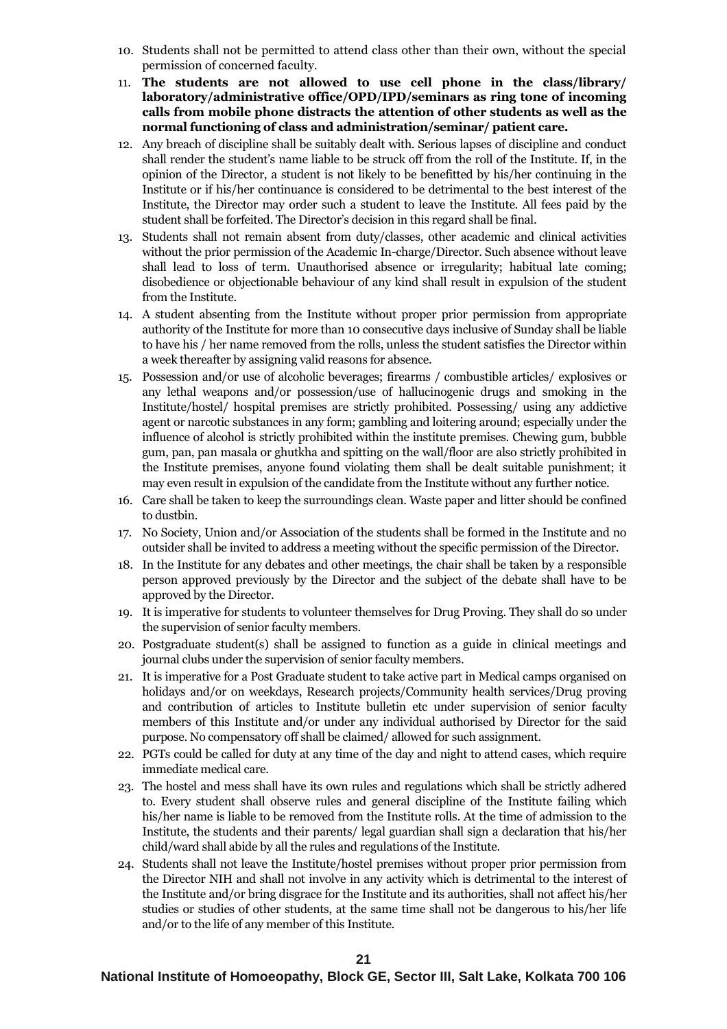10. Students shall not be permitted to attend class other than their own, without the special permission of concerned faculty.
11. **The students are not allowed to use cell phone in the class/library/ laboratory/administrative office/OPD/IPD/seminars as ring tone of incoming calls from mobile phone distracts the attention of other students as well as the normal functioning of class and administration/seminar/ patient care.**
12. Any breach of discipline shall be suitably dealt with. Serious lapses of discipline and conduct shall render the student's name liable to be struck off from the roll of the Institute. If, in the opinion of the Director, a student is not likely to be benefitted by his/her continuing in the Institute or if his/her continuance is considered to be detrimental to the best interest of the Institute, the Director may order such a student to leave the Institute. All fees paid by the student shall be forfeited. The Director's decision in this regard shall be final.
13. Students shall not remain absent from duty/classes, other academic and clinical activities without the prior permission of the Academic In-charge/Director. Such absence without leave shall lead to loss of term. Unauthorised absence or irregularity; habitual late coming; disobedience or objectionable behaviour of any kind shall result in expulsion of the student from the Institute.
14. A student absenting from the Institute without proper prior permission from appropriate authority of the Institute for more than 10 consecutive days inclusive of Sunday shall be liable to have his / her name removed from the rolls, unless the student satisfies the Director within a week thereafter by assigning valid reasons for absence.
15. Possession and/or use of alcoholic beverages; firearms / combustible articles/ explosives or any lethal weapons and/or possession/use of hallucinogenic drugs and smoking in the Institute/hostel/ hospital premises are strictly prohibited. Possessing/ using any addictive agent or narcotic substances in any form; gambling and loitering around; especially under the influence of alcohol is strictly prohibited within the institute premises. Chewing gum, bubble gum, pan, pan masala or ghutkha and spitting on the wall/floor are also strictly prohibited in the Institute premises, anyone found violating them shall be dealt suitable punishment; it may even result in expulsion of the candidate from the Institute without any further notice.
16. Care shall be taken to keep the surroundings clean. Waste paper and litter should be confined to dustbin.
17. No Society, Union and/or Association of the students shall be formed in the Institute and no outsider shall be invited to address a meeting without the specific permission of the Director.
18. In the Institute for any debates and other meetings, the chair shall be taken by a responsible person approved previously by the Director and the subject of the debate shall have to be approved by the Director.
19. It is imperative for students to volunteer themselves for Drug Proving. They shall do so under the supervision of senior faculty members.
20. Postgraduate student(s) shall be assigned to function as a guide in clinical meetings and journal clubs under the supervision of senior faculty members.
21. It is imperative for a Post Graduate student to take active part in Medical camps organised on holidays and/or on weekdays, Research projects/Community health services/Drug proving and contribution of articles to Institute bulletin etc under supervision of senior faculty members of this Institute and/or under any individual authorised by Director for the said purpose. No compensatory off shall be claimed/ allowed for such assignment.
22. PGTs could be called for duty at any time of the day and night to attend cases, which require immediate medical care.
23. The hostel and mess shall have its own rules and regulations which shall be strictly adhered to. Every student shall observe rules and general discipline of the Institute failing which his/her name is liable to be removed from the Institute rolls. At the time of admission to the Institute, the students and their parents/ legal guardian shall sign a declaration that his/her child/ward shall abide by all the rules and regulations of the Institute.
24. Students shall not leave the Institute/hostel premises without proper prior permission from the Director NIH and shall not involve in any activity which is detrimental to the interest of the Institute and/or bring disgrace for the Institute and its authorities, shall not affect his/her studies or studies of other students, at the same time shall not be dangerous to his/her life and/or to the life of any member of this Institute.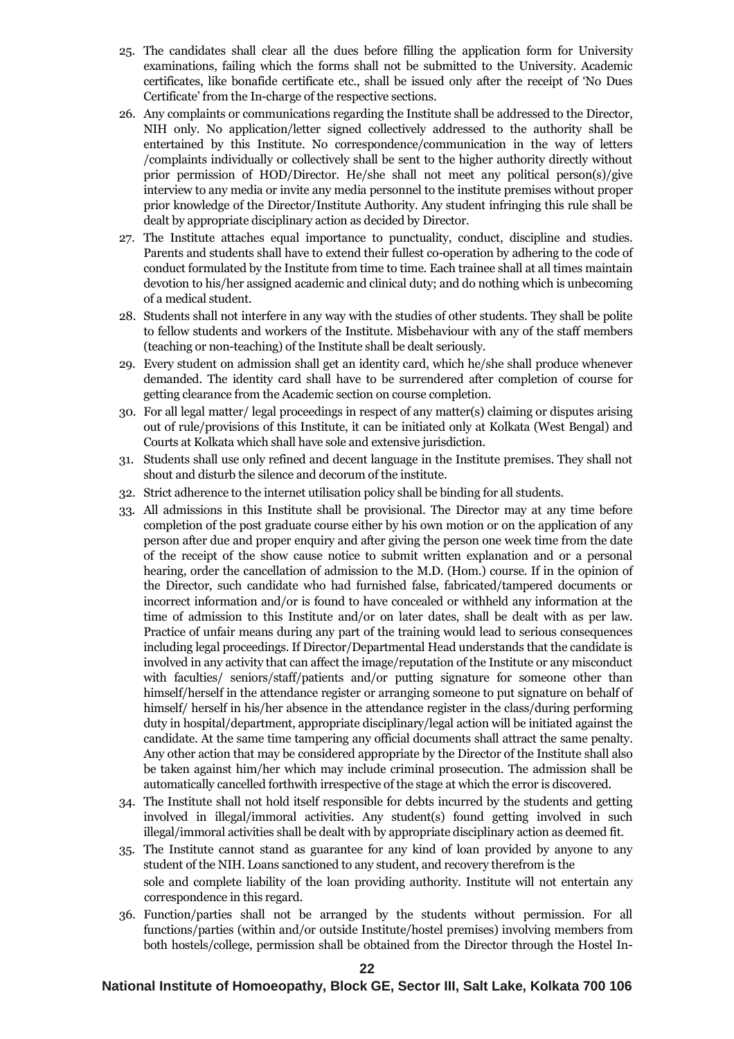25. The candidates shall clear all the dues before filling the application form for University examinations, failing which the forms shall not be submitted to the University. Academic certificates, like bonafide certificate etc., shall be issued only after the receipt of 'No Dues Certificate' from the In-charge of the respective sections.
26. Any complaints or communications regarding the Institute shall be addressed to the Director, NIH only. No application/letter signed collectively addressed to the authority shall be entertained by this Institute. No correspondence/communication in the way of letters /complaints individually or collectively shall be sent to the higher authority directly without prior permission of HOD/Director. He/she shall not meet any political person(s)/give interview to any media or invite any media personnel to the institute premises without proper prior knowledge of the Director/Institute Authority. Any student infringing this rule shall be dealt by appropriate disciplinary action as decided by Director.
27. The Institute attaches equal importance to punctuality, conduct, discipline and studies. Parents and students shall have to extend their fullest co-operation by adhering to the code of conduct formulated by the Institute from time to time. Each trainee shall at all times maintain devotion to his/her assigned academic and clinical duty; and do nothing which is unbecoming of a medical student.
28. Students shall not interfere in any way with the studies of other students. They shall be polite to fellow students and workers of the Institute. Misbehaviour with any of the staff members (teaching or non-teaching) of the Institute shall be dealt seriously.
29. Every student on admission shall get an identity card, which he/she shall produce whenever demanded. The identity card shall have to be surrendered after completion of course for getting clearance from the Academic section on course completion.
30. For all legal matter/ legal proceedings in respect of any matter(s) claiming or disputes arising out of rule/provisions of this Institute, it can be initiated only at Kolkata (West Bengal) and Courts at Kolkata which shall have sole and extensive jurisdiction.
31. Students shall use only refined and decent language in the Institute premises. They shall not shout and disturb the silence and decorum of the institute.
32. Strict adherence to the internet utilisation policy shall be binding for all students.
33. All admissions in this Institute shall be provisional. The Director may at any time before completion of the post graduate course either by his own motion or on the application of any person after due and proper enquiry and after giving the person one week time from the date of the receipt of the show cause notice to submit written explanation and or a personal hearing, order the cancellation of admission to the M.D. (Hom.) course. If in the opinion of the Director, such candidate who had furnished false, fabricated/tampered documents or incorrect information and/or is found to have concealed or withheld any information at the time of admission to this Institute and/or on later dates, shall be dealt with as per law. Practice of unfair means during any part of the training would lead to serious consequences including legal proceedings. If Director/Departmental Head understands that the candidate is involved in any activity that can affect the image/reputation of the Institute or any misconduct with faculties/ seniors/staff/patients and/or putting signature for someone other than himself/herself in the attendance register or arranging someone to put signature on behalf of himself/ herself in his/her absence in the attendance register in the class/during performing duty in hospital/department, appropriate disciplinary/legal action will be initiated against the candidate. At the same time tampering any official documents shall attract the same penalty. Any other action that may be considered appropriate by the Director of the Institute shall also be taken against him/her which may include criminal prosecution. The admission shall be automatically cancelled forthwith irrespective of the stage at which the error is discovered.
34. The Institute shall not hold itself responsible for debts incurred by the students and getting involved in illegal/immoral activities. Any student(s) found getting involved in such illegal/immoral activities shall be dealt with by appropriate disciplinary action as deemed fit.
35. The Institute cannot stand as guarantee for any kind of loan provided by anyone to any student of the NIH. Loans sanctioned to any student, and recovery therefrom is the sole and complete liability of the loan providing authority. Institute will not entertain any correspondence in this regard.
36. Function/parties shall not be arranged by the students without permission. For all functions/parties (within and/or outside Institute/hostel premises) involving members from both hostels/college, permission shall be obtained from the Director through the Hostel In-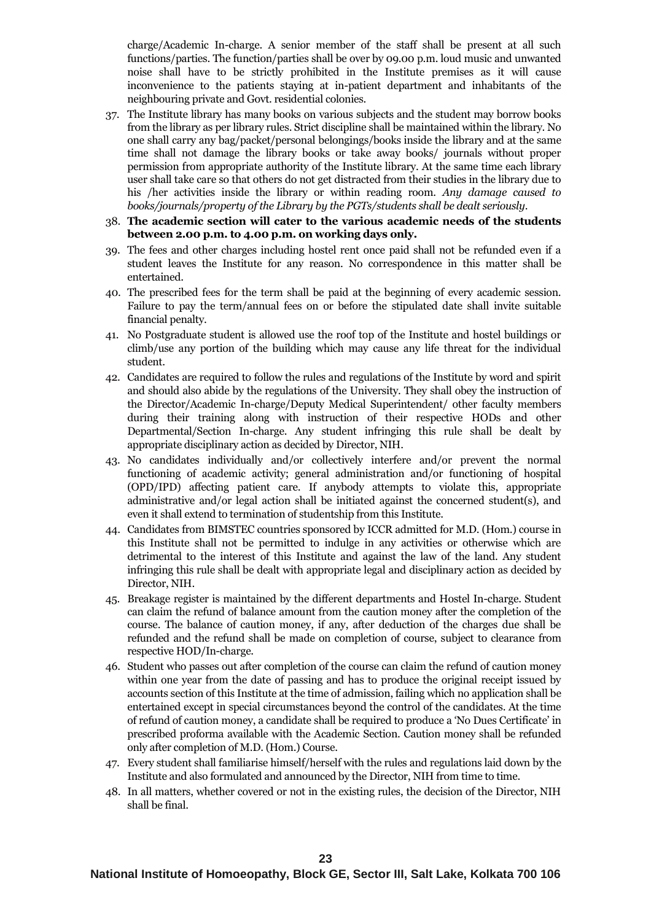charge/Academic In-charge. A senior member of the staff shall be present at all such functions/parties. The function/parties shall be over by 09.00 p.m. loud music and unwanted noise shall have to be strictly prohibited in the Institute premises as it will cause inconvenience to the patients staying at in-patient department and inhabitants of the neighbouring private and Govt. residential colonies.

37. The Institute library has many books on various subjects and the student may borrow books from the library as per library rules. Strict discipline shall be maintained within the library. No one shall carry any bag/packet/personal belongings/books inside the library and at the same time shall not damage the library books or take away books/ journals without proper permission from appropriate authority of the Institute library. At the same time each library user shall take care so that others do not get distracted from their studies in the library due to his /her activities inside the library or within reading room. *Any damage caused to books/journals/property of the Library by the PGTs/students shall be dealt seriously.*
38. **The academic section will cater to the various academic needs of the students between 2.00 p.m. to 4.00 p.m. on working days only.**
39. The fees and other charges including hostel rent once paid shall not be refunded even if a student leaves the Institute for any reason. No correspondence in this matter shall be entertained.
40. The prescribed fees for the term shall be paid at the beginning of every academic session. Failure to pay the term/annual fees on or before the stipulated date shall invite suitable financial penalty.
41. No Postgraduate student is allowed use the roof top of the Institute and hostel buildings or climb/use any portion of the building which may cause any life threat for the individual student.
42. Candidates are required to follow the rules and regulations of the Institute by word and spirit and should also abide by the regulations of the University. They shall obey the instruction of the Director/Academic In-charge/Deputy Medical Superintendent/ other faculty members during their training along with instruction of their respective HODs and other Departmental/Section In-charge. Any student infringing this rule shall be dealt by appropriate disciplinary action as decided by Director, NIH.
43. No candidates individually and/or collectively interfere and/or prevent the normal functioning of academic activity; general administration and/or functioning of hospital (OPD/IPD) affecting patient care. If anybody attempts to violate this, appropriate administrative and/or legal action shall be initiated against the concerned student(s), and even it shall extend to termination of studentship from this Institute.
44. Candidates from BIMSTEC countries sponsored by ICCR admitted for M.D. (Hom.) course in this Institute shall not be permitted to indulge in any activities or otherwise which are detrimental to the interest of this Institute and against the law of the land. Any student infringing this rule shall be dealt with appropriate legal and disciplinary action as decided by Director, NIH.
45. Breakage register is maintained by the different departments and Hostel In-charge. Student can claim the refund of balance amount from the caution money after the completion of the course. The balance of caution money, if any, after deduction of the charges due shall be refunded and the refund shall be made on completion of course, subject to clearance from respective HOD/In-charge.
46. Student who passes out after completion of the course can claim the refund of caution money within one year from the date of passing and has to produce the original receipt issued by accounts section of this Institute at the time of admission, failing which no application shall be entertained except in special circumstances beyond the control of the candidates. At the time of refund of caution money, a candidate shall be required to produce a 'No Dues Certificate' in prescribed proforma available with the Academic Section. Caution money shall be refunded only after completion of M.D. (Hom.) Course.
47. Every student shall familiarise himself/herself with the rules and regulations laid down by the Institute and also formulated and announced by the Director, NIH from time to time.
48. In all matters, whether covered or not in the existing rules, the decision of the Director, NIH shall be final.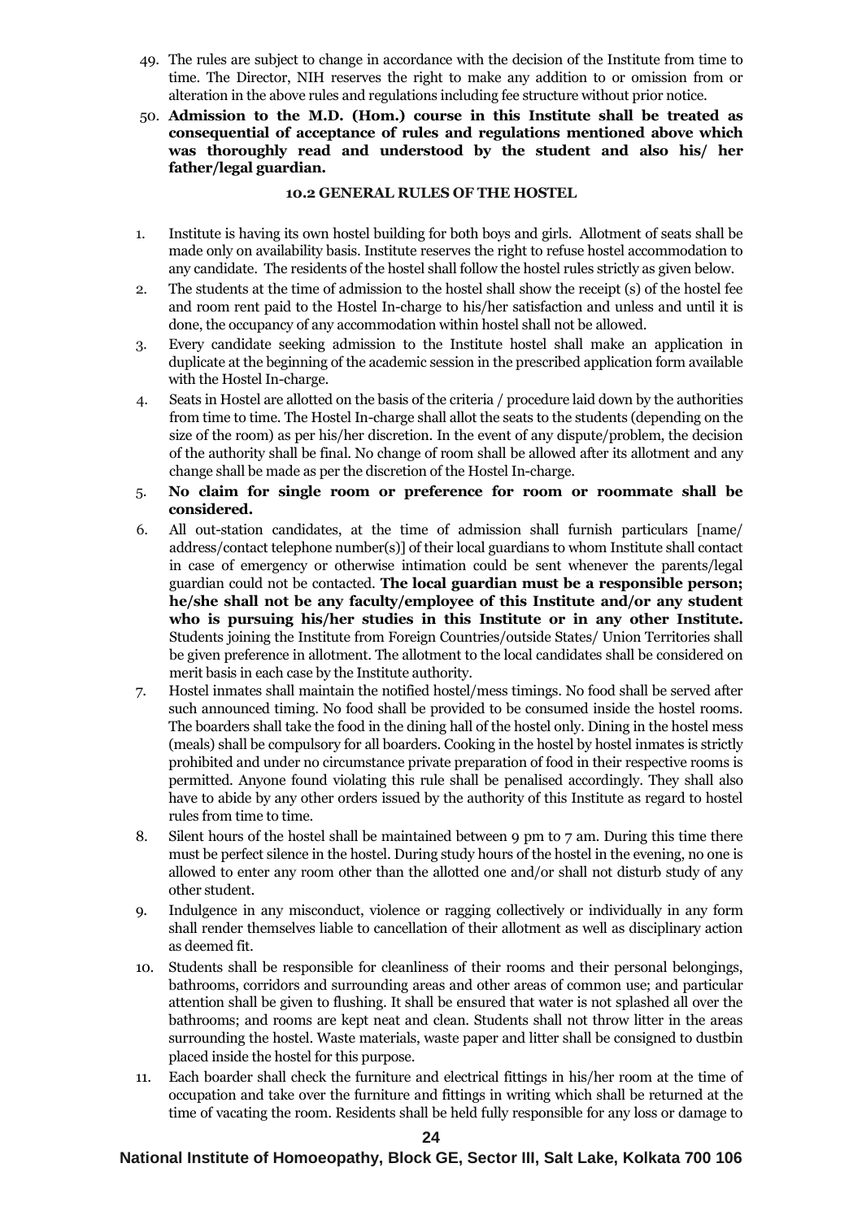49. The rules are subject to change in accordance with the decision of the Institute from time to time. The Director, NIH reserves the right to make any addition to or omission from or alteration in the above rules and regulations including fee structure without prior notice.
50. **Admission to the M.D. (Hom.) course in this Institute shall be treated as consequential of acceptance of rules and regulations mentioned above which was thoroughly read and understood by the student and also his/ her father/legal guardian.**

### 10.2 GENERAL RULES OF THE HOSTEL

1. Institute is having its own hostel building for both boys and girls. Allotment of seats shall be made only on availability basis. Institute reserves the right to refuse hostel accommodation to any candidate. The residents of the hostel shall follow the hostel rules strictly as given below.
2. The students at the time of admission to the hostel shall show the receipt (s) of the hostel fee and room rent paid to the Hostel In-charge to his/her satisfaction and unless and until it is done, the occupancy of any accommodation within hostel shall not be allowed.
3. Every candidate seeking admission to the Institute hostel shall make an application in duplicate at the beginning of the academic session in the prescribed application form available with the Hostel In-charge.
4. Seats in Hostel are allotted on the basis of the criteria / procedure laid down by the authorities from time to time. The Hostel In-charge shall allot the seats to the students (depending on the size of the room) as per his/her discretion. In the event of any dispute/problem, the decision of the authority shall be final. No change of room shall be allowed after its allotment and any change shall be made as per the discretion of the Hostel In-charge.
5. **No claim for single room or preference for room or roommate shall be considered.**
6. All out-station candidates, at the time of admission shall furnish particulars [name/ address/contact telephone number(s)] of their local guardians to whom Institute shall contact in case of emergency or otherwise intimation could be sent whenever the parents/legal guardian could not be contacted. **The local guardian must be a responsible person; he/she shall not be any faculty/employee of this Institute and/or any student who is pursuing his/her studies in this Institute or in any other Institute.** Students joining the Institute from Foreign Countries/outside States/ Union Territories shall be given preference in allotment. The allotment to the local candidates shall be considered on merit basis in each case by the Institute authority.
7. Hostel inmates shall maintain the notified hostel/mess timings. No food shall be served after such announced timing. No food shall be provided to be consumed inside the hostel rooms. The boarders shall take the food in the dining hall of the hostel only. Dining in the hostel mess (meals) shall be compulsory for all boarders. Cooking in the hostel by hostel inmates is strictly prohibited and under no circumstance private preparation of food in their respective rooms is permitted. Anyone found violating this rule shall be penalised accordingly. They shall also have to abide by any other orders issued by the authority of this Institute as regard to hostel rules from time to time.
8. Silent hours of the hostel shall be maintained between 9 pm to 7 am. During this time there must be perfect silence in the hostel. During study hours of the hostel in the evening, no one is allowed to enter any room other than the allotted one and/or shall not disturb study of any other student.
9. Indulgence in any misconduct, violence or ragging collectively or individually in any form shall render themselves liable to cancellation of their allotment as well as disciplinary action as deemed fit.
10. Students shall be responsible for cleanliness of their rooms and their personal belongings, bathrooms, corridors and surrounding areas and other areas of common use; and particular attention shall be given to flushing. It shall be ensured that water is not splashed all over the bathrooms; and rooms are kept neat and clean. Students shall not throw litter in the areas surrounding the hostel. Waste materials, waste paper and litter shall be consigned to dustbin placed inside the hostel for this purpose.
11. Each boarder shall check the furniture and electrical fittings in his/her room at the time of occupation and take over the furniture and fittings in writing which shall be returned at the time of vacating the room. Residents shall be held fully responsible for any loss or damage to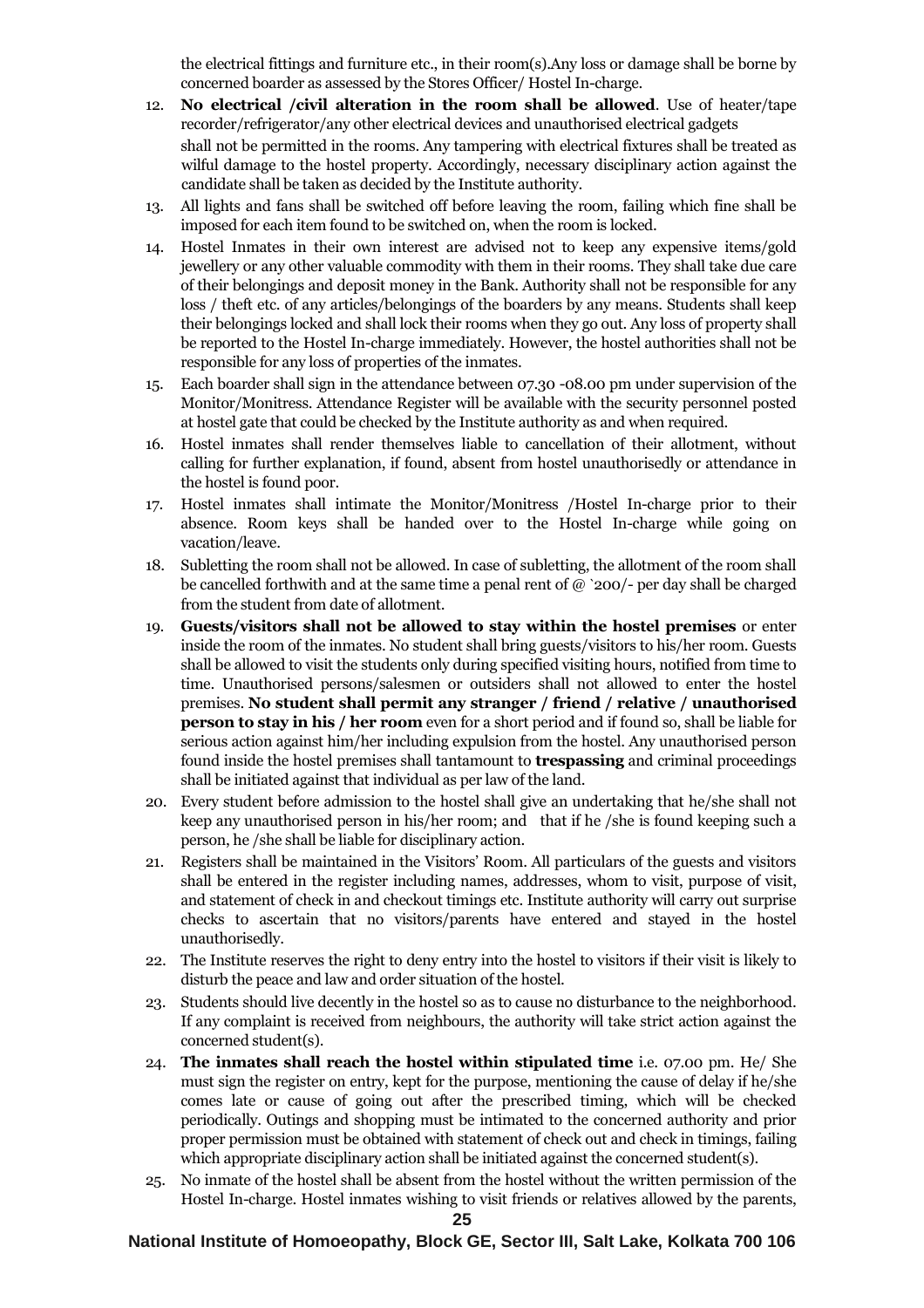the electrical fittings and furniture etc., in their room(s).Any loss or damage shall be borne by concerned boarder as assessed by the Stores Officer/ Hostel In-charge.

12. **No electrical /civil alteration in the room shall be allowed**. Use of heater/tape recorder/refrigerator/any other electrical devices and unauthorised electrical gadgets shall not be permitted in the rooms. Any tampering with electrical fixtures shall be treated as wilful damage to the hostel property. Accordingly, necessary disciplinary action against the candidate shall be taken as decided by the Institute authority.
13. All lights and fans shall be switched off before leaving the room, failing which fine shall be imposed for each item found to be switched on, when the room is locked.
14. Hostel Inmates in their own interest are advised not to keep any expensive items/gold jewellery or any other valuable commodity with them in their rooms. They shall take due care of their belongings and deposit money in the Bank. Authority shall not be responsible for any loss / theft etc. of any articles/belongings of the boarders by any means. Students shall keep their belongings locked and shall lock their rooms when they go out. Any loss of property shall be reported to the Hostel In-charge immediately. However, the hostel authorities shall not be responsible for any loss of properties of the inmates.
15. Each boarder shall sign in the attendance between 07.30 -08.00 pm under supervision of the Monitor/Monitress. Attendance Register will be available with the security personnel posted at hostel gate that could be checked by the Institute authority as and when required.
16. Hostel inmates shall render themselves liable to cancellation of their allotment, without calling for further explanation, if found, absent from hostel unauthorisedly or attendance in the hostel is found poor.
17. Hostel inmates shall intimate the Monitor/Monitress /Hostel In-charge prior to their absence. Room keys shall be handed over to the Hostel In-charge while going on vacation/leave.
18. Subletting the room shall not be allowed. In case of subletting, the allotment of the room shall be cancelled forthwith and at the same time a penal rent of @ `200/- per day shall be charged from the student from date of allotment.
19. **Guests/visitors shall not be allowed to stay within the hostel premises** or enter inside the room of the inmates. No student shall bring guests/visitors to his/her room. Guests shall be allowed to visit the students only during specified visiting hours, notified from time to time. Unauthorised persons/salesmen or outsiders shall not allowed to enter the hostel premises. **No student shall permit any stranger / friend / relative / unauthorised person to stay in his / her room** even for a short period and if found so, shall be liable for serious action against him/her including expulsion from the hostel. Any unauthorised person found inside the hostel premises shall tantamount to **trespassing** and criminal proceedings shall be initiated against that individual as per law of the land.
20. Every student before admission to the hostel shall give an undertaking that he/she shall not keep any unauthorised person in his/her room; and that if he /she is found keeping such a person, he /she shall be liable for disciplinary action.
21. Registers shall be maintained in the Visitors' Room. All particulars of the guests and visitors shall be entered in the register including names, addresses, whom to visit, purpose of visit, and statement of check in and checkout timings etc. Institute authority will carry out surprise checks to ascertain that no visitors/parents have entered and stayed in the hostel unauthorisedly.
22. The Institute reserves the right to deny entry into the hostel to visitors if their visit is likely to disturb the peace and law and order situation of the hostel.
23. Students should live decently in the hostel so as to cause no disturbance to the neighborhood. If any complaint is received from neighbours, the authority will take strict action against the concerned student(s).
24. **The inmates shall reach the hostel within stipulated time** i.e. 07.00 pm. He/ She must sign the register on entry, kept for the purpose, mentioning the cause of delay if he/she comes late or cause of going out after the prescribed timing, which will be checked periodically. Outings and shopping must be intimated to the concerned authority and prior proper permission must be obtained with statement of check out and check in timings, failing which appropriate disciplinary action shall be initiated against the concerned student(s).
25. No inmate of the hostel shall be absent from the hostel without the written permission of the Hostel In-charge. Hostel inmates wishing to visit friends or relatives allowed by the parents,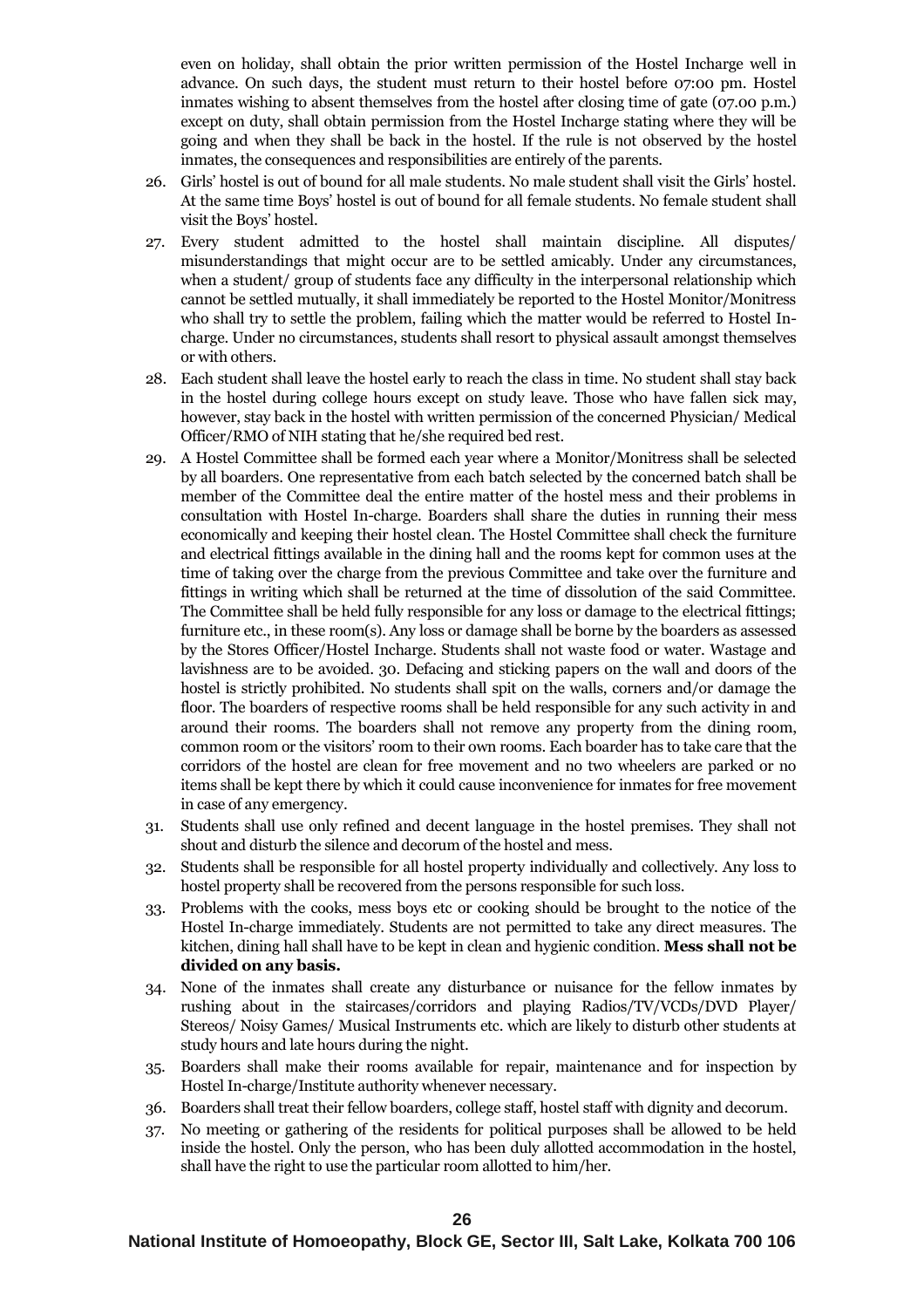even on holiday, shall obtain the prior written permission of the Hostel Incharge well in advance. On such days, the student must return to their hostel before 07:00 pm. Hostel inmates wishing to absent themselves from the hostel after closing time of gate (07.00 p.m.) except on duty, shall obtain permission from the Hostel Incharge stating where they will be going and when they shall be back in the hostel. If the rule is not observed by the hostel inmates, the consequences and responsibilities are entirely of the parents.

26. Girls' hostel is out of bound for all male students. No male student shall visit the Girls' hostel. At the same time Boys' hostel is out of bound for all female students. No female student shall visit the Boys' hostel.
27. Every student admitted to the hostel shall maintain discipline. All disputes/ misunderstandings that might occur are to be settled amicably. Under any circumstances, when a student/ group of students face any difficulty in the interpersonal relationship which cannot be settled mutually, it shall immediately be reported to the Hostel Monitor/Monitress who shall try to settle the problem, failing which the matter would be referred to Hostel In-charge. Under no circumstances, students shall resort to physical assault amongst themselves or with others.
28. Each student shall leave the hostel early to reach the class in time. No student shall stay back in the hostel during college hours except on study leave. Those who have fallen sick may, however, stay back in the hostel with written permission of the concerned Physician/ Medical Officer/RMO of NIH stating that he/she required bed rest.
29. A Hostel Committee shall be formed each year where a Monitor/Monitress shall be selected by all boarders. One representative from each batch selected by the concerned batch shall be member of the Committee deal the entire matter of the hostel mess and their problems in consultation with Hostel In-charge. Boarders shall share the duties in running their mess economically and keeping their hostel clean. The Hostel Committee shall check the furniture and electrical fittings available in the dining hall and the rooms kept for common uses at the time of taking over the charge from the previous Committee and take over the furniture and fittings in writing which shall be returned at the time of dissolution of the said Committee. The Committee shall be held fully responsible for any loss or damage to the electrical fittings; furniture etc., in these room(s). Any loss or damage shall be borne by the boarders as assessed by the Stores Officer/Hostel Incharge. Students shall not waste food or water. Wastage and lavishness are to be avoided. 30. Defacing and sticking papers on the wall and doors of the hostel is strictly prohibited. No students shall spit on the walls, corners and/or damage the floor. The boarders of respective rooms shall be held responsible for any such activity in and around their rooms. The boarders shall not remove any property from the dining room, common room or the visitors' room to their own rooms. Each boarder has to take care that the corridors of the hostel are clean for free movement and no two wheelers are parked or no items shall be kept there by which it could cause inconvenience for inmates for free movement in case of any emergency.
31. Students shall use only refined and decent language in the hostel premises. They shall not shout and disturb the silence and decorum of the hostel and mess.
32. Students shall be responsible for all hostel property individually and collectively. Any loss to hostel property shall be recovered from the persons responsible for such loss.
33. Problems with the cooks, mess boys etc or cooking should be brought to the notice of the Hostel In-charge immediately. Students are not permitted to take any direct measures. The kitchen, dining hall shall have to be kept in clean and hygienic condition. **Mess shall not be divided on any basis.**
34. None of the inmates shall create any disturbance or nuisance for the fellow inmates by rushing about in the staircases/corridors and playing Radios/TV/VCDs/DVD Player/ Stereos/ Noisy Games/ Musical Instruments etc. which are likely to disturb other students at study hours and late hours during the night.
35. Boarders shall make their rooms available for repair, maintenance and for inspection by Hostel In-charge/Institute authority whenever necessary.
36. Boarders shall treat their fellow boarders, college staff, hostel staff with dignity and decorum.
37. No meeting or gathering of the residents for political purposes shall be allowed to be held inside the hostel. Only the person, who has been duly allotted accommodation in the hostel, shall have the right to use the particular room allotted to him/her.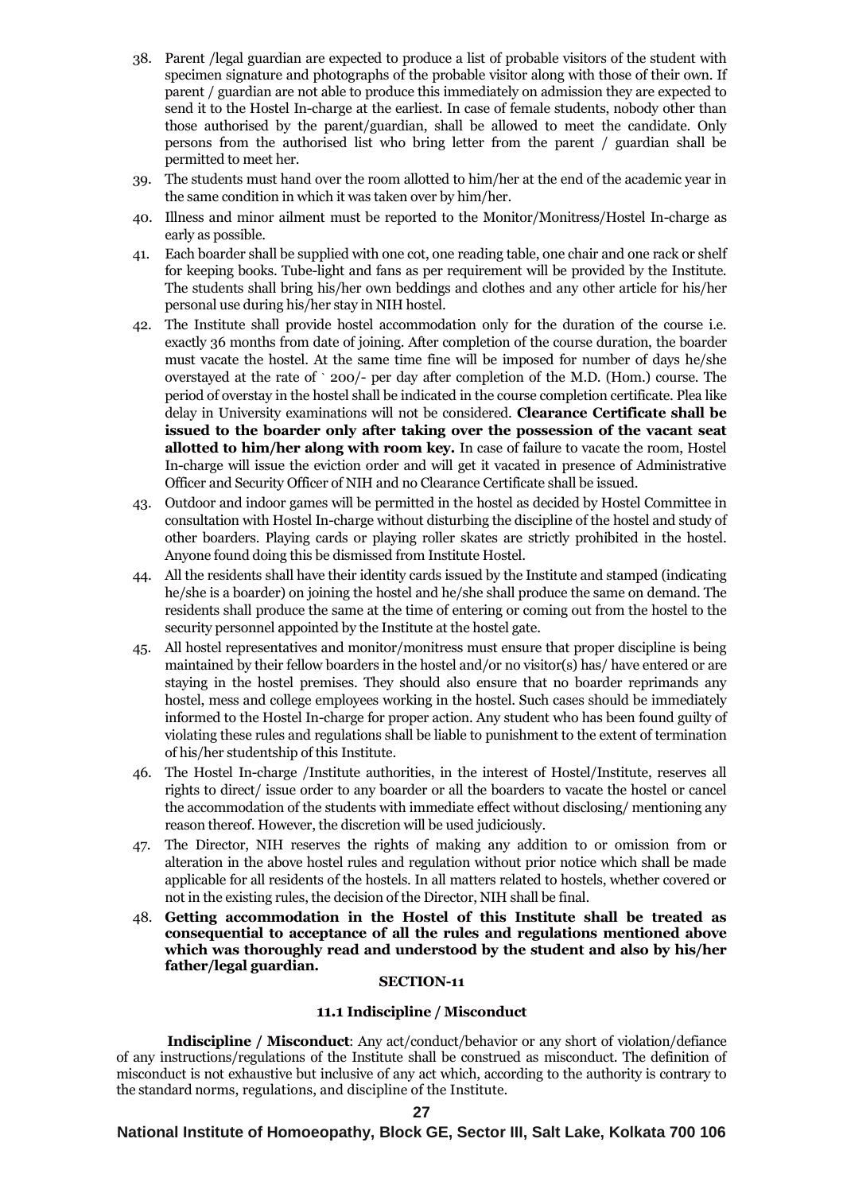38. Parent /legal guardian are expected to produce a list of probable visitors of the student with specimen signature and photographs of the probable visitor along with those of their own. If parent / guardian are not able to produce this immediately on admission they are expected to send it to the Hostel In-charge at the earliest. In case of female students, nobody other than those authorised by the parent/guardian, shall be allowed to meet the candidate. Only persons from the authorised list who bring letter from the parent / guardian shall be permitted to meet her.
39. The students must hand over the room allotted to him/her at the end of the academic year in the same condition in which it was taken over by him/her.
40. Illness and minor ailment must be reported to the Monitor/Monitress/Hostel In-charge as early as possible.
41. Each boarder shall be supplied with one cot, one reading table, one chair and one rack or shelf for keeping books. Tube-light and fans as per requirement will be provided by the Institute. The students shall bring his/her own beddings and clothes and any other article for his/her personal use during his/her stay in NIH hostel.
42. The Institute shall provide hostel accommodation only for the duration of the course i.e. exactly 36 months from date of joining. After completion of the course duration, the boarder must vacate the hostel. At the same time fine will be imposed for number of days he/she overstayed at the rate of ` 200/- per day after completion of the M.D. (Hom.) course. The period of overstay in the hostel shall be indicated in the course completion certificate. Plea like delay in University examinations will not be considered. **Clearance Certificate shall be issued to the boarder only after taking over the possession of the vacant seat allotted to him/her along with room key.** In case of failure to vacate the room, Hostel In-charge will issue the eviction order and will get it vacated in presence of Administrative Officer and Security Officer of NIH and no Clearance Certificate shall be issued.
43. Outdoor and indoor games will be permitted in the hostel as decided by Hostel Committee in consultation with Hostel In-charge without disturbing the discipline of the hostel and study of other boarders. Playing cards or playing roller skates are strictly prohibited in the hostel. Anyone found doing this be dismissed from Institute Hostel.
44. All the residents shall have their identity cards issued by the Institute and stamped (indicating he/she is a boarder) on joining the hostel and he/she shall produce the same on demand. The residents shall produce the same at the time of entering or coming out from the hostel to the security personnel appointed by the Institute at the hostel gate.
45. All hostel representatives and monitor/monitress must ensure that proper discipline is being maintained by their fellow boarders in the hostel and/or no visitor(s) has/ have entered or are staying in the hostel premises. They should also ensure that no boarder reprimands any hostel, mess and college employees working in the hostel. Such cases should be immediately informed to the Hostel In-charge for proper action. Any student who has been found guilty of violating these rules and regulations shall be liable to punishment to the extent of termination of his/her studentship of this Institute.
46. The Hostel In-charge /Institute authorities, in the interest of Hostel/Institute, reserves all rights to direct/ issue order to any boarder or all the boarders to vacate the hostel or cancel the accommodation of the students with immediate effect without disclosing/ mentioning any reason thereof. However, the discretion will be used judiciously.
47. The Director, NIH reserves the rights of making any addition to or omission from or alteration in the above hostel rules and regulation without prior notice which shall be made applicable for all residents of the hostels. In all matters related to hostels, whether covered or not in the existing rules, the decision of the Director, NIH shall be final.
48. **Getting accommodation in the Hostel of this Institute shall be treated as consequential to acceptance of all the rules and regulations mentioned above which was thoroughly read and understood by the student and also by his/her father/legal guardian.**

## SECTION-11

### 11.1 Indiscipline / Misconduct

**Indiscipline / Misconduct**: Any act/conduct/behavior or any short of violation/defiance of any instructions/regulations of the Institute shall be construed as misconduct. The definition of misconduct is not exhaustive but inclusive of any act which, according to the authority is contrary to the standard norms, regulations, and discipline of the Institute.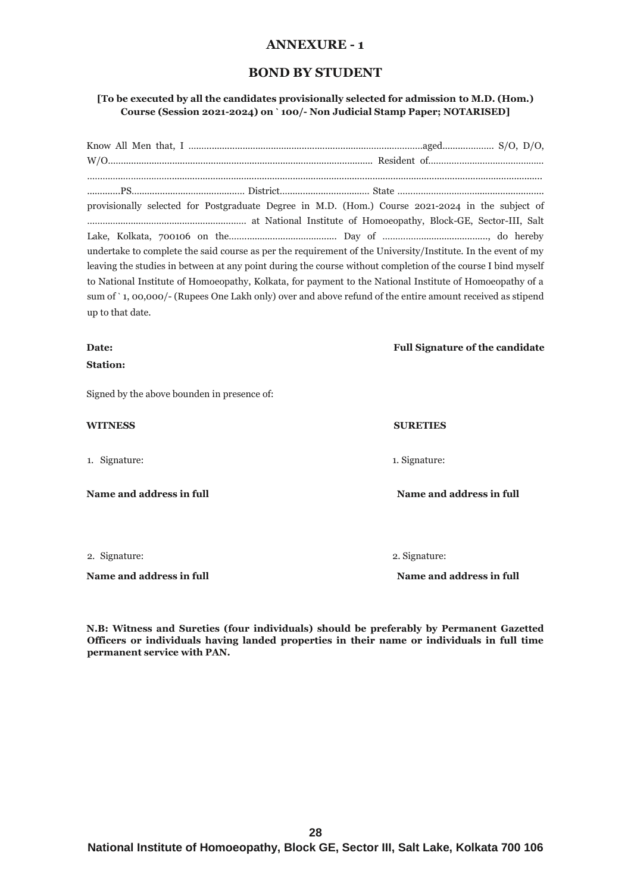## ANNEXURE - 1

## BOND BY STUDENT

**[To be executed by all the candidates provisionally selected for admission to M.D. (Hom.) Course (Session 2021-2024) on ` 100/- Non Judicial Stamp Paper; NOTARISED]**

Know All Men that, I ..........................................................................................aged.................... S/O, D/O, W/O...................................................................................................... Resident of............................................ .............................................................................................................................................................................. .............PS........................................... District.................................. State ........................................................ provisionally selected for Postgraduate Degree in M.D. (Hom.) Course 2021-2024 in the subject of ............................................................. at National Institute of Homoeopathy, Block-GE, Sector-III, Salt Lake, Kolkata, 700106 on the.......................................... Day of ........................................., do hereby undertake to complete the said course as per the requirement of the University/Institute. In the event of my leaving the studies in between at any point during the course without completion of the course I bind myself to National Institute of Homoeopathy, Kolkata, for payment to the National Institute of Homoeopathy of a sum of ` 1, 00,000/- (Rupees One Lakh only) over and above refund of the entire amount received as stipend up to that date.

**Date:** **Full Signature of the candidate**

**Station:**

Signed by the above bounden in presence of:

**WITNESS**

1. Signature:

**Name and address in full**

2. Signature:

**Name and address in full**

**SURETIES**

1. Signature:

**Name and address in full**

2. Signature:

**Name and address in full**

**N.B: Witness and Sureties (four individuals) should be preferably by Permanent Gazetted Officers or individuals having landed properties in their name or individuals in full time permanent service with PAN.**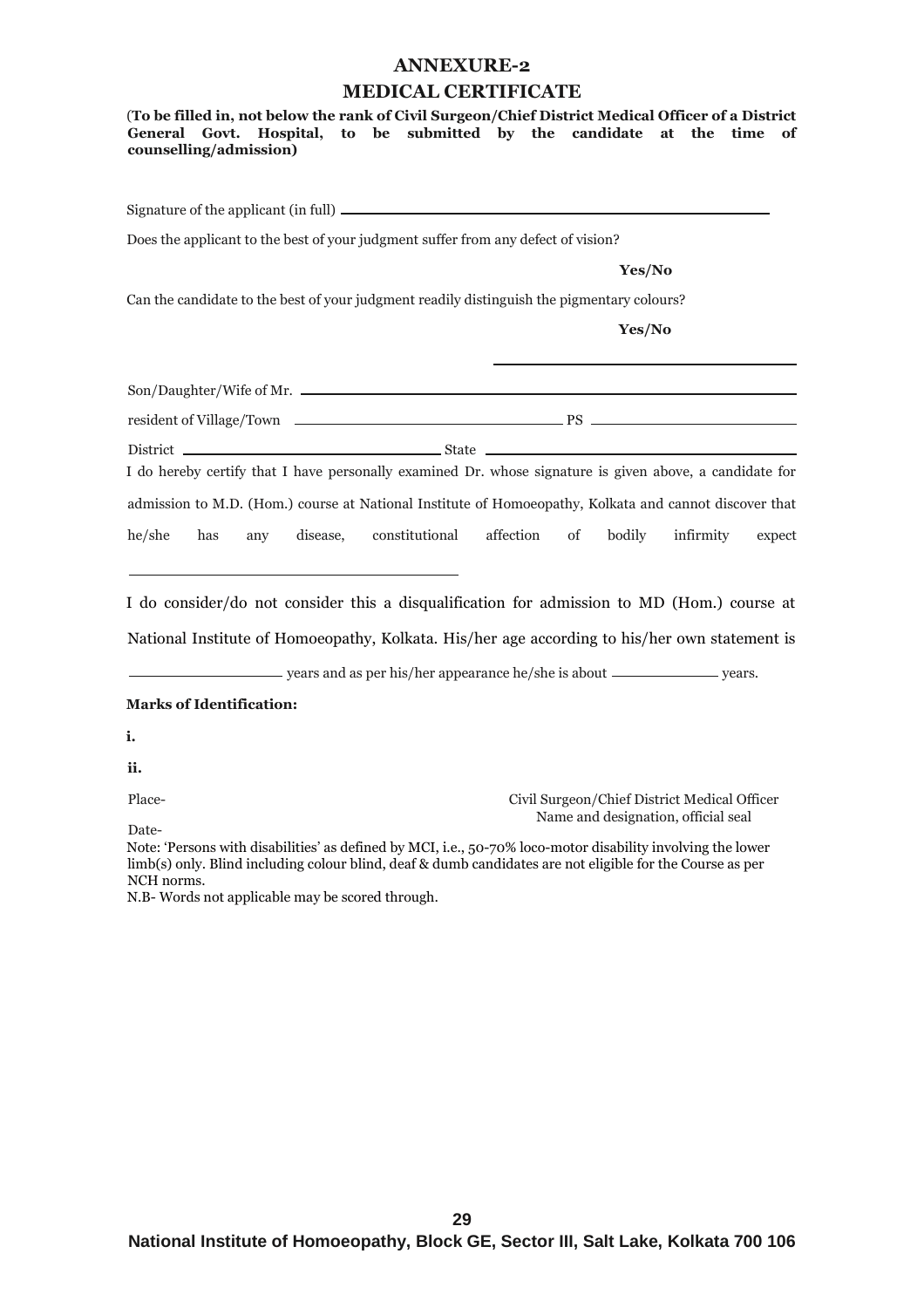# ANNEXURE-2

## MEDICAL CERTIFICATE

(**To be filled in, not below the rank of Civil Surgeon/Chief District Medical Officer of a District General Govt. Hospital, to be submitted by the candidate at the time of counselling/admission)**

Signature of the applicant (in full) ____________________________________________

Does the applicant to the best of your judgment suffer from any defect of vision?

**Yes/No**

Can the candidate to the best of your judgment readily distinguish the pigmentary colours?

**Yes/No**

____________________________________

Son/Daughter/Wife of Mr. ____________________________________________

resident of Village/Town ______________________________ PS ______________________

District ______________________________ State ______________________________

I do hereby certify that I have personally examined Dr. whose signature is given above, a candidate for admission to M.D. (Hom.) course at National Institute of Homoeopathy, Kolkata and cannot discover that he/she has any disease, constitutional affection of bodily infirmity expect ____________________________________

I do consider/do not consider this a disqualification for admission to MD (Hom.) course at National Institute of Homoeopathy, Kolkata. His/her age according to his/her own statement is ________________ years and as per his/her appearance he/she is about ____________ years.

**Marks of Identification:**

**i.**

**ii.**

Place-

Date-

Civil Surgeon/Chief District Medical Officer
Name and designation, official seal

Note: 'Persons with disabilities' as defined by MCI, i.e., 50-70% loco-motor disability involving the lower limb(s) only. Blind including colour blind, deaf & dumb candidates are not eligible for the Course as per NCH norms.

N.B- Words not applicable may be scored through.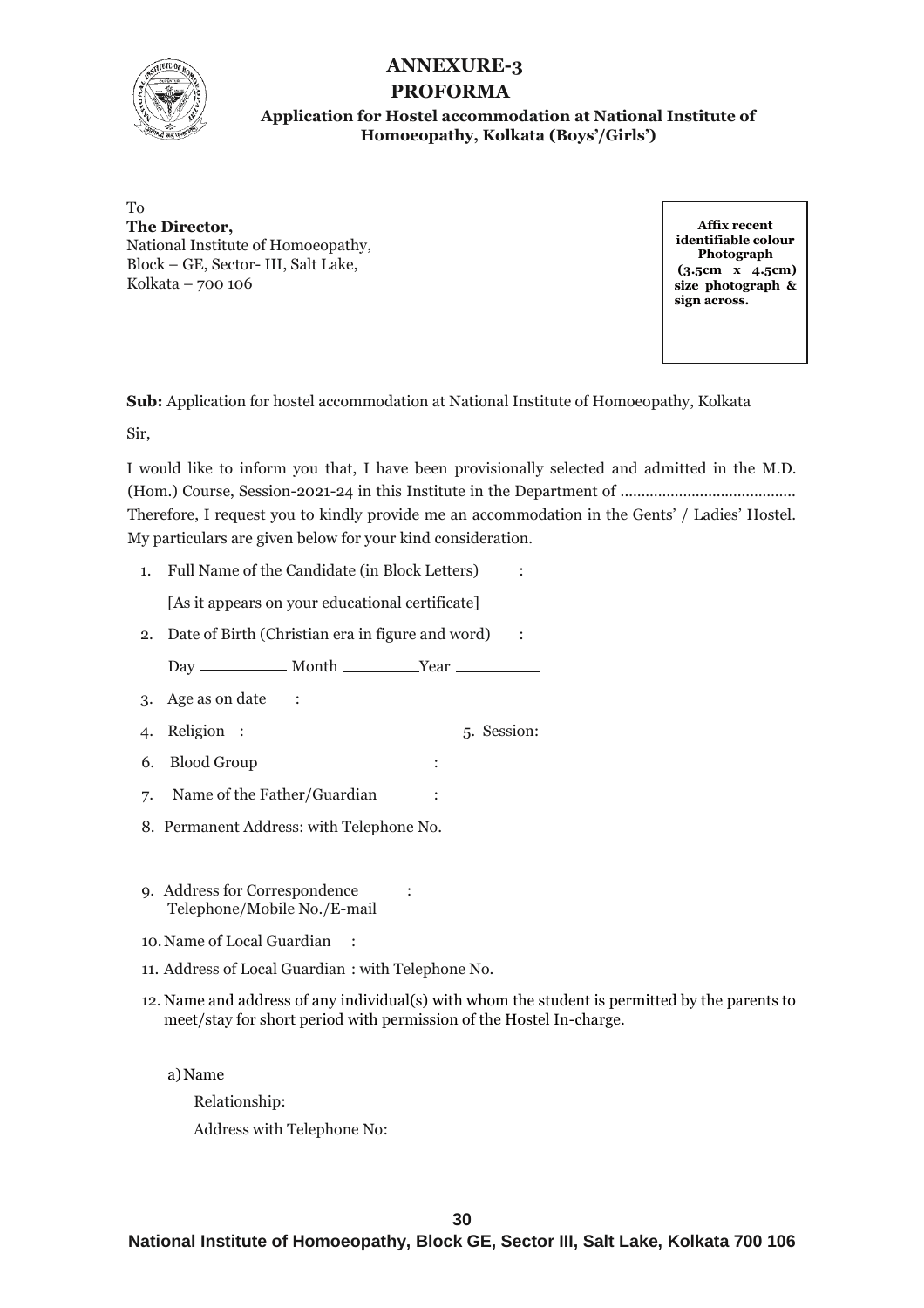# ANNEXURE-3
## PROFORMA

**Application for Hostel accommodation at National Institute of Homoeopathy, Kolkata (Boys'/Girls')**

To
**The Director,**
National Institute of Homoeopathy,
Block – GE, Sector- III, Salt Lake,
Kolkata – 700 106

**Affix recent identifiable colour Photograph (3.5cm x 4.5cm) size photograph & sign across.**

**Sub:** Application for hostel accommodation at National Institute of Homoeopathy, Kolkata

Sir,

I would like to inform you that, I have been provisionally selected and admitted in the M.D. (Hom.) Course, Session-2021-24 in this Institute in the Department of .......................................... Therefore, I request you to kindly provide me an accommodation in the Gents' / Ladies' Hostel. My particulars are given below for your kind consideration.

1. Full Name of the Candidate (in Block Letters) :

   [As it appears on your educational certificate]

2. Date of Birth (Christian era in figure and word) :

   Day __________ Month _________ Year __________

3. Age as on date :
4. Religion : 5. Session:
6. Blood Group :
7. Name of the Father/Guardian :
8. Permanent Address: with Telephone No.

9. Address for Correspondence :
   Telephone/Mobile No./E-mail
10. Name of Local Guardian :
11. Address of Local Guardian : with Telephone No.
12. Name and address of any individual(s) with whom the student is permitted by the parents to meet/stay for short period with permission of the Hostel In-charge.

    a) Name

       Relationship:

       Address with Telephone No: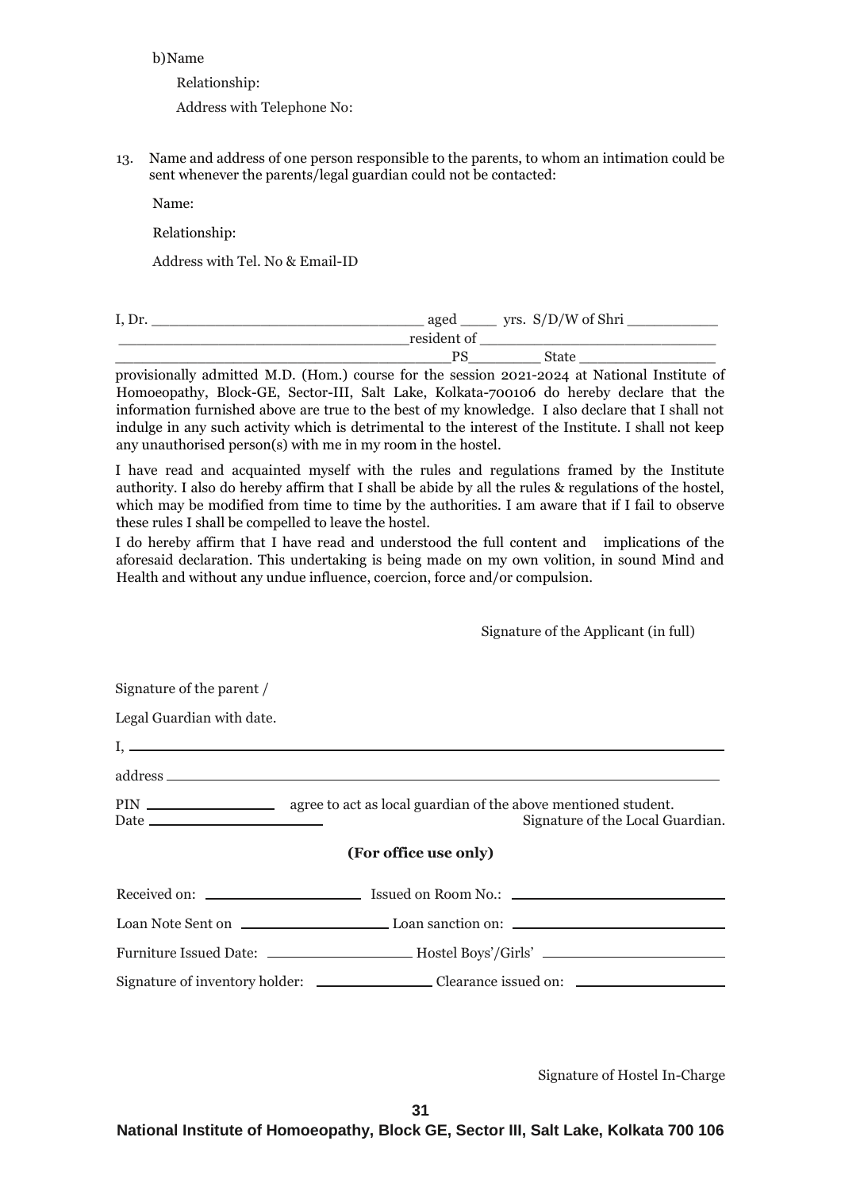b) Name

Relationship:

Address with Telephone No:

13. Name and address of one person responsible to the parents, to whom an intimation could be sent whenever the parents/legal guardian could not be contacted:

Name:

Relationship:

Address with Tel. No & Email-ID

I, Dr. ________________________________ aged _____ yrs. S/D/W of Shri ___________ __________________________________resident of ____________________________ __________________________________________PS_________ State _________________ provisionally admitted M.D. (Hom.) course for the session 2021-2024 at National Institute of Homoeopathy, Block-GE, Sector-III, Salt Lake, Kolkata-700106 do hereby declare that the information furnished above are true to the best of my knowledge. I also declare that I shall not indulge in any such activity which is detrimental to the interest of the Institute. I shall not keep any unauthorised person(s) with me in my room in the hostel.

I have read and acquainted myself with the rules and regulations framed by the Institute authority. I also do hereby affirm that I shall be abide by all the rules & regulations of the hostel, which may be modified from time to time by the authorities. I am aware that if I fail to observe these rules I shall be compelled to leave the hostel.

I do hereby affirm that I have read and understood the full content and implications of the aforesaid declaration. This undertaking is being made on my own volition, in sound Mind and Health and without any undue influence, coercion, force and/or compulsion.

Signature of the Applicant (in full)

Signature of the parent /

Legal Guardian with date.

I, ______________________________________________________________________

address __________________________________________________________________

PIN _______________ agree to act as local guardian of the above mentioned student.

Date ____________________ Signature of the Local Guardian.

**(For office use only)**

Received on: __________________ Issued on Room No.: ________________________

Loan Note Sent on __________________ Loan sanction on: ________________________

Furniture Issued Date: __________________ Hostel Boys'/Girls' ______________________

Signature of inventory holder: ______________ Clearance issued on: __________________

Signature of Hostel In-Charge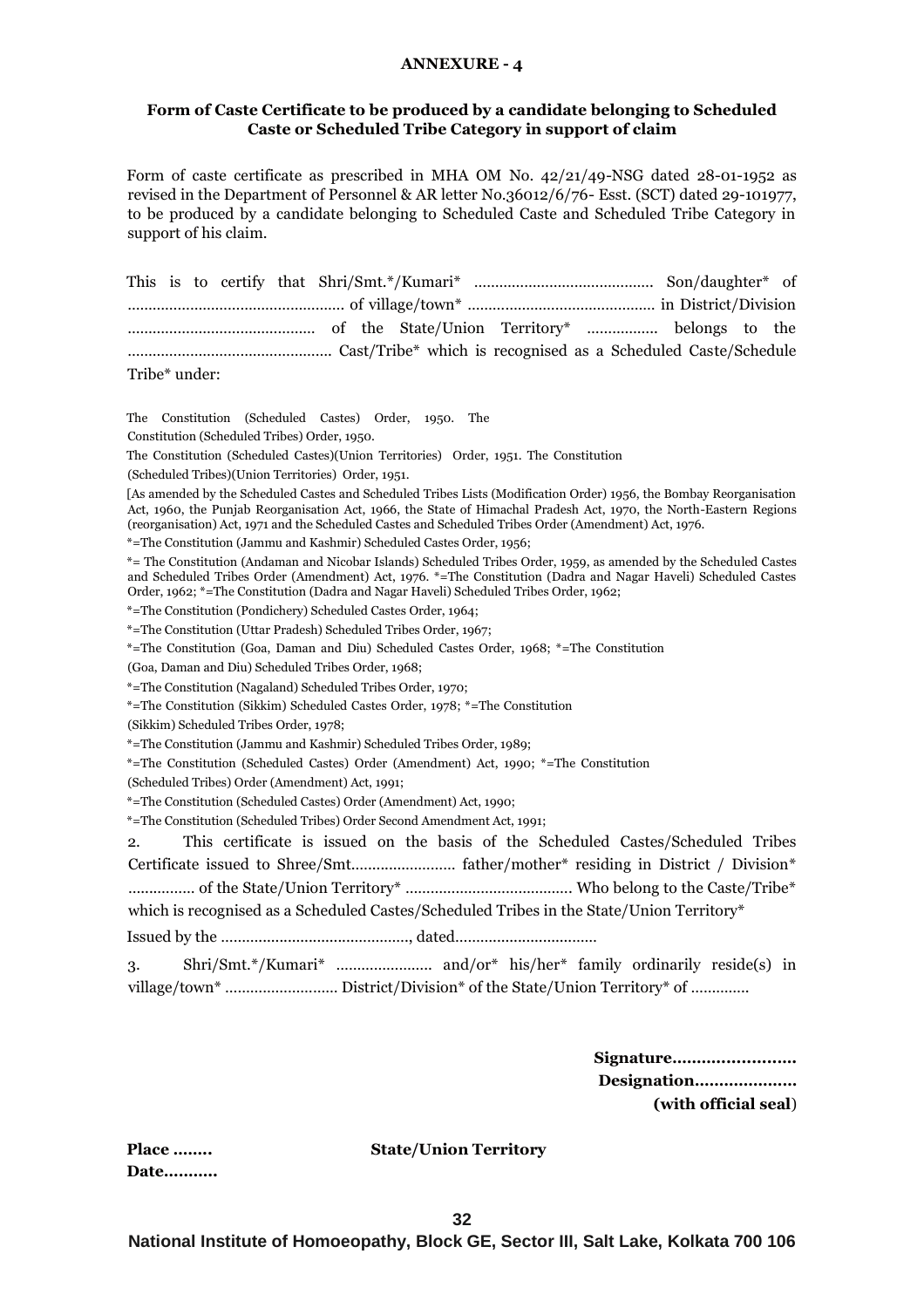**ANNEXURE - 4**

**Form of Caste Certificate to be produced by a candidate belonging to Scheduled Caste or Scheduled Tribe Category in support of claim**

Form of caste certificate as prescribed in MHA OM No. 42/21/49-NSG dated 28-01-1952 as revised in the Department of Personnel & AR letter No.36012/6/76- Esst. (SCT) dated 29-101977, to be produced by a candidate belonging to Scheduled Caste and Scheduled Tribe Category in support of his claim.

This is to certify that Shri/Smt.*/Kumari* …………………………………… Son/daughter* of …………………………………………… of village/town* ……………………………………… in District/Division ……………………………………… of the State/Union Territory* …………….. belongs to the ………………………………………… Cast/Tribe* which is recognised as a Scheduled Caste/Schedule Tribe* under:

The Constitution (Scheduled Castes) Order, 1950. The Constitution (Scheduled Tribes) Order, 1950.

The Constitution (Scheduled Castes)(Union Territories) Order, 1951. The Constitution (Scheduled Tribes)(Union Territories) Order, 1951.

[As amended by the Scheduled Castes and Scheduled Tribes Lists (Modification Order) 1956, the Bombay Reorganisation Act, 1960, the Punjab Reorganisation Act, 1966, the State of Himachal Pradesh Act, 1970, the North-Eastern Regions (reorganisation) Act, 1971 and the Scheduled Castes and Scheduled Tribes Order (Amendment) Act, 1976.

*=The Constitution (Jammu and Kashmir) Scheduled Castes Order, 1956;

*= The Constitution (Andaman and Nicobar Islands) Scheduled Tribes Order, 1959, as amended by the Scheduled Castes and Scheduled Tribes Order (Amendment) Act, 1976. *=The Constitution (Dadra and Nagar Haveli) Scheduled Castes Order, 1962; *=The Constitution (Dadra and Nagar Haveli) Scheduled Tribes Order, 1962;

*=The Constitution (Pondichery) Scheduled Castes Order, 1964;

*=The Constitution (Uttar Pradesh) Scheduled Tribes Order, 1967;

*=The Constitution (Goa, Daman and Diu) Scheduled Castes Order, 1968; *=The Constitution (Goa, Daman and Diu) Scheduled Tribes Order, 1968;

*=The Constitution (Nagaland) Scheduled Tribes Order, 1970;

*=The Constitution (Sikkim) Scheduled Castes Order, 1978; *=The Constitution (Sikkim) Scheduled Tribes Order, 1978;

*=The Constitution (Jammu and Kashmir) Scheduled Tribes Order, 1989;

*=The Constitution (Scheduled Castes) Order (Amendment) Act, 1990; *=The Constitution (Scheduled Tribes) Order (Amendment) Act, 1991;

*=The Constitution (Scheduled Castes) Order (Amendment) Act, 1990;

*=The Constitution (Scheduled Tribes) Order Second Amendment Act, 1991;

2. This certificate is issued on the basis of the Scheduled Castes/Scheduled Tribes Certificate issued to Shree/Smt……………………. father/mother* residing in District / Division* ……………. of the State/Union Territory* ………………………………… Who belong to the Caste/Tribe* which is recognised as a Scheduled Castes/Scheduled Tribes in the State/Union Territory*

Issued by the ………………………………………, dated……………………………

3. Shri/Smt.*/Kumari* …………………. and/or* his/her* family ordinarily reside(s) in village/town* ……………………… District/Division* of the State/Union Territory* of ………….

**Signature…………………….**
**Designation…………………**
**(with official seal)**

**Place ……..** **State/Union Territory**
**Date……….**

**National Institute of Homoeopathy, Block GE, Sector III, Salt Lake, Kolkata 700 106**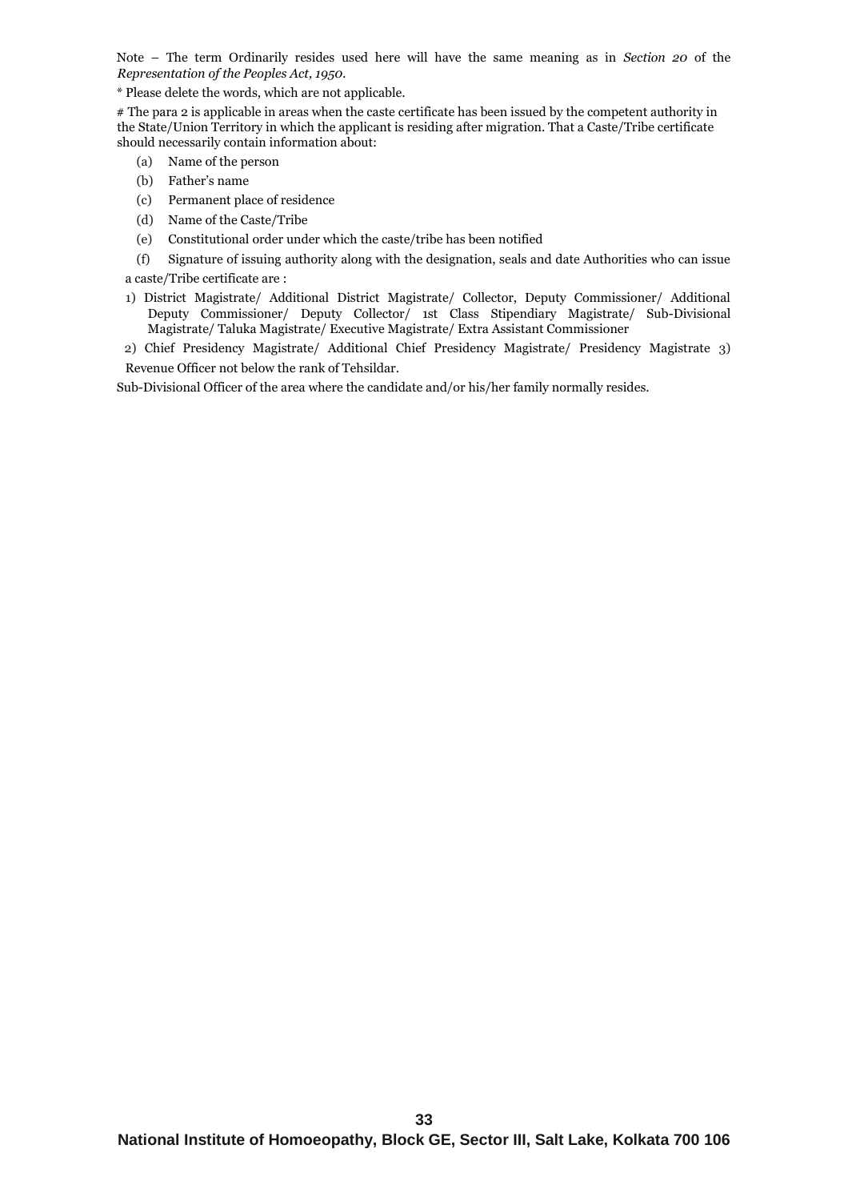Note – The term Ordinarily resides used here will have the same meaning as in *Section 20* of the *Representation of the Peoples Act, 1950*.

* Please delete the words, which are not applicable.

# The para 2 is applicable in areas when the caste certificate has been issued by the competent authority in the State/Union Territory in which the applicant is residing after migration. That a Caste/Tribe certificate should necessarily contain information about:

(a) Name of the person

(b) Father's name

(c) Permanent place of residence

(d) Name of the Caste/Tribe

(e) Constitutional order under which the caste/tribe has been notified

(f) Signature of issuing authority along with the designation, seals and date Authorities who can issue a caste/Tribe certificate are :

1) District Magistrate/ Additional District Magistrate/ Collector, Deputy Commissioner/ Additional Deputy Commissioner/ Deputy Collector/ 1st Class Stipendiary Magistrate/ Sub-Divisional Magistrate/ Taluka Magistrate/ Executive Magistrate/ Extra Assistant Commissioner

2) Chief Presidency Magistrate/ Additional Chief Presidency Magistrate/ Presidency Magistrate 3) Revenue Officer not below the rank of Tehsildar.

Sub-Divisional Officer of the area where the candidate and/or his/her family normally resides.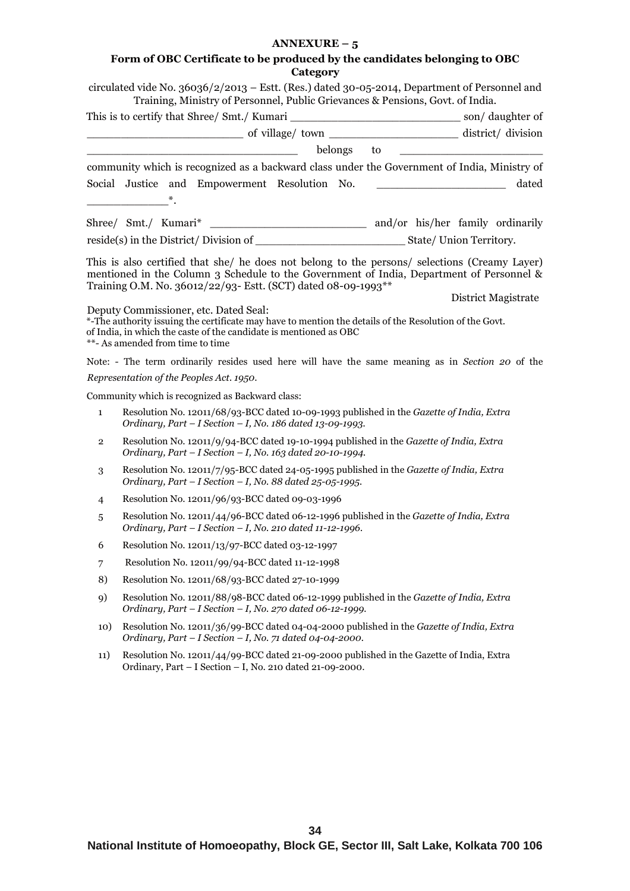**ANNEXURE – 5**

**Form of OBC Certificate to be produced by the candidates belonging to OBC Category**

circulated vide No. 36036/2/2013 – Estt. (Res.) dated 30-05-2014, Department of Personnel and Training, Ministry of Personnel, Public Grievances & Pensions, Govt. of India.

This is to certify that Shree/ Smt./ Kumari ___________________________ son/ daughter of ________________________ of village/ town ____________________ district/ division ______________________________ belongs to ______________________ community which is recognized as a backward class under the Government of India, Ministry of Social Justice and Empowerment Resolution No. ___________________ dated _____________*.

Shree/ Smt./ Kumari* ________________________ and/or his/her family ordinarily reside(s) in the District/ Division of ______________________ State/ Union Territory.

This is also certified that she/ he does not belong to the persons/ selections (Creamy Layer) mentioned in the Column 3 Schedule to the Government of India, Department of Personnel & Training O.M. No. 36012/22/93- Estt. (SCT) dated 08-09-1993**

District Magistrate

Deputy Commissioner, etc. Dated Seal:

*-The authority issuing the certificate may have to mention the details of the Resolution of the Govt. of India, in which the caste of the candidate is mentioned as OBC

**- As amended from time to time

Note: - The term ordinarily resides used here will have the same meaning as in *Section 20* of the *Representation of the Peoples Act. 1950*.

Community which is recognized as Backward class:

1. Resolution No. 12011/68/93-BCC dated 10-09-1993 published in the *Gazette of India, Extra Ordinary, Part – I Section – I, No. 186 dated 13-09-1993.*
2. Resolution No. 12011/9/94-BCC dated 19-10-1994 published in the *Gazette of India, Extra Ordinary, Part – I Section – I, No. 163 dated 20-10-1994.*
3. Resolution No. 12011/7/95-BCC dated 24-05-1995 published in the *Gazette of India, Extra Ordinary, Part – I Section – I, No. 88 dated 25-05-1995.*
4. Resolution No. 12011/96/93-BCC dated 09-03-1996
5. Resolution No. 12011/44/96-BCC dated 06-12-1996 published in the *Gazette of India, Extra Ordinary, Part – I Section – I, No. 210 dated 11-12-1996.*
6. Resolution No. 12011/13/97-BCC dated 03-12-1997
7. Resolution No. 12011/99/94-BCC dated 11-12-1998
8. Resolution No. 12011/68/93-BCC dated 27-10-1999
9. Resolution No. 12011/88/98-BCC dated 06-12-1999 published in the *Gazette of India, Extra Ordinary, Part – I Section – I, No. 270 dated 06-12-1999.*
10. Resolution No. 12011/36/99-BCC dated 04-04-2000 published in the *Gazette of India, Extra Ordinary, Part – I Section – I, No. 71 dated 04-04-2000.*
11. Resolution No. 12011/44/99-BCC dated 21-09-2000 published in the Gazette of India, Extra Ordinary, Part – I Section – I, No. 210 dated 21-09-2000.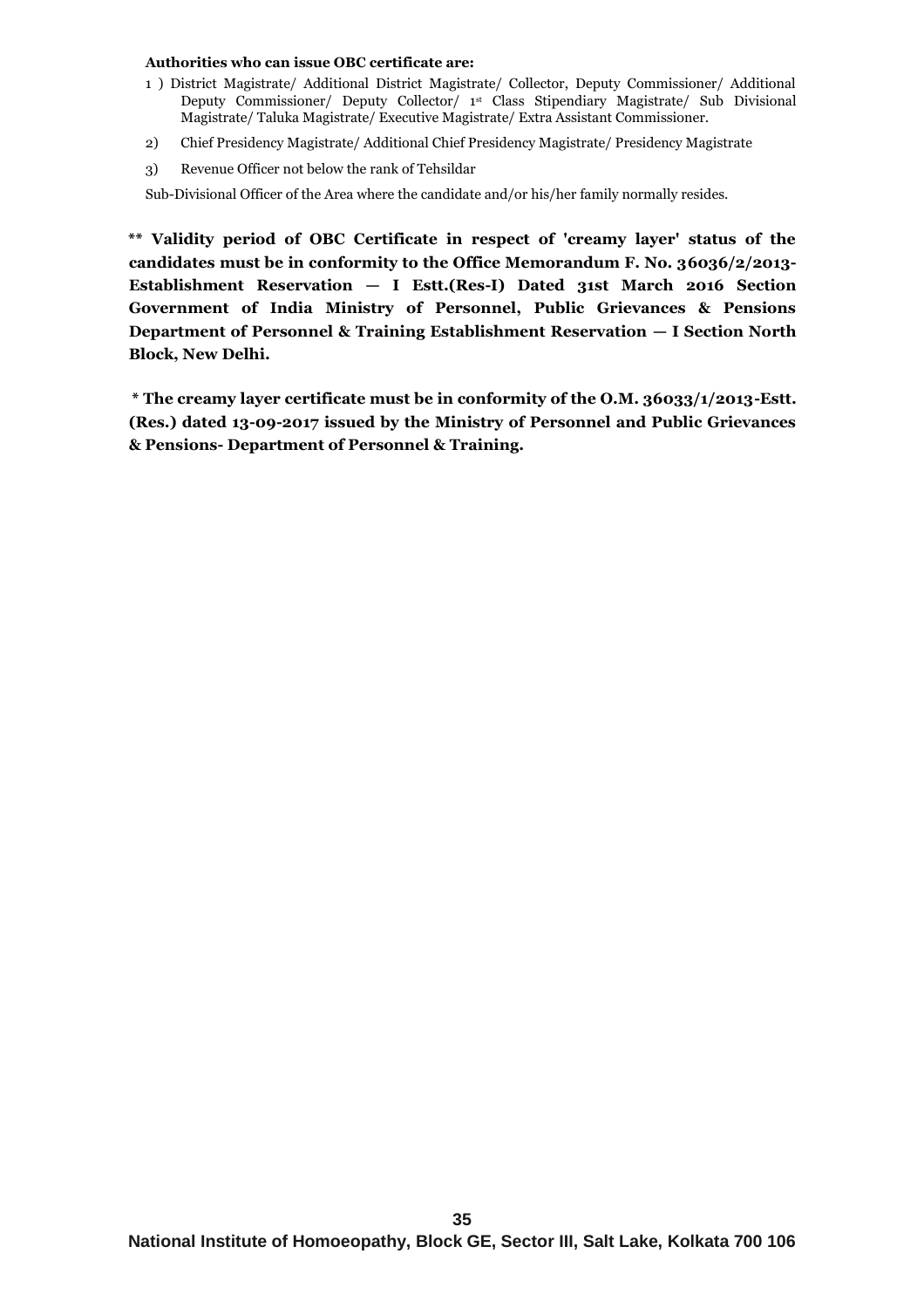**Authorities who can issue OBC certificate are:**

1 ) District Magistrate/ Additional District Magistrate/ Collector, Deputy Commissioner/ Additional Deputy Commissioner/ Deputy Collector/ 1st Class Stipendiary Magistrate/ Sub Divisional Magistrate/ Taluka Magistrate/ Executive Magistrate/ Extra Assistant Commissioner.

2) Chief Presidency Magistrate/ Additional Chief Presidency Magistrate/ Presidency Magistrate

3) Revenue Officer not below the rank of Tehsildar

Sub-Divisional Officer of the Area where the candidate and/or his/her family normally resides.

**** Validity period of OBC Certificate in respect of 'creamy layer' status of the candidates must be in conformity to the Office Memorandum F. No. 36036/2/2013-Establishment Reservation — I Estt.(Res-I) Dated 31st March 2016 Section Government of India Ministry of Personnel, Public Grievances & Pensions Department of Personnel & Training Establishment Reservation — I Section North Block, New Delhi.**

*** The creamy layer certificate must be in conformity of the O.M. 36033/1/2013-Estt. (Res.) dated 13-09-2017 issued by the Ministry of Personnel and Public Grievances & Pensions- Department of Personnel & Training.**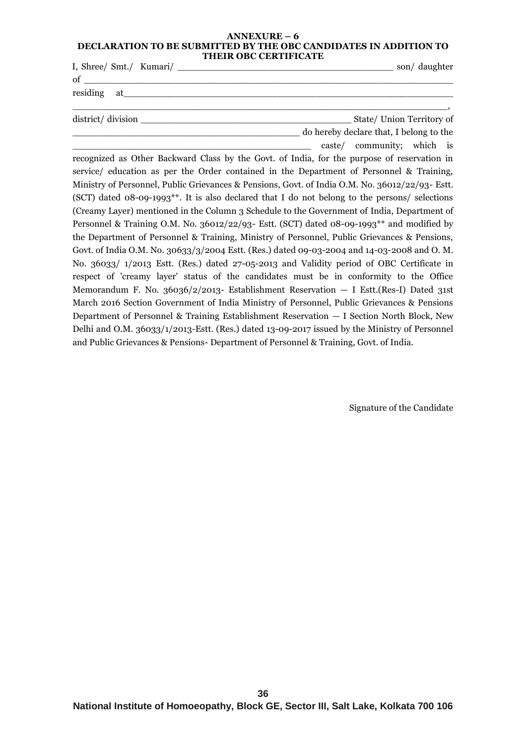**ANNEXURE – 6**

**DECLARATION TO BE SUBMITTED BY THE OBC CANDIDATES IN ADDITION TO THEIR OBC CERTIFICATE**

I, Shree/ Smt./ Kumari/ ________________________________________ son/ daughter of ____________________________________________________________________

residing at_______________________________________________________________

____________________________________________________________________,

district/ division ______________________________________ State/ Union Territory of ___________________________________________ do hereby declare that, I belong to the ____________________________________________ caste/ community; which is recognized as Other Backward Class by the Govt. of India, for the purpose of reservation in service/ education as per the Order contained in the Department of Personnel & Training, Ministry of Personnel, Public Grievances & Pensions, Govt. of India O.M. No. 36012/22/93- Estt. (SCT) dated 08-09-1993**. It is also declared that I do not belong to the persons/ selections (Creamy Layer) mentioned in the Column 3 Schedule to the Government of India, Department of Personnel & Training O.M. No. 36012/22/93- Estt. (SCT) dated 08-09-1993** and modified by the Department of Personnel & Training, Ministry of Personnel, Public Grievances & Pensions, Govt. of India O.M. No. 30633/3/2004 Estt. (Res.) dated 09-03-2004 and 14-03-2008 and O. M. No. 36033/ 1/2013 Estt. (Res.) dated 27-05-2013 and Validity period of OBC Certificate in respect of 'creamy layer' status of the candidates must be in conformity to the Office Memorandum F. No. 36036/2/2013- Establishment Reservation — I Estt.(Res-I) Dated 31st March 2016 Section Government of India Ministry of Personnel, Public Grievances & Pensions Department of Personnel & Training Establishment Reservation — I Section North Block, New Delhi and O.M. 36033/1/2013-Estt. (Res.) dated 13-09-2017 issued by the Ministry of Personnel and Public Grievances & Pensions- Department of Personnel & Training, Govt. of India.

Signature of the Candidate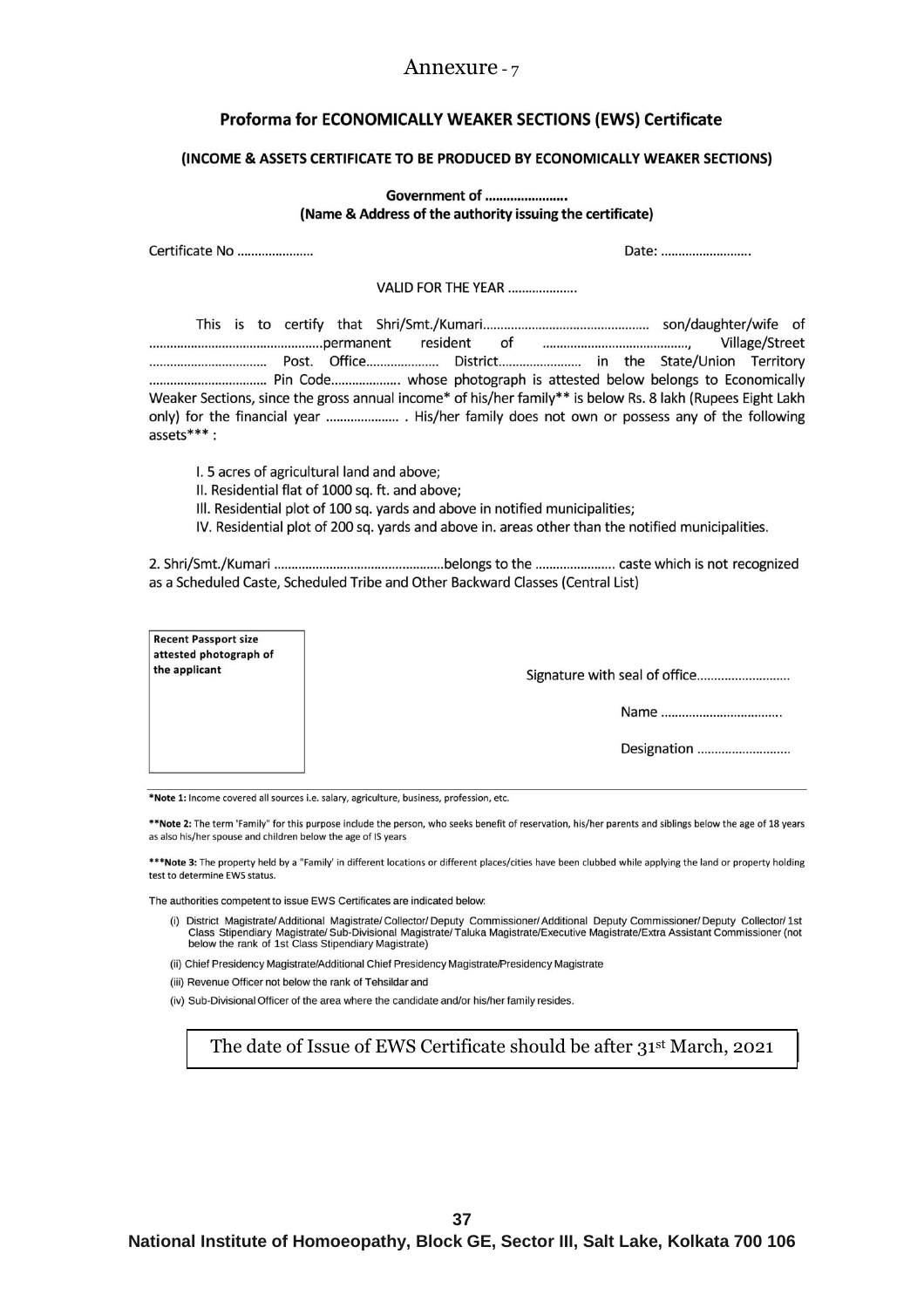# Annexure - 7

## Proforma for ECONOMICALLY WEAKER SECTIONS (EWS) Certificate

**(INCOME & ASSETS CERTIFICATE TO BE PRODUCED BY ECONOMICALLY WEAKER SECTIONS)**

**Government of …………………..**
**(Name & Address of the authority issuing the certificate)**

Certificate No ………………… Date: ……………………..

VALID FOR THE YEAR ………………..

This is to certify that Shri/Smt./Kumari………………………………………… son/daughter/wife of …………………………………………permanent resident of ……………………………………, Village/Street …………………………… Post. Office………………… District…………………… in the State/Union Territory …………………………… Pin Code………………. whose photograph is attested below belongs to Economically Weaker Sections, since the gross annual income* of his/her family** is below Rs. 8 lakh (Rupees Eight Lakh only) for the financial year ………………… . His/her family does not own or possess any of the following assets*** :

I. 5 acres of agricultural land and above;
II. Residential flat of 1000 sq. ft. and above;
Ill. Residential plot of 100 sq. yards and above in notified municipalities;
IV. Residential plot of 200 sq. yards and above in. areas other than the notified municipalities.

2. Shri/Smt./Kumari …………………………………………belongs to the …………………. caste which is not recognized as a Scheduled Caste, Scheduled Tribe and Other Backward Classes (Central List)

| **Recent Passport size attested photograph of the applicant** |
|---|

Signature with seal of office………………………

Name ……………………………..

Designation ………………………

***Note 1:** Income covered all sources i.e. salary, agriculture, business, profession, etc.

****Note 2:** The term 'Family" for this purpose include the person, who seeks benefit of reservation, his/her parents and siblings below the age of 18 years as also his/her spouse and children below the age of IS years

*****Note 3:** The property held by a "Family' in different locations or different places/cities have been clubbed while applying the land or property holding test to determine EWS status.

The authorities competent to issue EWS Certificates are indicated below:

(i) District Magistrate/ Additional Magistrate/ Collector/ Deputy Commissioner/ Additional Deputy Commissioner/ Deputy Collector/ 1st Class Stipendiary Magistrate/ Sub-Divisional Magistrate/ Taluka Magistrate/Executive Magistrate/Extra Assistant Commissioner (not below the rank of 1st Class Stipendiary Magistrate)

(ii) Chief Presidency Magistrate/Additional Chief Presidency Magistrate/Presidency Magistrate

(iii) Revenue Officer not below the rank of Tehsildar and

(iv) Sub-Divisional Officer of the area where the candidate and/or his/her family resides.

| The date of Issue of EWS Certificate should be after 31st March, 2021 |
|---|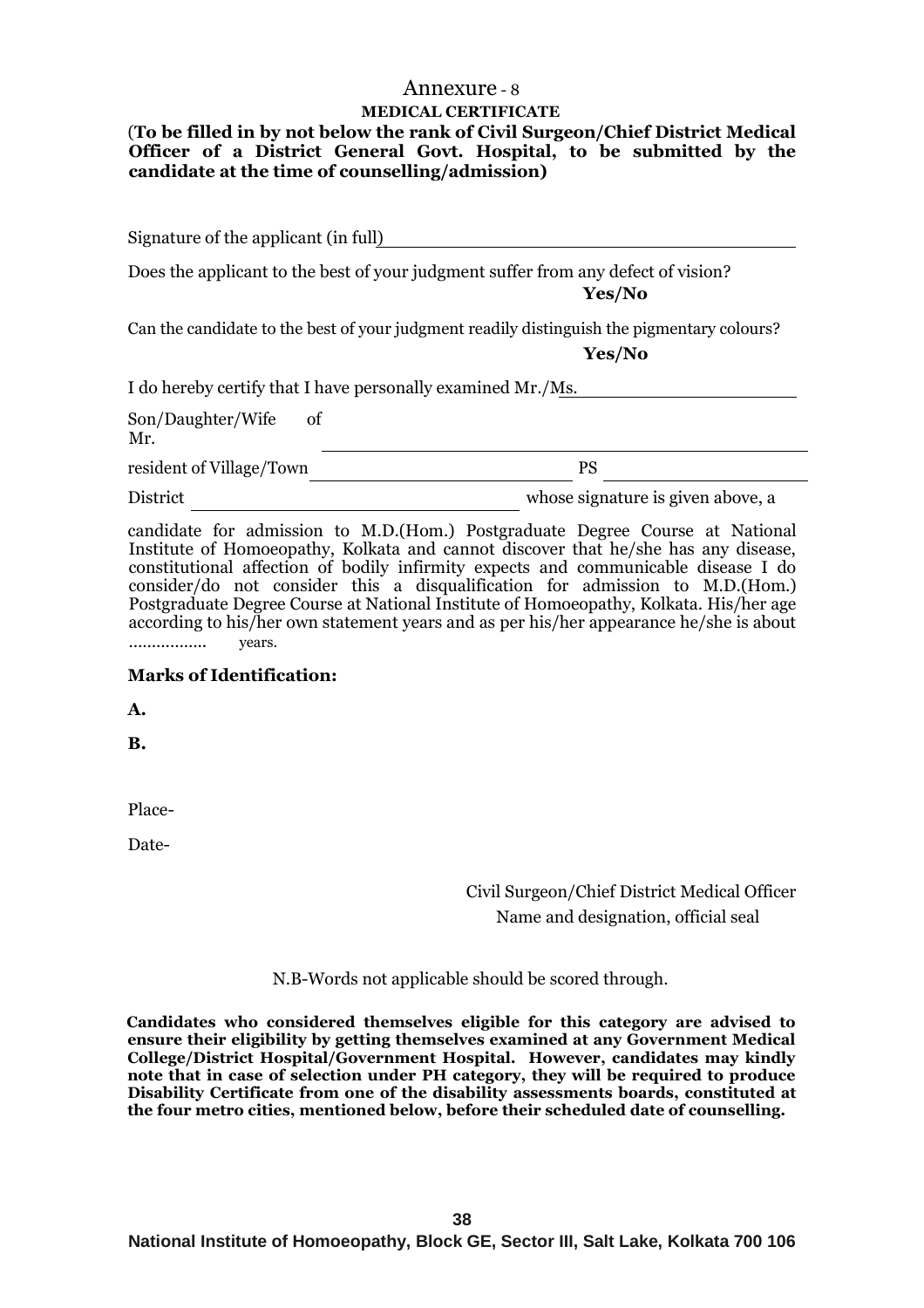# Annexure - 8

**MEDICAL CERTIFICATE**

(**To be filled in by not below the rank of Civil Surgeon/Chief District Medical Officer of a District General Govt. Hospital, to be submitted by the candidate at the time of counselling/admission)**

Signature of the applicant (in full) ________________________________

Does the applicant to the best of your judgment suffer from any defect of vision?

**Yes/No**

Can the candidate to the best of your judgment readily distinguish the pigmentary colours?

**Yes/No**

I do hereby certify that I have personally examined Mr./Ms. ____________________

Son/Daughter/Wife of Mr. ________________________________________________

resident of Village/Town ________________________ PS ____________________

District ____________________________ whose signature is given above, a

candidate for admission to M.D.(Hom.) Postgraduate Degree Course at National Institute of Homoeopathy, Kolkata and cannot discover that he/she has any disease, constitutional affection of bodily infirmity expects and communicable disease I do consider/do not consider this a disqualification for admission to M.D.(Hom.) Postgraduate Degree Course at National Institute of Homoeopathy, Kolkata. His/her age according to his/her own statement years and as per his/her appearance he/she is about ................ years.

**Marks of Identification:**

**A.**

**B.**

Place-

Date-

Civil Surgeon/Chief District Medical Officer

Name and designation, official seal

N.B-Words not applicable should be scored through.

**Candidates who considered themselves eligible for this category are advised to ensure their eligibility by getting themselves examined at any Government Medical College/District Hospital/Government Hospital. However, candidates may kindly note that in case of selection under PH category, they will be required to produce Disability Certificate from one of the disability assessments boards, constituted at the four metro cities, mentioned below, before their scheduled date of counselling.**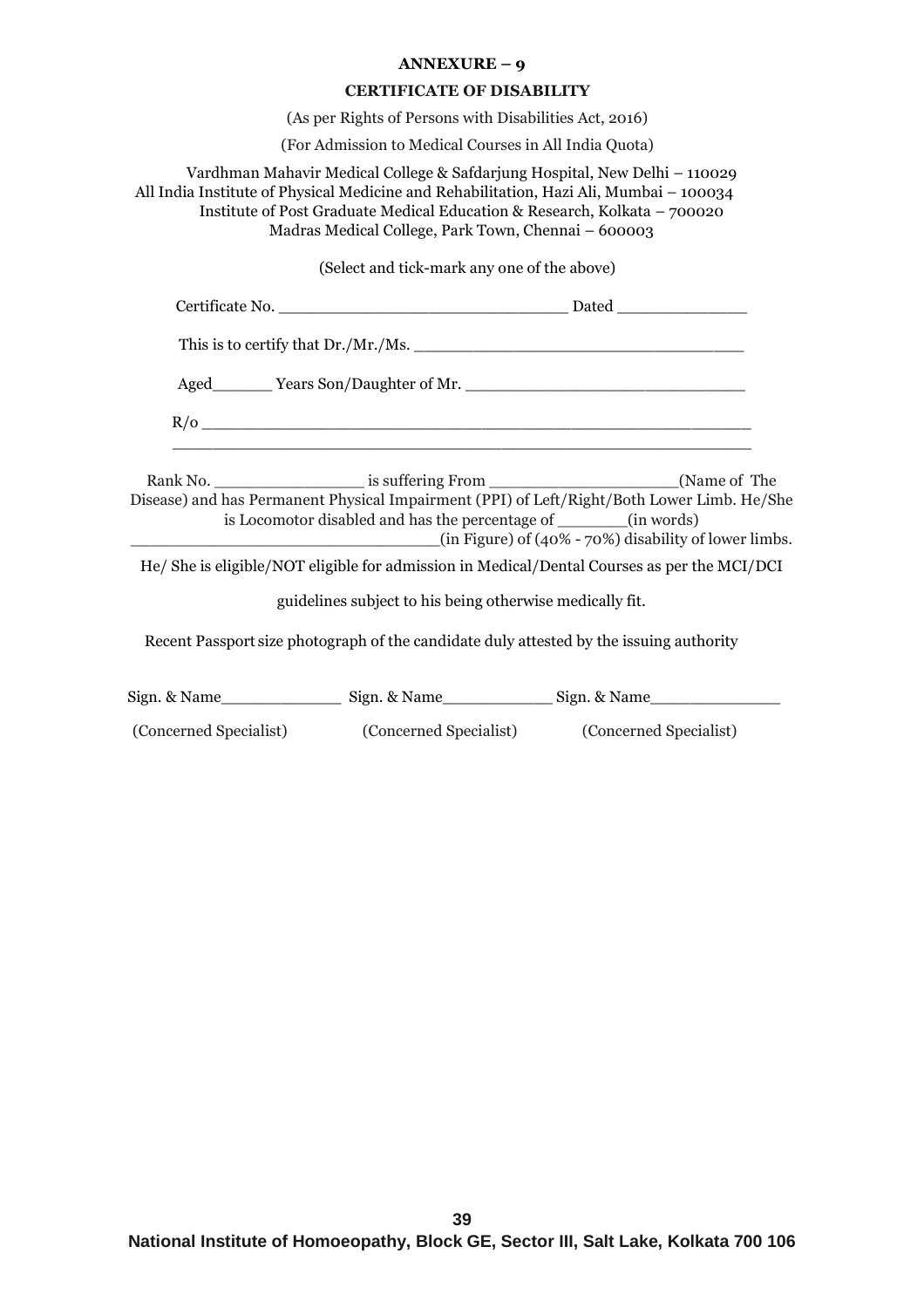# ANNEXURE – 9

## CERTIFICATE OF DISABILITY

(As per Rights of Persons with Disabilities Act, 2016)

(For Admission to Medical Courses in All India Quota)

Vardhman Mahavir Medical College & Safdarjung Hospital, New Delhi – 110029
All India Institute of Physical Medicine and Rehabilitation, Hazi Ali, Mumbai – 100034
Institute of Post Graduate Medical Education & Research, Kolkata – 700020
Madras Medical College, Park Town, Chennai – 600003

(Select and tick-mark any one of the above)

Certificate No. ______________________________ Dated _____________

This is to certify that Dr./Mr./Ms. __________________________________

Aged______ Years Son/Daughter of Mr. _____________________________

R/o __________________________________________________________
____________________________________________________________

Rank No. _______________ is suffering From ___________________(Name of The Disease) and has Permanent Physical Impairment (PPI) of Left/Right/Both Lower Limb. He/She is Locomotor disabled and has the percentage of _______(in words) ______________________________(in Figure) of (40% - 70%) disability of lower limbs.

He/ She is eligible/NOT eligible for admission in Medical/Dental Courses as per the MCI/DCI guidelines subject to his being otherwise medically fit.

Recent Passport size photograph of the candidate duly attested by the issuing authority

| Sign. & Name_____________ | Sign. & Name___________ | Sign. & Name_____________ |
|---|---|---|
| (Concerned Specialist) | (Concerned Specialist) | (Concerned Specialist) |

National Institute of Homoeopathy, Block GE, Sector III, Salt Lake, Kolkata 700 106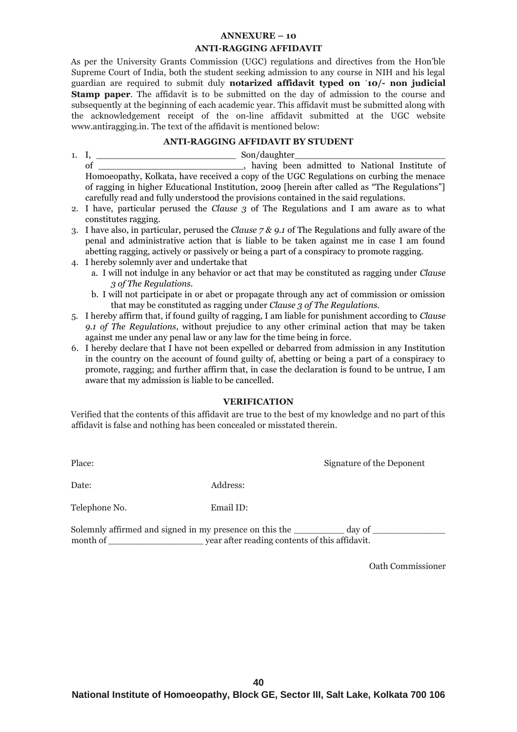## ANNEXURE – 10

## ANTI-RAGGING AFFIDAVIT

As per the University Grants Commission (UGC) regulations and directives from the Hon'ble Supreme Court of India, both the student seeking admission to any course in NIH and his legal guardian are required to submit duly **notarized affidavit typed on `10/- non judicial Stamp paper**. The affidavit is to be submitted on the day of admission to the course and subsequently at the beginning of each academic year. This affidavit must be submitted along with the acknowledgement receipt of the on-line affidavit submitted at the UGC website www.antiragging.in. The text of the affidavit is mentioned below:

### ANTI-RAGGING AFFIDAVIT BY STUDENT

1. I, _________________________ Son/daughter___________________________ of ___________________________, having been admitted to National Institute of Homoeopathy, Kolkata, have received a copy of the UGC Regulations on curbing the menace of ragging in higher Educational Institution, 2009 [herein after called as "The Regulations"] carefully read and fully understood the provisions contained in the said regulations.
2. I have, particular perused the *Clause 3* of The Regulations and I am aware as to what constitutes ragging.
3. I have also, in particular, perused the *Clause 7 & 9.1* of The Regulations and fully aware of the penal and administrative action that is liable to be taken against me in case I am found abetting ragging, actively or passively or being a part of a conspiracy to promote ragging.
4. I hereby solemnly aver and undertake that
   a. I will not indulge in any behavior or act that may be constituted as ragging under *Clause 3 of The Regulations*.
   b. I will not participate in or abet or propagate through any act of commission or omission that may be constituted as ragging under *Clause 3 of The Regulations*.
5. I hereby affirm that, if found guilty of ragging, I am liable for punishment according to *Clause 9.1 of The Regulations*, without prejudice to any other criminal action that may be taken against me under any penal law or any law for the time being in force.
6. I hereby declare that I have not been expelled or debarred from admission in any Institution in the country on the account of found guilty of, abetting or being a part of a conspiracy to promote, ragging; and further affirm that, in case the declaration is found to be untrue, I am aware that my admission is liable to be cancelled.

### VERIFICATION

Verified that the contents of this affidavit are true to the best of my knowledge and no part of this affidavit is false and nothing has been concealed or misstated therein.

Place: Signature of the Deponent

Date: Address:

Telephone No. Email ID:

Solemnly affirmed and signed in my presence on this the _________ day of _____________ month of _________________ year after reading contents of this affidavit.

Oath Commissioner

National Institute of Homoeopathy, Block GE, Sector III, Salt Lake, Kolkata 700 106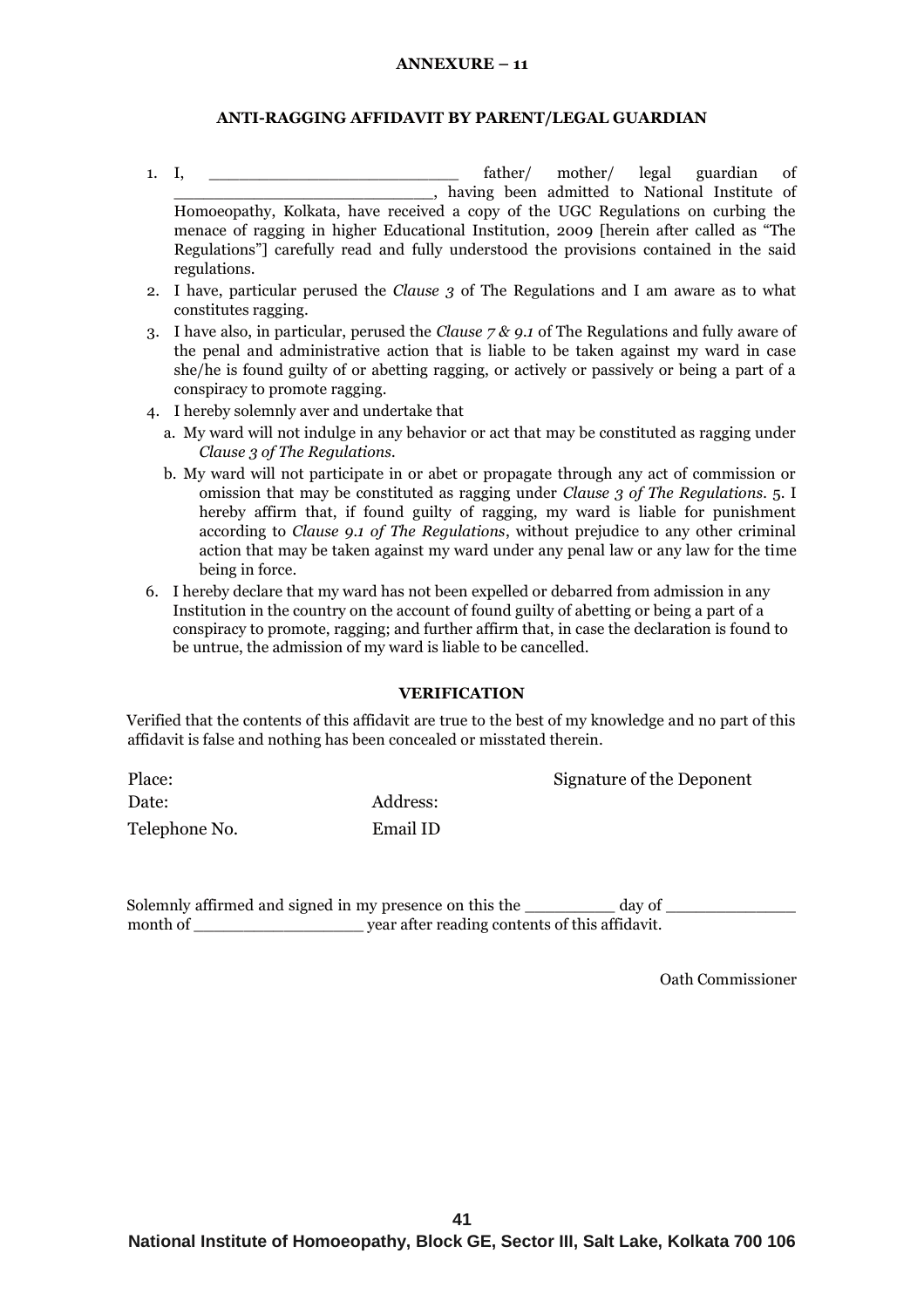**ANNEXURE – 11**

## ANTI-RAGGING AFFIDAVIT BY PARENT/LEGAL GUARDIAN

1. I, ________________________ father/ mother/ legal guardian of ________________________, having been admitted to National Institute of Homoeopathy, Kolkata, have received a copy of the UGC Regulations on curbing the menace of ragging in higher Educational Institution, 2009 [herein after called as "The Regulations"] carefully read and fully understood the provisions contained in the said regulations.
2. I have, particular perused the *Clause 3* of The Regulations and I am aware as to what constitutes ragging.
3. I have also, in particular, perused the *Clause 7 & 9.1* of The Regulations and fully aware of the penal and administrative action that is liable to be taken against my ward in case she/he is found guilty of or abetting ragging, or actively or passively or being a part of a conspiracy to promote ragging.
4. I hereby solemnly aver and undertake that
   a. My ward will not indulge in any behavior or act that may be constituted as ragging under *Clause 3 of The Regulations.*
   b. My ward will not participate in or abet or propagate through any act of commission or omission that may be constituted as ragging under *Clause 3 of The Regulations*. 5. I hereby affirm that, if found guilty of ragging, my ward is liable for punishment according to *Clause 9.1 of The Regulations*, without prejudice to any other criminal action that may be taken against my ward under any penal law or any law for the time being in force.
6. I hereby declare that my ward has not been expelled or debarred from admission in any Institution in the country on the account of found guilty of abetting or being a part of a conspiracy to promote, ragging; and further affirm that, in case the declaration is found to be untrue, the admission of my ward is liable to be cancelled.

**VERIFICATION**

Verified that the contents of this affidavit are true to the best of my knowledge and no part of this affidavit is false and nothing has been concealed or misstated therein.

Place: Signature of the Deponent

Date: Address:

Telephone No. Email ID

Solemnly affirmed and signed in my presence on this the _________ day of _____________ month of _________________ year after reading contents of this affidavit.

Oath Commissioner

National Institute of Homoeopathy, Block GE, Sector III, Salt Lake, Kolkata 700 106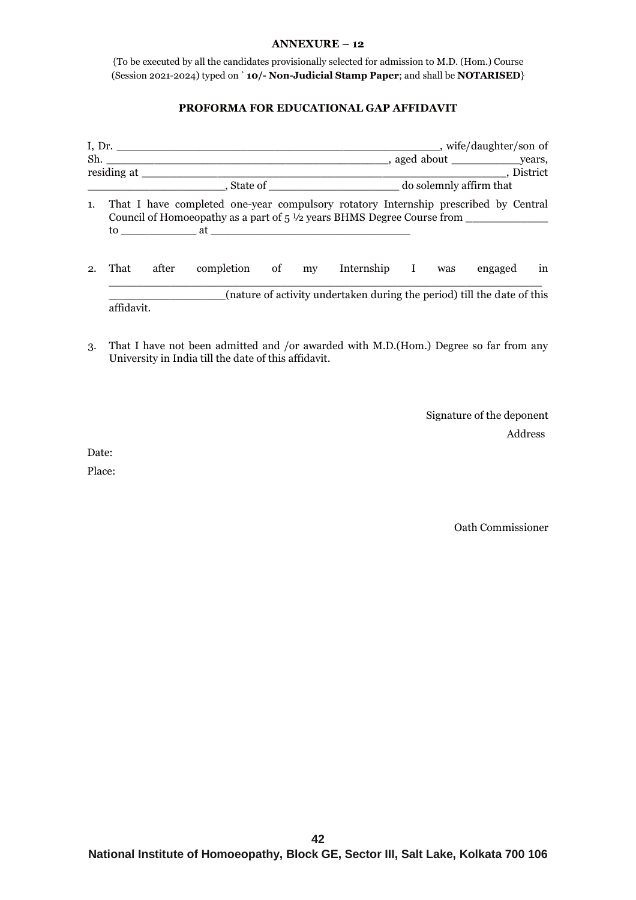**ANNEXURE – 12**

{To be executed by all the candidates provisionally selected for admission to M.D. (Hom.) Course (Session 2021-2024) typed on ` **10/- Non-Judicial Stamp Paper**; and shall be **NOTARISED**}

**PROFORMA FOR EDUCATIONAL GAP AFFIDAVIT**

I, Dr. ________________________________________________, wife/daughter/son of Sh. __________________________________________, aged about __________years, residing at ________________________________________________________, District ____________________, State of ___________________ do solemnly affirm that

1. That I have completed one-year compulsory rotatory Internship prescribed by Central Council of Homoeopathy as a part of 5 ½ years BHMS Degree Course from ___________ to ___________ at _____________________________

2. That after completion of my Internship I was engaged in ________________________________________________________________ ________________(nature of activity undertaken during the period) till the date of this affidavit.

3. That I have not been admitted and /or awarded with M.D.(Hom.) Degree so far from any University in India till the date of this affidavit.

Signature of the deponent

Address

Date:

Place:

Oath Commissioner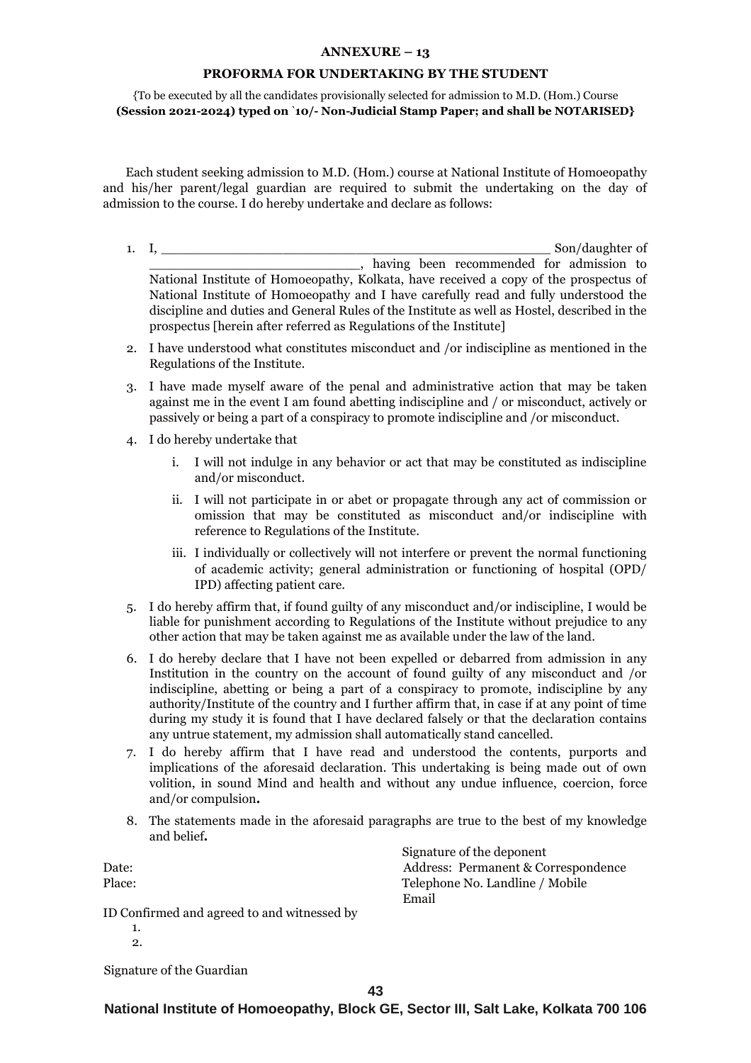**ANNEXURE – 13**

**PROFORMA FOR UNDERTAKING BY THE STUDENT**

{To be executed by all the candidates provisionally selected for admission to M.D. (Hom.) Course **(Session 2021-2024) typed on `10/- Non-Judicial Stamp Paper; and shall be NOTARISED}**

Each student seeking admission to M.D. (Hom.) course at National Institute of Homoeopathy and his/her parent/legal guardian are required to submit the undertaking on the day of admission to the course. I do hereby undertake and declare as follows:

1. I, ______________________________________________ Son/daughter of ___________________________, having been recommended for admission to National Institute of Homoeopathy, Kolkata, have received a copy of the prospectus of National Institute of Homoeopathy and I have carefully read and fully understood the discipline and duties and General Rules of the Institute as well as Hostel, described in the prospectus [herein after referred as Regulations of the Institute]
2. I have understood what constitutes misconduct and /or indiscipline as mentioned in the Regulations of the Institute.
3. I have made myself aware of the penal and administrative action that may be taken against me in the event I am found abetting indiscipline and / or misconduct, actively or passively or being a part of a conspiracy to promote indiscipline and /or misconduct.
4. I do hereby undertake that
   i. I will not indulge in any behavior or act that may be constituted as indiscipline and/or misconduct.
   ii. I will not participate in or abet or propagate through any act of commission or omission that may be constituted as misconduct and/or indiscipline with reference to Regulations of the Institute.
   iii. I individually or collectively will not interfere or prevent the normal functioning of academic activity; general administration or functioning of hospital (OPD/ IPD) affecting patient care.
5. I do hereby affirm that, if found guilty of any misconduct and/or indiscipline, I would be liable for punishment according to Regulations of the Institute without prejudice to any other action that may be taken against me as available under the law of the land.
6. I do hereby declare that I have not been expelled or debarred from admission in any Institution in the country on the account of found guilty of any misconduct and /or indiscipline, abetting or being a part of a conspiracy to promote, indiscipline by any authority/Institute of the country and I further affirm that, in case if at any point of time during my study it is found that I have declared falsely or that the declaration contains any untrue statement, my admission shall automatically stand cancelled.
7. I do hereby affirm that I have read and understood the contents, purports and implications of the aforesaid declaration. This undertaking is being made out of own volition, in sound Mind and health and without any undue influence, coercion, force and/or compulsion**.**
8. The statements made in the aforesaid paragraphs are true to the best of my knowledge and belief**.**

Signature of the deponent

Date:

Place:

Address: Permanent & Correspondence

Telephone No. Landline / Mobile

Email

ID Confirmed and agreed to and witnessed by

1.
2.

Signature of the Guardian

**National Institute of Homoeopathy, Block GE, Sector III, Salt Lake, Kolkata 700 106**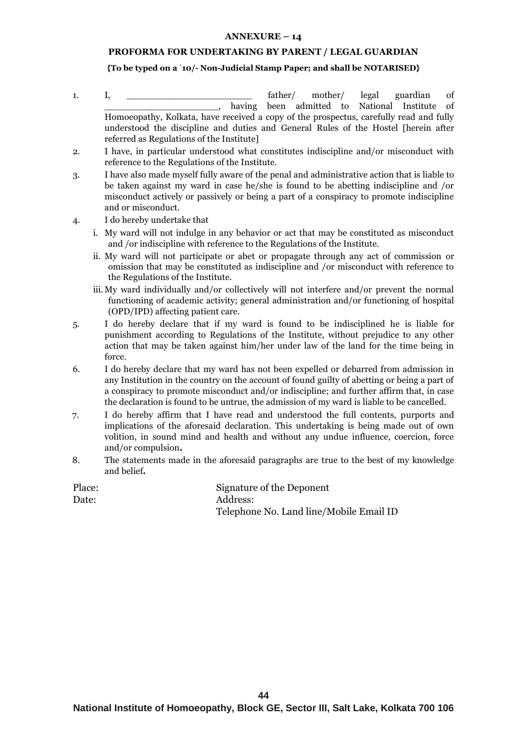**ANNEXURE – 14**

**PROFORMA FOR UNDERTAKING BY PARENT / LEGAL GUARDIAN**

**{To be typed on a `10/- Non-Judicial Stamp Paper; and shall be NOTARISED}**

1. I, ______________________ father/ mother/ legal guardian of ____________________, having been admitted to National Institute of Homoeopathy, Kolkata, have received a copy of the prospectus, carefully read and fully understood the discipline and duties and General Rules of the Hostel [herein after referred as Regulations of the Institute]
2. I have, in particular understood what constitutes indiscipline and/or misconduct with reference to the Regulations of the Institute.
3. I have also made myself fully aware of the penal and administrative action that is liable to be taken against my ward in case he/she is found to be abetting indiscipline and /or misconduct actively or passively or being a part of a conspiracy to promote indiscipline and or misconduct.
4. I do hereby undertake that
   i. My ward will not indulge in any behavior or act that may be constituted as misconduct and /or indiscipline with reference to the Regulations of the Institute.
   ii. My ward will not participate or abet or propagate through any act of commission or omission that may be constituted as indiscipline and /or misconduct with reference to the Regulations of the Institute.
   iii. My ward individually and/or collectively will not interfere and/or prevent the normal functioning of academic activity; general administration and/or functioning of hospital (OPD/IPD) affecting patient care.
5. I do hereby declare that if my ward is found to be indisciplined he is liable for punishment according to Regulations of the Institute, without prejudice to any other action that may be taken against him/her under law of the land for the time being in force.
6. I do hereby declare that my ward has not been expelled or debarred from admission in any Institution in the country on the account of found guilty of abetting or being a part of a conspiracy to promote misconduct and/or indiscipline; and further affirm that, in case the declaration is found to be untrue, the admission of my ward is liable to be cancelled.
7. I do hereby affirm that I have read and understood the full contents, purports and implications of the aforesaid declaration. This undertaking is being made out of own volition, in sound mind and health and without any undue influence, coercion, force and/or compulsion**.**
8. The statements made in the aforesaid paragraphs are true to the best of my knowledge and belief**.**

Place: Signature of the Deponent

Date: Address:

Telephone No. Land line/Mobile Email ID